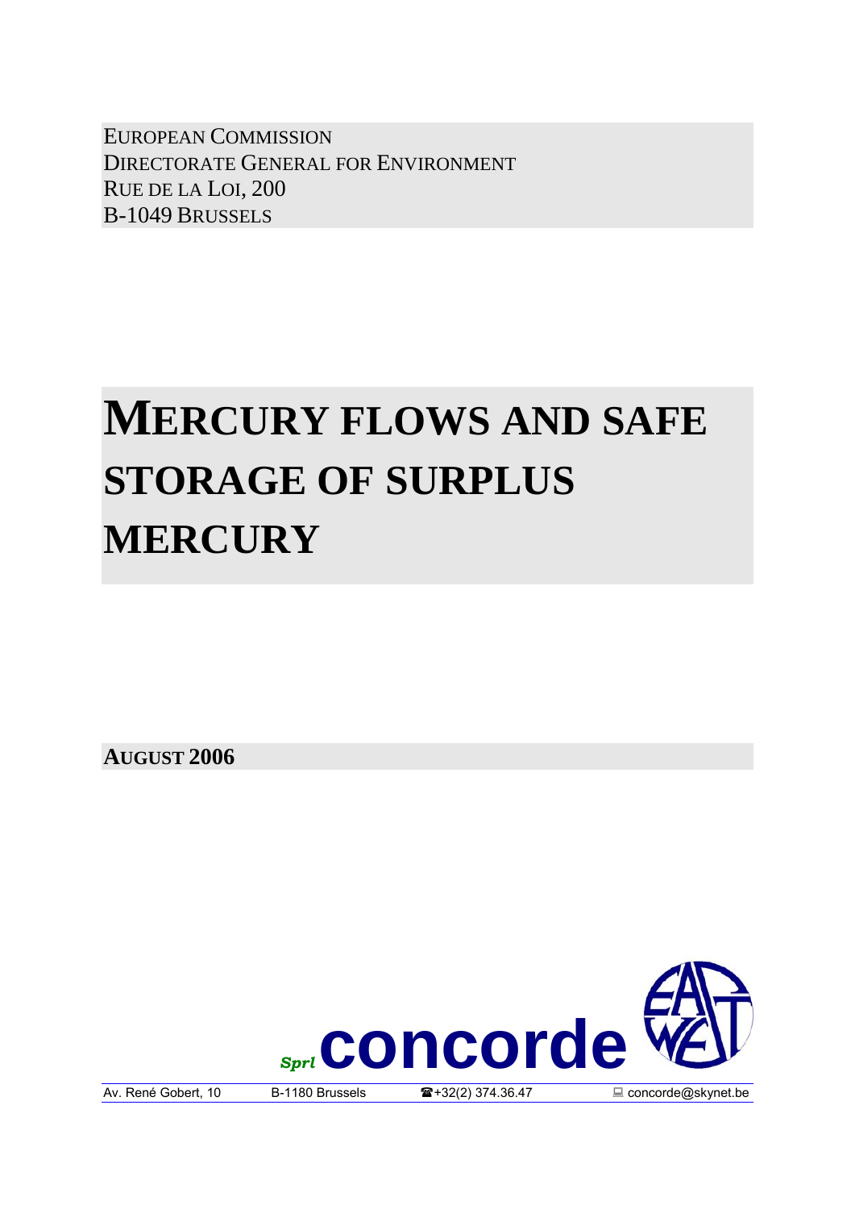EUROPEAN COMMISSION
DIRECTORATE GENERAL FOR ENVIRONMENT
RUE DE LA LOI, 200
B-1049 BRUSSELS

# MERCURY FLOWS AND SAFE STORAGE OF SURPLUS MERCURY

**AUGUST 2006**

Sprl **concorde**

Av. René Gobert, 10 | B-1180 Brussels | ☎+32(2) 374.36.47 | concorde@skynet.be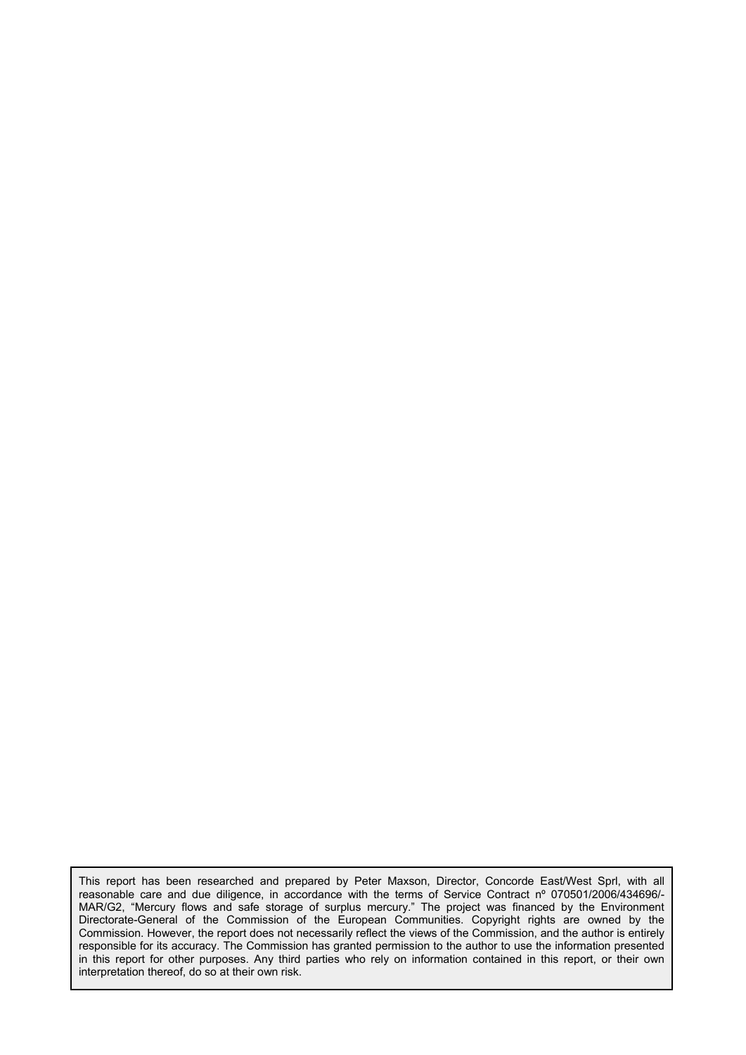This report has been researched and prepared by Peter Maxson, Director, Concorde East/West Sprl, with all reasonable care and due diligence, in accordance with the terms of Service Contract nº 070501/2006/434696/-MAR/G2, "Mercury flows and safe storage of surplus mercury." The project was financed by the Environment Directorate-General of the Commission of the European Communities. Copyright rights are owned by the Commission. However, the report does not necessarily reflect the views of the Commission, and the author is entirely responsible for its accuracy. The Commission has granted permission to the author to use the information presented in this report for other purposes. Any third parties who rely on information contained in this report, or their own interpretation thereof, do so at their own risk.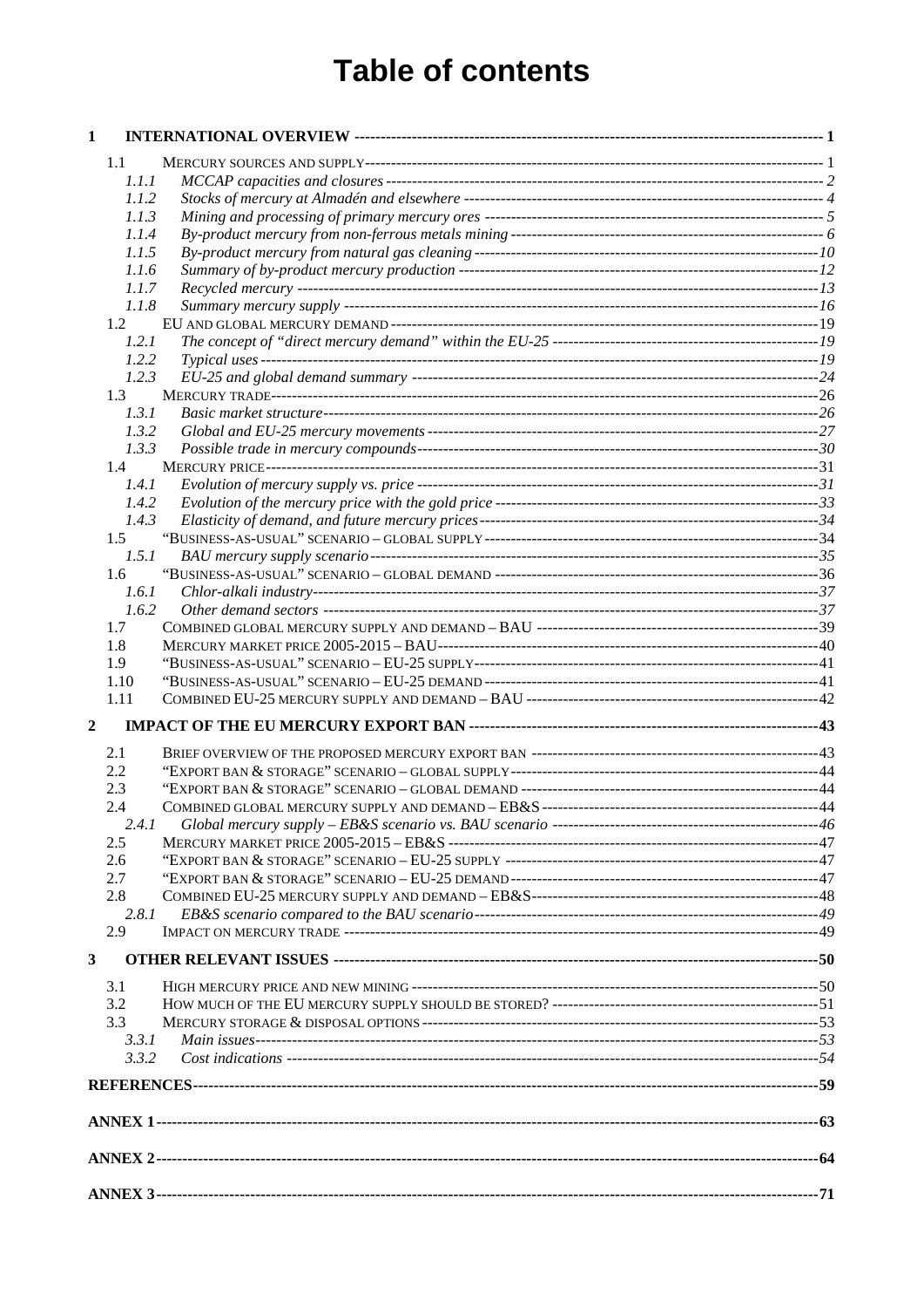# Table of contents

**1 INTERNATIONAL OVERVIEW** ..... 1

- 1.1 MERCURY SOURCES AND SUPPLY ..... 1
  - *1.1.1 MCCAP capacities and closures* ..... 2
  - *1.1.2 Stocks of mercury at Almadén and elsewhere* ..... 4
  - *1.1.3 Mining and processing of primary mercury ores* ..... 5
  - *1.1.4 By-product mercury from non-ferrous metals mining* ..... 6
  - *1.1.5 By-product mercury from natural gas cleaning* ..... 10
  - *1.1.6 Summary of by-product mercury production* ..... 12
  - *1.1.7 Recycled mercury* ..... 13
  - *1.1.8 Summary mercury supply* ..... 16
- 1.2 EU AND GLOBAL MERCURY DEMAND ..... 19
  - *1.2.1 The concept of "direct mercury demand" within the EU-25* ..... 19
  - *1.2.2 Typical uses* ..... 19
  - *1.2.3 EU-25 and global demand summary* ..... 24
- 1.3 MERCURY TRADE ..... 26
  - *1.3.1 Basic market structure* ..... 26
  - *1.3.2 Global and EU-25 mercury movements* ..... 27
  - *1.3.3 Possible trade in mercury compounds* ..... 30
- 1.4 MERCURY PRICE ..... 31
  - *1.4.1 Evolution of mercury supply vs. price* ..... 31
  - *1.4.2 Evolution of the mercury price with the gold price* ..... 33
  - *1.4.3 Elasticity of demand, and future mercury prices* ..... 34
- 1.5 "BUSINESS-AS-USUAL" SCENARIO – GLOBAL SUPPLY ..... 34
  - *1.5.1 BAU mercury supply scenario* ..... 35
- 1.6 "BUSINESS-AS-USUAL" SCENARIO – GLOBAL DEMAND ..... 36
  - *1.6.1 Chlor-alkali industry* ..... 37
  - *1.6.2 Other demand sectors* ..... 37
- 1.7 COMBINED GLOBAL MERCURY SUPPLY AND DEMAND – BAU ..... 39
- 1.8 MERCURY MARKET PRICE 2005-2015 – BAU ..... 40
- 1.9 "BUSINESS-AS-USUAL" SCENARIO – EU-25 SUPPLY ..... 41
- 1.10 "BUSINESS-AS-USUAL" SCENARIO – EU-25 DEMAND ..... 41
- 1.11 COMBINED EU-25 MERCURY SUPPLY AND DEMAND – BAU ..... 42

**2 IMPACT OF THE EU MERCURY EXPORT BAN** ..... 43

- 2.1 BRIEF OVERVIEW OF THE PROPOSED MERCURY EXPORT BAN ..... 43
- 2.2 "EXPORT BAN & STORAGE" SCENARIO – GLOBAL SUPPLY ..... 44
- 2.3 "EXPORT BAN & STORAGE" SCENARIO – GLOBAL DEMAND ..... 44
- 2.4 COMBINED GLOBAL MERCURY SUPPLY AND DEMAND – EB&S ..... 44
  - *2.4.1 Global mercury supply – EB&S scenario vs. BAU scenario* ..... 46
- 2.5 MERCURY MARKET PRICE 2005-2015 – EB&S ..... 47
- 2.6 "EXPORT BAN & STORAGE" SCENARIO – EU-25 SUPPLY ..... 47
- 2.7 "EXPORT BAN & STORAGE" SCENARIO – EU-25 DEMAND ..... 47
- 2.8 COMBINED EU-25 MERCURY SUPPLY AND DEMAND – EB&S ..... 48
  - *2.8.1 EB&S scenario compared to the BAU scenario* ..... 49
- 2.9 IMPACT ON MERCURY TRADE ..... 49

**3 OTHER RELEVANT ISSUES** ..... 50

- 3.1 HIGH MERCURY PRICE AND NEW MINING ..... 50
- 3.2 HOW MUCH OF THE EU MERCURY SUPPLY SHOULD BE STORED? ..... 51
- 3.3 MERCURY STORAGE & DISPOSAL OPTIONS ..... 53
  - *3.3.1 Main issues* ..... 53
  - *3.3.2 Cost indications* ..... 54

**REFERENCES** ..... 59

**ANNEX 1** ..... 63

**ANNEX 2** ..... 64

**ANNEX 3** ..... 71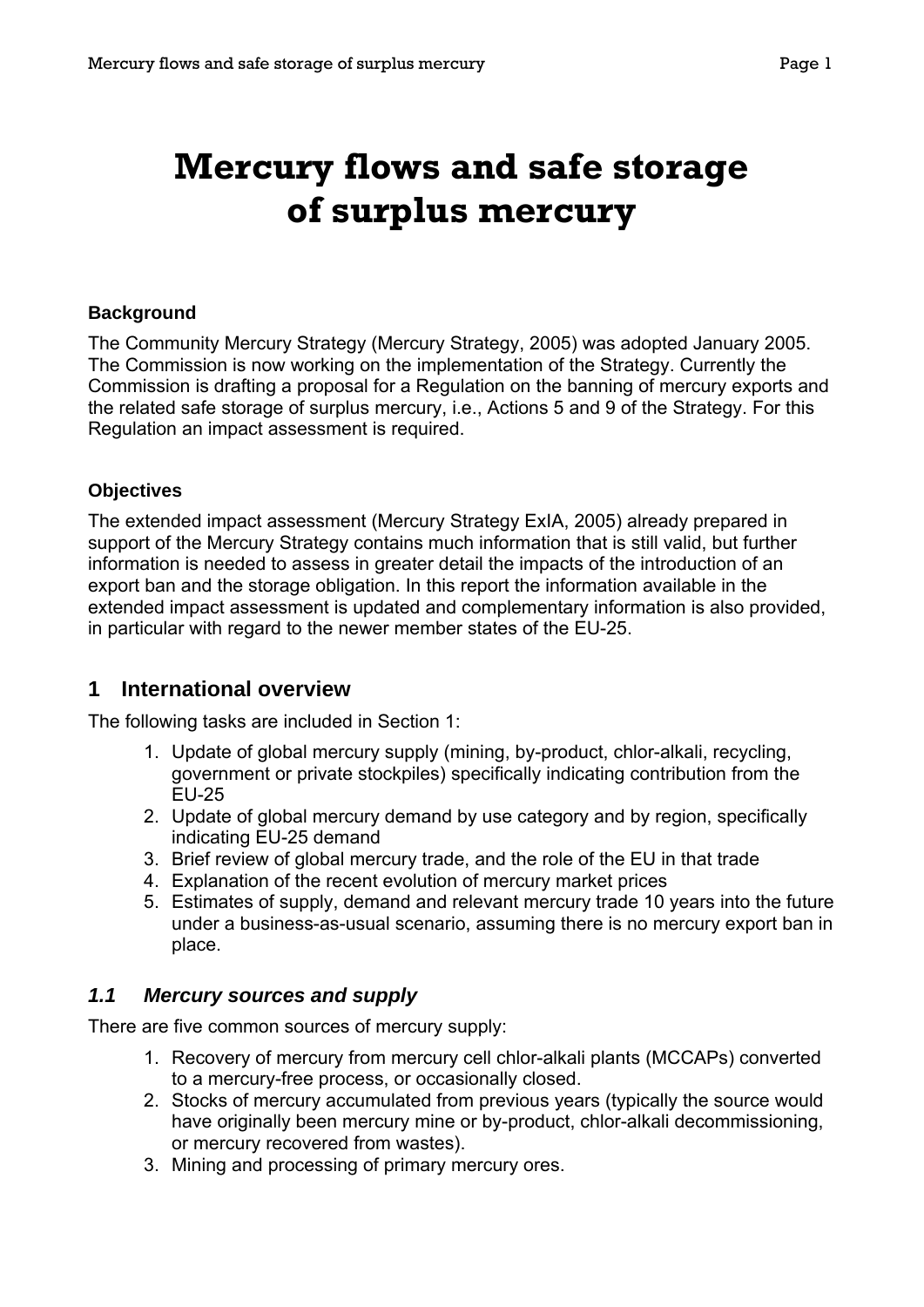# Mercury flows and safe storage of surplus mercury

**Background**

The Community Mercury Strategy (Mercury Strategy, 2005) was adopted January 2005. The Commission is now working on the implementation of the Strategy. Currently the Commission is drafting a proposal for a Regulation on the banning of mercury exports and the related safe storage of surplus mercury, i.e., Actions 5 and 9 of the Strategy. For this Regulation an impact assessment is required.

**Objectives**

The extended impact assessment (Mercury Strategy ExIA, 2005) already prepared in support of the Mercury Strategy contains much information that is still valid, but further information is needed to assess in greater detail the impacts of the introduction of an export ban and the storage obligation. In this report the information available in the extended impact assessment is updated and complementary information is also provided, in particular with regard to the newer member states of the EU-25.

## 1 International overview

The following tasks are included in Section 1:

1. Update of global mercury supply (mining, by-product, chlor-alkali, recycling, government or private stockpiles) specifically indicating contribution from the EU-25
2. Update of global mercury demand by use category and by region, specifically indicating EU-25 demand
3. Brief review of global mercury trade, and the role of the EU in that trade
4. Explanation of the recent evolution of mercury market prices
5. Estimates of supply, demand and relevant mercury trade 10 years into the future under a business-as-usual scenario, assuming there is no mercury export ban in place.

### *1.1 Mercury sources and supply*

There are five common sources of mercury supply:

1. Recovery of mercury from mercury cell chlor-alkali plants (MCCAPs) converted to a mercury-free process, or occasionally closed.
2. Stocks of mercury accumulated from previous years (typically the source would have originally been mercury mine or by-product, chlor-alkali decommissioning, or mercury recovered from wastes).
3. Mining and processing of primary mercury ores.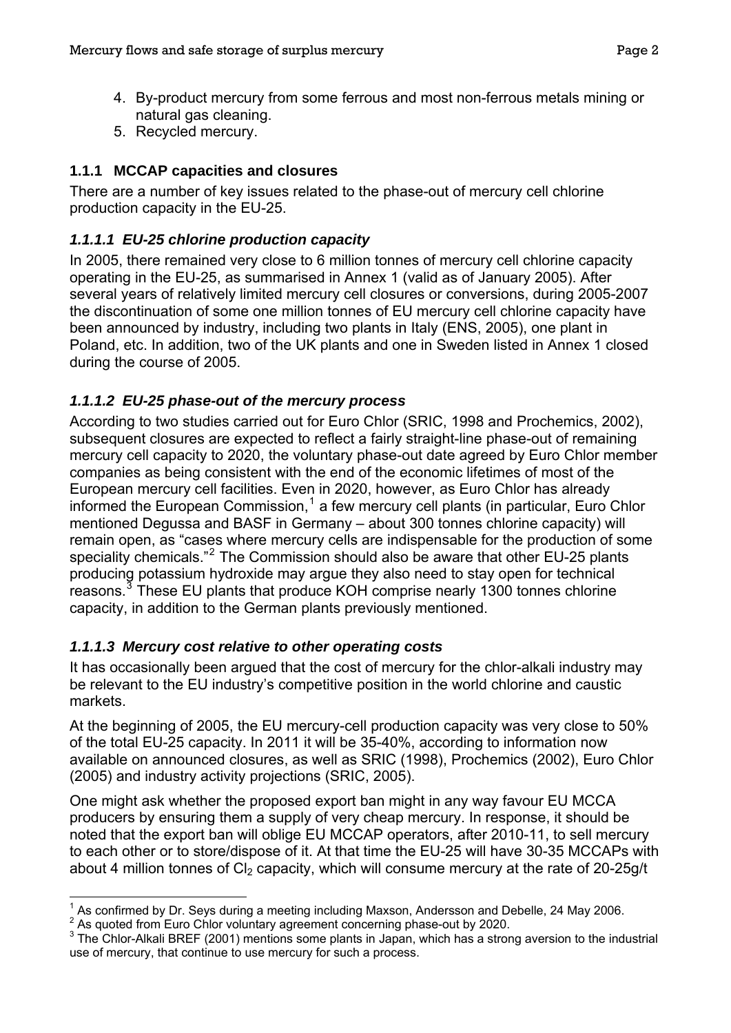4. By-product mercury from some ferrous and most non-ferrous metals mining or natural gas cleaning.
5. Recycled mercury.

### 1.1.1 MCCAP capacities and closures

There are a number of key issues related to the phase-out of mercury cell chlorine production capacity in the EU-25.

#### *1.1.1.1 EU-25 chlorine production capacity*

In 2005, there remained very close to 6 million tonnes of mercury cell chlorine capacity operating in the EU-25, as summarised in Annex 1 (valid as of January 2005). After several years of relatively limited mercury cell closures or conversions, during 2005-2007 the discontinuation of some one million tonnes of EU mercury cell chlorine capacity have been announced by industry, including two plants in Italy (ENS, 2005), one plant in Poland, etc. In addition, two of the UK plants and one in Sweden listed in Annex 1 closed during the course of 2005.

#### *1.1.1.2 EU-25 phase-out of the mercury process*

According to two studies carried out for Euro Chlor (SRIC, 1998 and Prochemics, 2002), subsequent closures are expected to reflect a fairly straight-line phase-out of remaining mercury cell capacity to 2020, the voluntary phase-out date agreed by Euro Chlor member companies as being consistent with the end of the economic lifetimes of most of the European mercury cell facilities. Even in 2020, however, as Euro Chlor has already informed the European Commission,[1] a few mercury cell plants (in particular, Euro Chlor mentioned Degussa and BASF in Germany – about 300 tonnes chlorine capacity) will remain open, as "cases where mercury cells are indispensable for the production of some speciality chemicals."[2] The Commission should also be aware that other EU-25 plants producing potassium hydroxide may argue they also need to stay open for technical reasons.[3] These EU plants that produce KOH comprise nearly 1300 tonnes chlorine capacity, in addition to the German plants previously mentioned.

#### *1.1.1.3 Mercury cost relative to other operating costs*

It has occasionally been argued that the cost of mercury for the chlor-alkali industry may be relevant to the EU industry's competitive position in the world chlorine and caustic markets.

At the beginning of 2005, the EU mercury-cell production capacity was very close to 50% of the total EU-25 capacity. In 2011 it will be 35-40%, according to information now available on announced closures, as well as SRIC (1998), Prochemics (2002), Euro Chlor (2005) and industry activity projections (SRIC, 2005).

One might ask whether the proposed export ban might in any way favour EU MCCA producers by ensuring them a supply of very cheap mercury. In response, it should be noted that the export ban will oblige EU MCCAP operators, after 2010-11, to sell mercury to each other or to store/dispose of it. At that time the EU-25 will have 30-35 MCCAPs with about 4 million tonnes of $Cl_2$ capacity, which will consume mercury at the rate of 20-25g/t

---

[1] As confirmed by Dr. Seys during a meeting including Maxson, Andersson and Debelle, 24 May 2006.

[2] As quoted from Euro Chlor voluntary agreement concerning phase-out by 2020.

[3] The Chlor-Alkali BREF (2001) mentions some plants in Japan, which has a strong aversion to the industrial use of mercury, that continue to use mercury for such a process.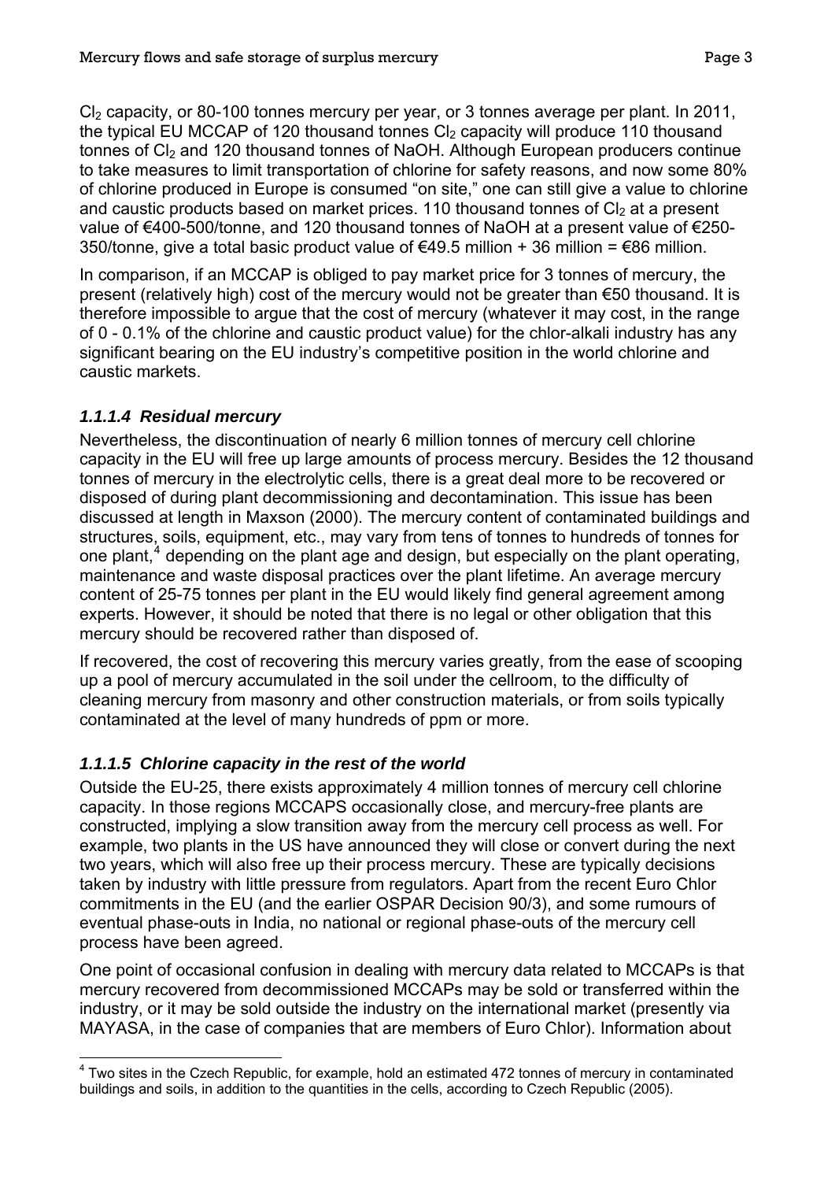$Cl_2$ capacity, or 80-100 tonnes mercury per year, or 3 tonnes average per plant. In 2011, the typical EU MCCAP of 120 thousand tonnes $Cl_2$ capacity will produce 110 thousand tonnes of $Cl_2$ and 120 thousand tonnes of NaOH. Although European producers continue to take measures to limit transportation of chlorine for safety reasons, and now some 80% of chlorine produced in Europe is consumed "on site," one can still give a value to chlorine and caustic products based on market prices. 110 thousand tonnes of $Cl_2$ at a present value of €400-500/tonne, and 120 thousand tonnes of NaOH at a present value of €250-350/tonne, give a total basic product value of €49.5 million + 36 million = €86 million.

In comparison, if an MCCAP is obliged to pay market price for 3 tonnes of mercury, the present (relatively high) cost of the mercury would not be greater than €50 thousand. It is therefore impossible to argue that the cost of mercury (whatever it may cost, in the range of 0 - 0.1% of the chlorine and caustic product value) for the chlor-alkali industry has any significant bearing on the EU industry's competitive position in the world chlorine and caustic markets.

#### *1.1.1.4 Residual mercury*

Nevertheless, the discontinuation of nearly 6 million tonnes of mercury cell chlorine capacity in the EU will free up large amounts of process mercury. Besides the 12 thousand tonnes of mercury in the electrolytic cells, there is a great deal more to be recovered or disposed of during plant decommissioning and decontamination. This issue has been discussed at length in Maxson (2000). The mercury content of contaminated buildings and structures, soils, equipment, etc., may vary from tens of tonnes to hundreds of tonnes for one plant,[4] depending on the plant age and design, but especially on the plant operating, maintenance and waste disposal practices over the plant lifetime. An average mercury content of 25-75 tonnes per plant in the EU would likely find general agreement among experts. However, it should be noted that there is no legal or other obligation that this mercury should be recovered rather than disposed of.

If recovered, the cost of recovering this mercury varies greatly, from the ease of scooping up a pool of mercury accumulated in the soil under the cellroom, to the difficulty of cleaning mercury from masonry and other construction materials, or from soils typically contaminated at the level of many hundreds of ppm or more.

#### *1.1.1.5 Chlorine capacity in the rest of the world*

Outside the EU-25, there exists approximately 4 million tonnes of mercury cell chlorine capacity. In those regions MCCAPS occasionally close, and mercury-free plants are constructed, implying a slow transition away from the mercury cell process as well. For example, two plants in the US have announced they will close or convert during the next two years, which will also free up their process mercury. These are typically decisions taken by industry with little pressure from regulators. Apart from the recent Euro Chlor commitments in the EU (and the earlier OSPAR Decision 90/3), and some rumours of eventual phase-outs in India, no national or regional phase-outs of the mercury cell process have been agreed.

One point of occasional confusion in dealing with mercury data related to MCCAPs is that mercury recovered from decommissioned MCCAPs may be sold or transferred within the industry, or it may be sold outside the industry on the international market (presently via MAYASA, in the case of companies that are members of Euro Chlor). Information about

---

[4] Two sites in the Czech Republic, for example, hold an estimated 472 tonnes of mercury in contaminated buildings and soils, in addition to the quantities in the cells, according to Czech Republic (2005).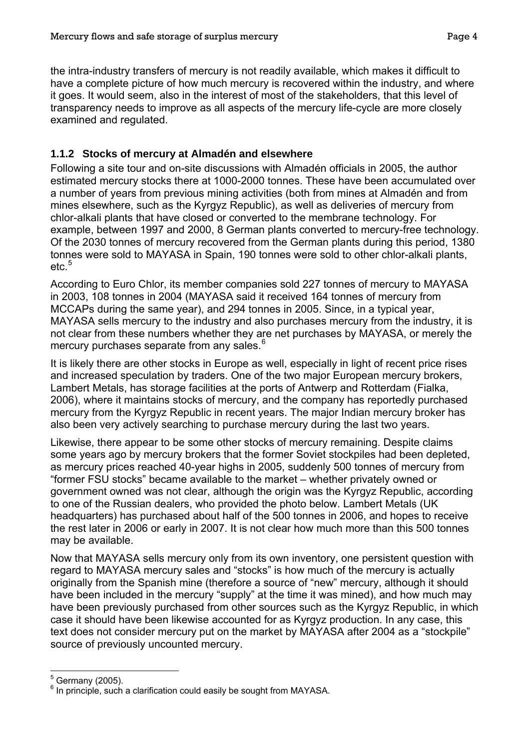the intra-industry transfers of mercury is not readily available, which makes it difficult to have a complete picture of how much mercury is recovered within the industry, and where it goes. It would seem, also in the interest of most of the stakeholders, that this level of transparency needs to improve as all aspects of the mercury life-cycle are more closely examined and regulated.

### 1.1.2 Stocks of mercury at Almadén and elsewhere

Following a site tour and on-site discussions with Almadén officials in 2005, the author estimated mercury stocks there at 1000-2000 tonnes. These have been accumulated over a number of years from previous mining activities (both from mines at Almadén and from mines elsewhere, such as the Kyrgyz Republic), as well as deliveries of mercury from chlor-alkali plants that have closed or converted to the membrane technology. For example, between 1997 and 2000, 8 German plants converted to mercury-free technology. Of the 2030 tonnes of mercury recovered from the German plants during this period, 1380 tonnes were sold to MAYASA in Spain, 190 tonnes were sold to other chlor-alkali plants, etc.[5]

According to Euro Chlor, its member companies sold 227 tonnes of mercury to MAYASA in 2003, 108 tonnes in 2004 (MAYASA said it received 164 tonnes of mercury from MCCAPs during the same year), and 294 tonnes in 2005. Since, in a typical year, MAYASA sells mercury to the industry and also purchases mercury from the industry, it is not clear from these numbers whether they are net purchases by MAYASA, or merely the mercury purchases separate from any sales.[6]

It is likely there are other stocks in Europe as well, especially in light of recent price rises and increased speculation by traders. One of the two major European mercury brokers, Lambert Metals, has storage facilities at the ports of Antwerp and Rotterdam (Fialka, 2006), where it maintains stocks of mercury, and the company has reportedly purchased mercury from the Kyrgyz Republic in recent years. The major Indian mercury broker has also been very actively searching to purchase mercury during the last two years.

Likewise, there appear to be some other stocks of mercury remaining. Despite claims some years ago by mercury brokers that the former Soviet stockpiles had been depleted, as mercury prices reached 40-year highs in 2005, suddenly 500 tonnes of mercury from "former FSU stocks" became available to the market – whether privately owned or government owned was not clear, although the origin was the Kyrgyz Republic, according to one of the Russian dealers, who provided the photo below. Lambert Metals (UK headquarters) has purchased about half of the 500 tonnes in 2006, and hopes to receive the rest later in 2006 or early in 2007. It is not clear how much more than this 500 tonnes may be available.

Now that MAYASA sells mercury only from its own inventory, one persistent question with regard to MAYASA mercury sales and "stocks" is how much of the mercury is actually originally from the Spanish mine (therefore a source of "new" mercury, although it should have been included in the mercury "supply" at the time it was mined), and how much may have been previously purchased from other sources such as the Kyrgyz Republic, in which case it should have been likewise accounted for as Kyrgyz production. In any case, this text does not consider mercury put on the market by MAYASA after 2004 as a "stockpile" source of previously uncounted mercury.

---

[5] Germany (2005).

[6] In principle, such a clarification could easily be sought from MAYASA.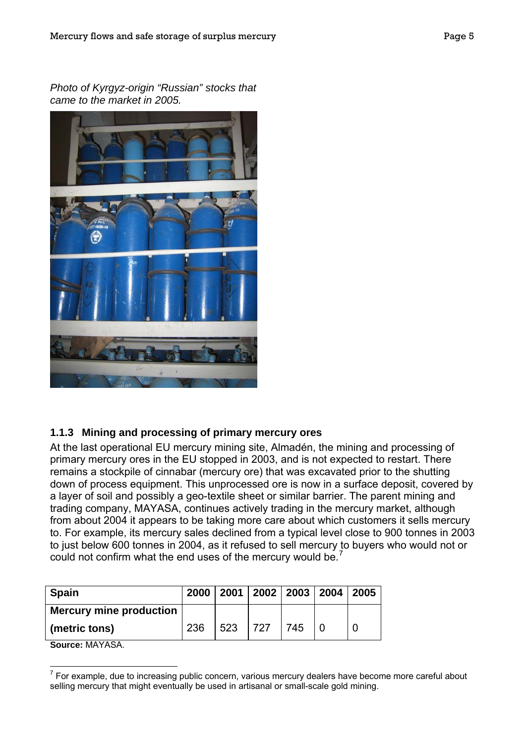*Photo of Kyrgyz-origin "Russian" stocks that came to the market in 2005.*

### 1.1.3 Mining and processing of primary mercury ores

At the last operational EU mercury mining site, Almadén, the mining and processing of primary mercury ores in the EU stopped in 2003, and is not expected to restart. There remains a stockpile of cinnabar (mercury ore) that was excavated prior to the shutting down of process equipment. This unprocessed ore is now in a surface deposit, covered by a layer of soil and possibly a geo-textile sheet or similar barrier. The parent mining and trading company, MAYASA, continues actively trading in the mercury market, although from about 2004 it appears to be taking more care about which customers it sells mercury to. For example, its mercury sales declined from a typical level close to 900 tonnes in 2003 to just below 600 tonnes in 2004, as it refused to sell mercury to buyers who would not or could not confirm what the end uses of the mercury would be.[7]

| Spain | 2000 | 2001 | 2002 | 2003 | 2004 | 2005 |
|---|---|---|---|---|---|---|
| **Mercury mine production (metric tons)** | 236 | 523 | 727 | 745 | 0 | 0 |

**Source:** MAYASA.

[7] For example, due to increasing public concern, various mercury dealers have become more careful about selling mercury that might eventually be used in artisanal or small-scale gold mining.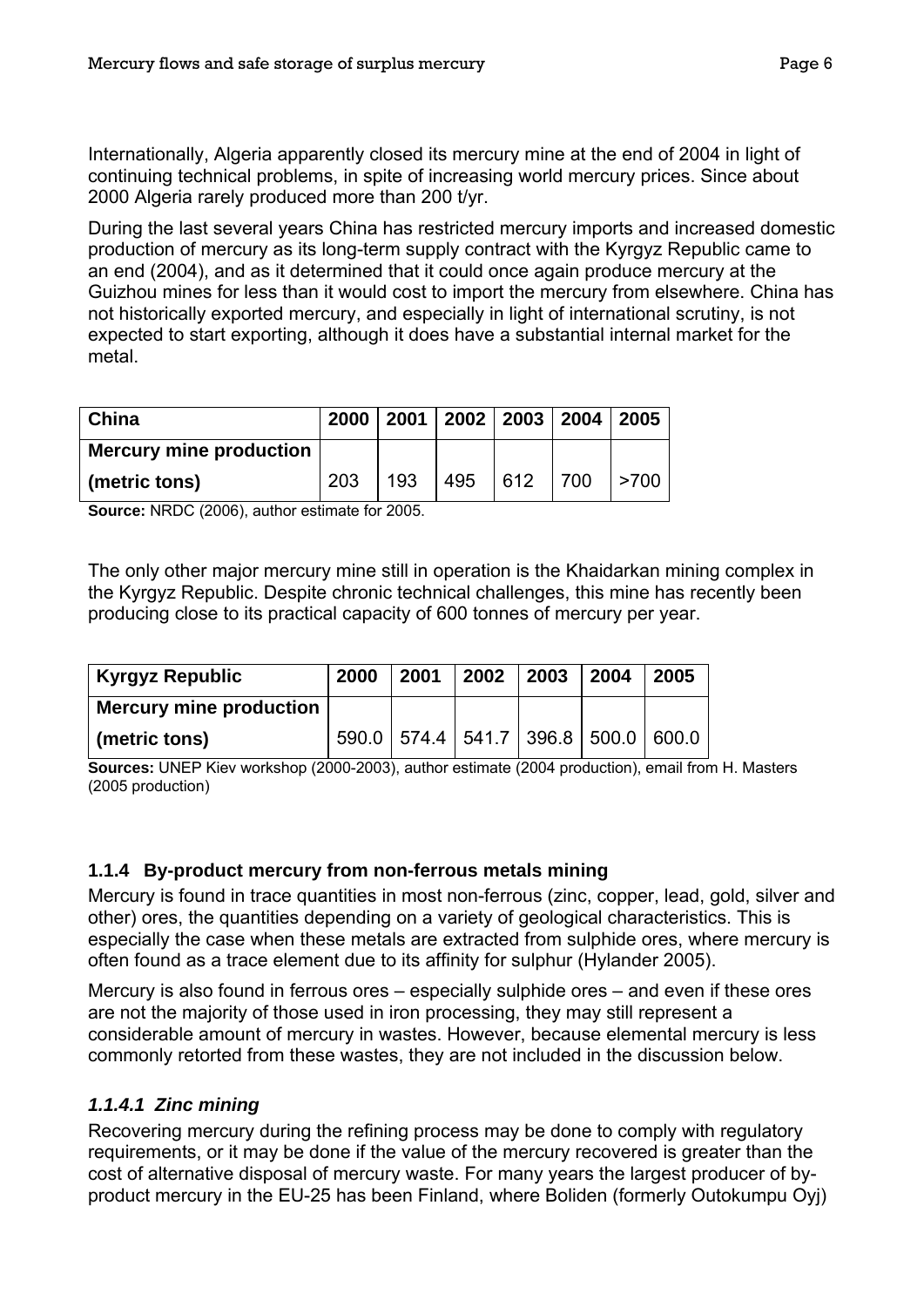Internationally, Algeria apparently closed its mercury mine at the end of 2004 in light of continuing technical problems, in spite of increasing world mercury prices. Since about 2000 Algeria rarely produced more than 200 t/yr.

During the last several years China has restricted mercury imports and increased domestic production of mercury as its long-term supply contract with the Kyrgyz Republic came to an end (2004), and as it determined that it could once again produce mercury at the Guizhou mines for less than it would cost to import the mercury from elsewhere. China has not historically exported mercury, and especially in light of international scrutiny, is not expected to start exporting, although it does have a substantial internal market for the metal.

| China | 2000 | 2001 | 2002 | 2003 | 2004 | 2005 |
|---|---|---|---|---|---|---|
| Mercury mine production (metric tons) | 203 | 193 | 495 | 612 | 700 | >700 |

**Source:** NRDC (2006), author estimate for 2005.

The only other major mercury mine still in operation is the Khaidarkan mining complex in the Kyrgyz Republic. Despite chronic technical challenges, this mine has recently been producing close to its practical capacity of 600 tonnes of mercury per year.

| Kyrgyz Republic | 2000 | 2001 | 2002 | 2003 | 2004 | 2005 |
|---|---|---|---|---|---|---|
| Mercury mine production (metric tons) | 590.0 | 574.4 | 541.7 | 396.8 | 500.0 | 600.0 |

**Sources:** UNEP Kiev workshop (2000-2003), author estimate (2004 production), email from H. Masters (2005 production)

### 1.1.4 By-product mercury from non-ferrous metals mining

Mercury is found in trace quantities in most non-ferrous (zinc, copper, lead, gold, silver and other) ores, the quantities depending on a variety of geological characteristics. This is especially the case when these metals are extracted from sulphide ores, where mercury is often found as a trace element due to its affinity for sulphur (Hylander 2005).

Mercury is also found in ferrous ores – especially sulphide ores – and even if these ores are not the majority of those used in iron processing, they may still represent a considerable amount of mercury in wastes. However, because elemental mercury is less commonly retorted from these wastes, they are not included in the discussion below.

#### *1.1.4.1 Zinc mining*

Recovering mercury during the refining process may be done to comply with regulatory requirements, or it may be done if the value of the mercury recovered is greater than the cost of alternative disposal of mercury waste. For many years the largest producer of by-product mercury in the EU-25 has been Finland, where Boliden (formerly Outokumpu Oyj)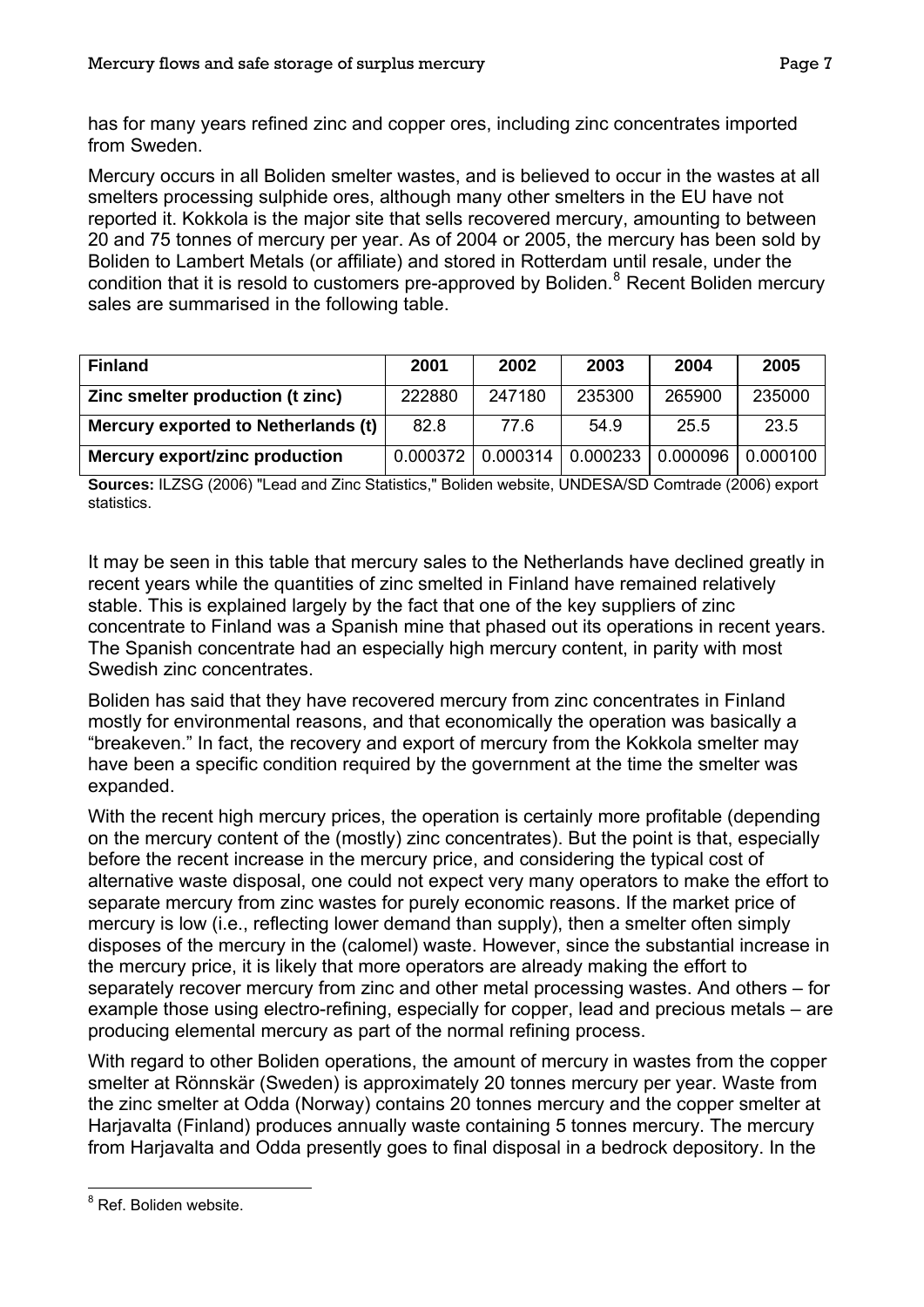has for many years refined zinc and copper ores, including zinc concentrates imported from Sweden.

Mercury occurs in all Boliden smelter wastes, and is believed to occur in the wastes at all smelters processing sulphide ores, although many other smelters in the EU have not reported it. Kokkola is the major site that sells recovered mercury, amounting to between 20 and 75 tonnes of mercury per year. As of 2004 or 2005, the mercury has been sold by Boliden to Lambert Metals (or affiliate) and stored in Rotterdam until resale, under the condition that it is resold to customers pre-approved by Boliden.[8] Recent Boliden mercury sales are summarised in the following table.

| Finland | 2001 | 2002 | 2003 | 2004 | 2005 |
|---|---|---|---|---|---|
| **Zinc smelter production (t zinc)** | 222880 | 247180 | 235300 | 265900 | 235000 |
| **Mercury exported to Netherlands (t)** | 82.8 | 77.6 | 54.9 | 25.5 | 23.5 |
| **Mercury export/zinc production** | 0.000372 | 0.000314 | 0.000233 | 0.000096 | 0.000100 |

**Sources:** ILZSG (2006) "Lead and Zinc Statistics," Boliden website, UNDESA/SD Comtrade (2006) export statistics.

It may be seen in this table that mercury sales to the Netherlands have declined greatly in recent years while the quantities of zinc smelted in Finland have remained relatively stable. This is explained largely by the fact that one of the key suppliers of zinc concentrate to Finland was a Spanish mine that phased out its operations in recent years. The Spanish concentrate had an especially high mercury content, in parity with most Swedish zinc concentrates.

Boliden has said that they have recovered mercury from zinc concentrates in Finland mostly for environmental reasons, and that economically the operation was basically a "breakeven." In fact, the recovery and export of mercury from the Kokkola smelter may have been a specific condition required by the government at the time the smelter was expanded.

With the recent high mercury prices, the operation is certainly more profitable (depending on the mercury content of the (mostly) zinc concentrates). But the point is that, especially before the recent increase in the mercury price, and considering the typical cost of alternative waste disposal, one could not expect very many operators to make the effort to separate mercury from zinc wastes for purely economic reasons. If the market price of mercury is low (i.e., reflecting lower demand than supply), then a smelter often simply disposes of the mercury in the (calomel) waste. However, since the substantial increase in the mercury price, it is likely that more operators are already making the effort to separately recover mercury from zinc and other metal processing wastes. And others – for example those using electro-refining, especially for copper, lead and precious metals – are producing elemental mercury as part of the normal refining process.

With regard to other Boliden operations, the amount of mercury in wastes from the copper smelter at Rönnskär (Sweden) is approximately 20 tonnes mercury per year. Waste from the zinc smelter at Odda (Norway) contains 20 tonnes mercury and the copper smelter at Harjavalta (Finland) produces annually waste containing 5 tonnes mercury. The mercury from Harjavalta and Odda presently goes to final disposal in a bedrock depository. In the

[8] Ref. Boliden website.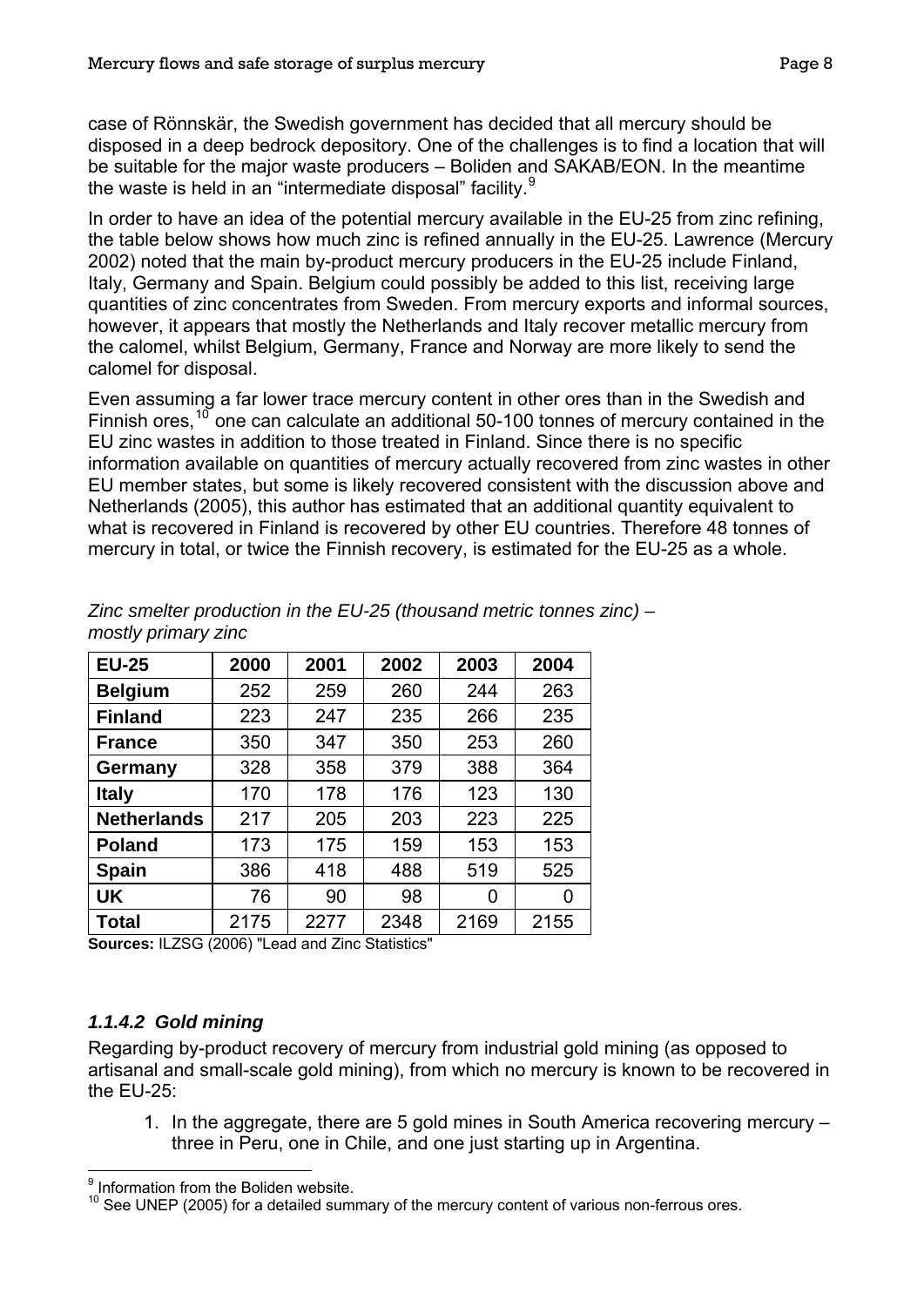case of Rönnskär, the Swedish government has decided that all mercury should be disposed in a deep bedrock depository. One of the challenges is to find a location that will be suitable for the major waste producers – Boliden and SAKAB/EON. In the meantime the waste is held in an "intermediate disposal" facility.[9]

In order to have an idea of the potential mercury available in the EU-25 from zinc refining, the table below shows how much zinc is refined annually in the EU-25. Lawrence (Mercury 2002) noted that the main by-product mercury producers in the EU-25 include Finland, Italy, Germany and Spain. Belgium could possibly be added to this list, receiving large quantities of zinc concentrates from Sweden. From mercury exports and informal sources, however, it appears that mostly the Netherlands and Italy recover metallic mercury from the calomel, whilst Belgium, Germany, France and Norway are more likely to send the calomel for disposal.

Even assuming a far lower trace mercury content in other ores than in the Swedish and Finnish ores,[10] one can calculate an additional 50-100 tonnes of mercury contained in the EU zinc wastes in addition to those treated in Finland. Since there is no specific information available on quantities of mercury actually recovered from zinc wastes in other EU member states, but some is likely recovered consistent with the discussion above and Netherlands (2005), this author has estimated that an additional quantity equivalent to what is recovered in Finland is recovered by other EU countries. Therefore 48 tonnes of mercury in total, or twice the Finnish recovery, is estimated for the EU-25 as a whole.

*Zinc smelter production in the EU-25 (thousand metric tonnes zinc) – mostly primary zinc*

| EU-25 | 2000 | 2001 | 2002 | 2003 | 2004 |
|---|---|---|---|---|---|
| **Belgium** | 252 | 259 | 260 | 244 | 263 |
| **Finland** | 223 | 247 | 235 | 266 | 235 |
| **France** | 350 | 347 | 350 | 253 | 260 |
| **Germany** | 328 | 358 | 379 | 388 | 364 |
| **Italy** | 170 | 178 | 176 | 123 | 130 |
| **Netherlands** | 217 | 205 | 203 | 223 | 225 |
| **Poland** | 173 | 175 | 159 | 153 | 153 |
| **Spain** | 386 | 418 | 488 | 519 | 525 |
| **UK** | 76 | 90 | 98 | 0 | 0 |
| **Total** | 2175 | 2277 | 2348 | 2169 | 2155 |

**Sources:** ILZSG (2006) "Lead and Zinc Statistics"

### *1.1.4.2 Gold mining*

Regarding by-product recovery of mercury from industrial gold mining (as opposed to artisanal and small-scale gold mining), from which no mercury is known to be recovered in the EU-25:

1. In the aggregate, there are 5 gold mines in South America recovering mercury – three in Peru, one in Chile, and one just starting up in Argentina.

---

[9] Information from the Boliden website.

[10] See UNEP (2005) for a detailed summary of the mercury content of various non-ferrous ores.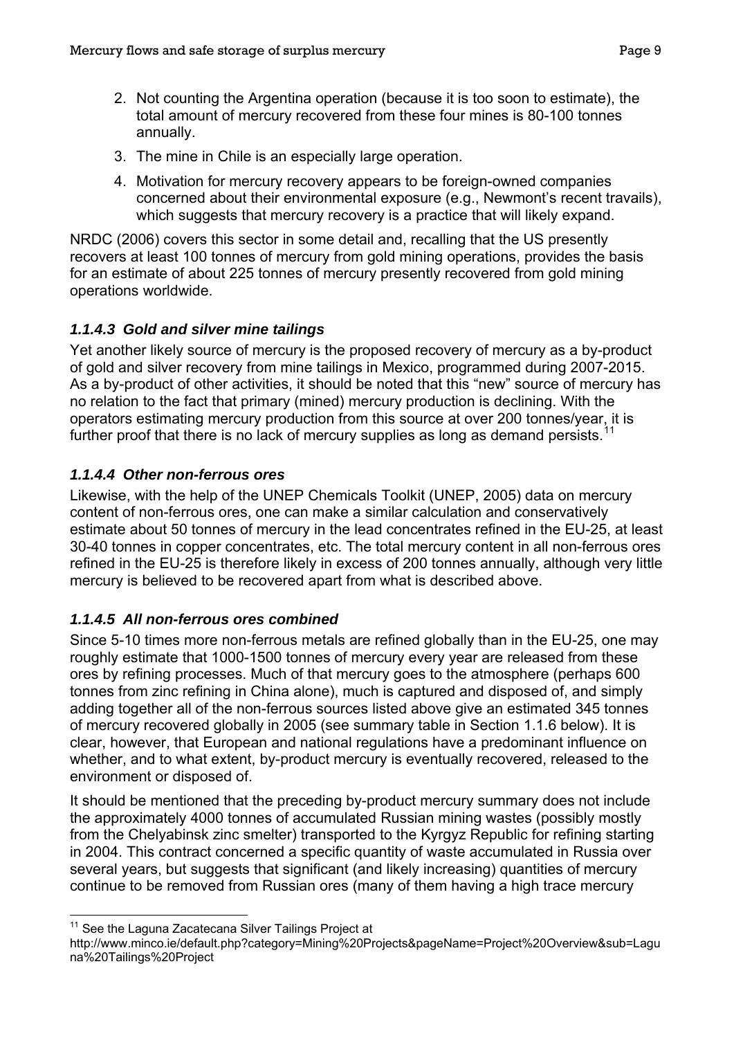2. Not counting the Argentina operation (because it is too soon to estimate), the total amount of mercury recovered from these four mines is 80-100 tonnes annually.
3. The mine in Chile is an especially large operation.
4. Motivation for mercury recovery appears to be foreign-owned companies concerned about their environmental exposure (e.g., Newmont's recent travails), which suggests that mercury recovery is a practice that will likely expand.

NRDC (2006) covers this sector in some detail and, recalling that the US presently recovers at least 100 tonnes of mercury from gold mining operations, provides the basis for an estimate of about 225 tonnes of mercury presently recovered from gold mining operations worldwide.

#### *1.1.4.3 Gold and silver mine tailings*

Yet another likely source of mercury is the proposed recovery of mercury as a by-product of gold and silver recovery from mine tailings in Mexico, programmed during 2007-2015. As a by-product of other activities, it should be noted that this "new" source of mercury has no relation to the fact that primary (mined) mercury production is declining. With the operators estimating mercury production from this source at over 200 tonnes/year, it is further proof that there is no lack of mercury supplies as long as demand persists.[11]

#### *1.1.4.4 Other non-ferrous ores*

Likewise, with the help of the UNEP Chemicals Toolkit (UNEP, 2005) data on mercury content of non-ferrous ores, one can make a similar calculation and conservatively estimate about 50 tonnes of mercury in the lead concentrates refined in the EU-25, at least 30-40 tonnes in copper concentrates, etc. The total mercury content in all non-ferrous ores refined in the EU-25 is therefore likely in excess of 200 tonnes annually, although very little mercury is believed to be recovered apart from what is described above.

#### *1.1.4.5 All non-ferrous ores combined*

Since 5-10 times more non-ferrous metals are refined globally than in the EU-25, one may roughly estimate that 1000-1500 tonnes of mercury every year are released from these ores by refining processes. Much of that mercury goes to the atmosphere (perhaps 600 tonnes from zinc refining in China alone), much is captured and disposed of, and simply adding together all of the non-ferrous sources listed above give an estimated 345 tonnes of mercury recovered globally in 2005 (see summary table in Section 1.1.6 below). It is clear, however, that European and national regulations have a predominant influence on whether, and to what extent, by-product mercury is eventually recovered, released to the environment or disposed of.

It should be mentioned that the preceding by-product mercury summary does not include the approximately 4000 tonnes of accumulated Russian mining wastes (possibly mostly from the Chelyabinsk zinc smelter) transported to the Kyrgyz Republic for refining starting in 2004. This contract concerned a specific quantity of waste accumulated in Russia over several years, but suggests that significant (and likely increasing) quantities of mercury continue to be removed from Russian ores (many of them having a high trace mercury

---

[11] See the Laguna Zacatecana Silver Tailings Project at http://www.minco.ie/default.php?category=Mining%20Projects&pageName=Project%20Overview&sub=Laguna%20Tailings%20Project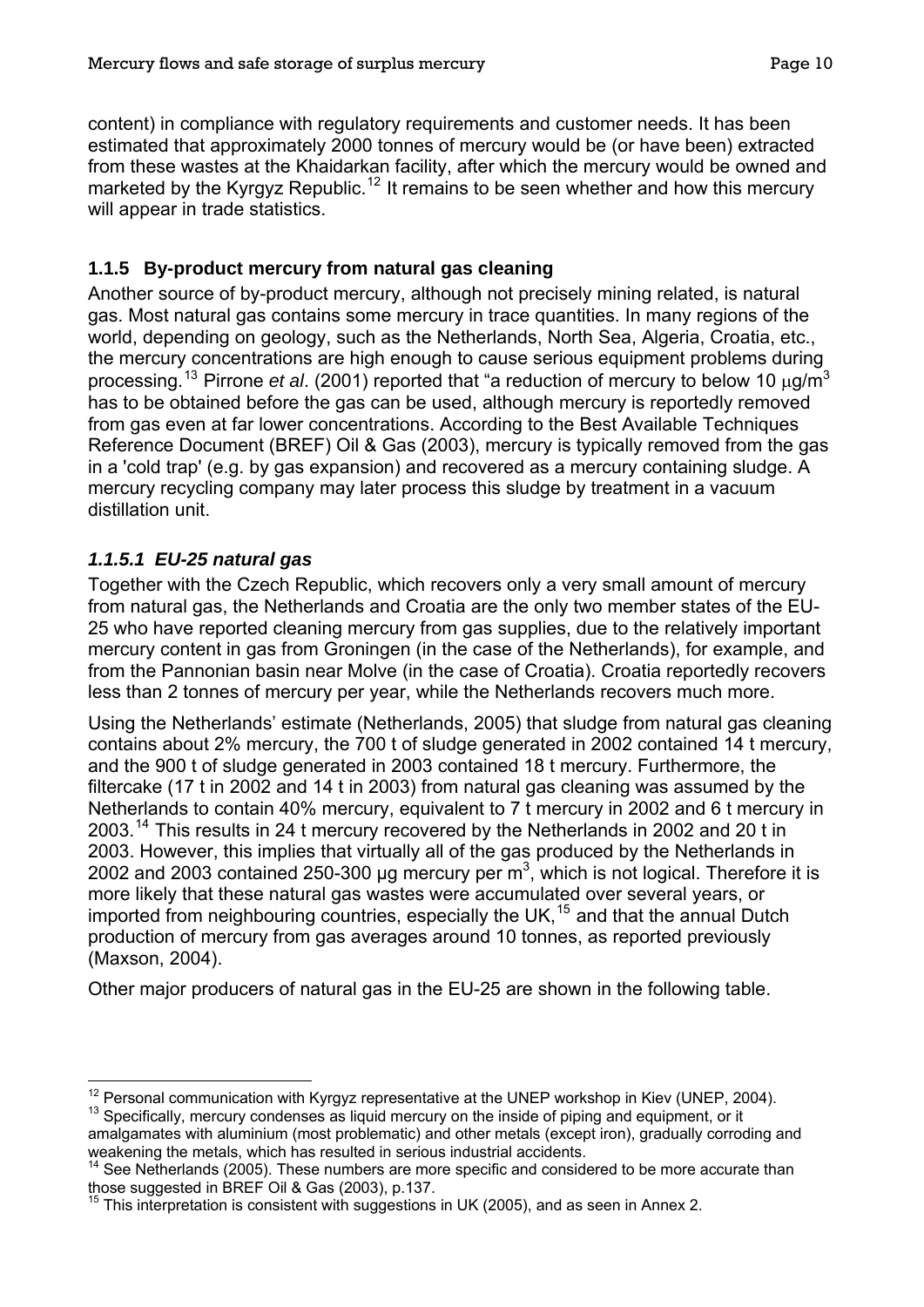content) in compliance with regulatory requirements and customer needs. It has been estimated that approximately 2000 tonnes of mercury would be (or have been) extracted from these wastes at the Khaidarkan facility, after which the mercury would be owned and marketed by the Kyrgyz Republic.[12] It remains to be seen whether and how this mercury will appear in trade statistics.

### 1.1.5 By-product mercury from natural gas cleaning

Another source of by-product mercury, although not precisely mining related, is natural gas. Most natural gas contains some mercury in trace quantities. In many regions of the world, depending on geology, such as the Netherlands, North Sea, Algeria, Croatia, etc., the mercury concentrations are high enough to cause serious equipment problems during processing.[13] Pirrone *et al*. (2001) reported that "a reduction of mercury to below 10 μg/m$^3$ has to be obtained before the gas can be used, although mercury is reportedly removed from gas even at far lower concentrations. According to the Best Available Techniques Reference Document (BREF) Oil & Gas (2003), mercury is typically removed from the gas in a 'cold trap' (e.g. by gas expansion) and recovered as a mercury containing sludge. A mercury recycling company may later process this sludge by treatment in a vacuum distillation unit.

#### *1.1.5.1 EU-25 natural gas*

Together with the Czech Republic, which recovers only a very small amount of mercury from natural gas, the Netherlands and Croatia are the only two member states of the EU-25 who have reported cleaning mercury from gas supplies, due to the relatively important mercury content in gas from Groningen (in the case of the Netherlands), for example, and from the Pannonian basin near Molve (in the case of Croatia). Croatia reportedly recovers less than 2 tonnes of mercury per year, while the Netherlands recovers much more.

Using the Netherlands' estimate (Netherlands, 2005) that sludge from natural gas cleaning contains about 2% mercury, the 700 t of sludge generated in 2002 contained 14 t mercury, and the 900 t of sludge generated in 2003 contained 18 t mercury. Furthermore, the filtercake (17 t in 2002 and 14 t in 2003) from natural gas cleaning was assumed by the Netherlands to contain 40% mercury, equivalent to 7 t mercury in 2002 and 6 t mercury in 2003.[14] This results in 24 t mercury recovered by the Netherlands in 2002 and 20 t in 2003. However, this implies that virtually all of the gas produced by the Netherlands in 2002 and 2003 contained 250-300 µg mercury per m$^3$, which is not logical. Therefore it is more likely that these natural gas wastes were accumulated over several years, or imported from neighbouring countries, especially the UK,[15] and that the annual Dutch production of mercury from gas averages around 10 tonnes, as reported previously (Maxson, 2004).

Other major producers of natural gas in the EU-25 are shown in the following table.

---

[12] Personal communication with Kyrgyz representative at the UNEP workshop in Kiev (UNEP, 2004).

[13] Specifically, mercury condenses as liquid mercury on the inside of piping and equipment, or it amalgamates with aluminium (most problematic) and other metals (except iron), gradually corroding and weakening the metals, which has resulted in serious industrial accidents.

[14] See Netherlands (2005). These numbers are more specific and considered to be more accurate than those suggested in BREF Oil & Gas (2003), p.137.

[15] This interpretation is consistent with suggestions in UK (2005), and as seen in Annex 2.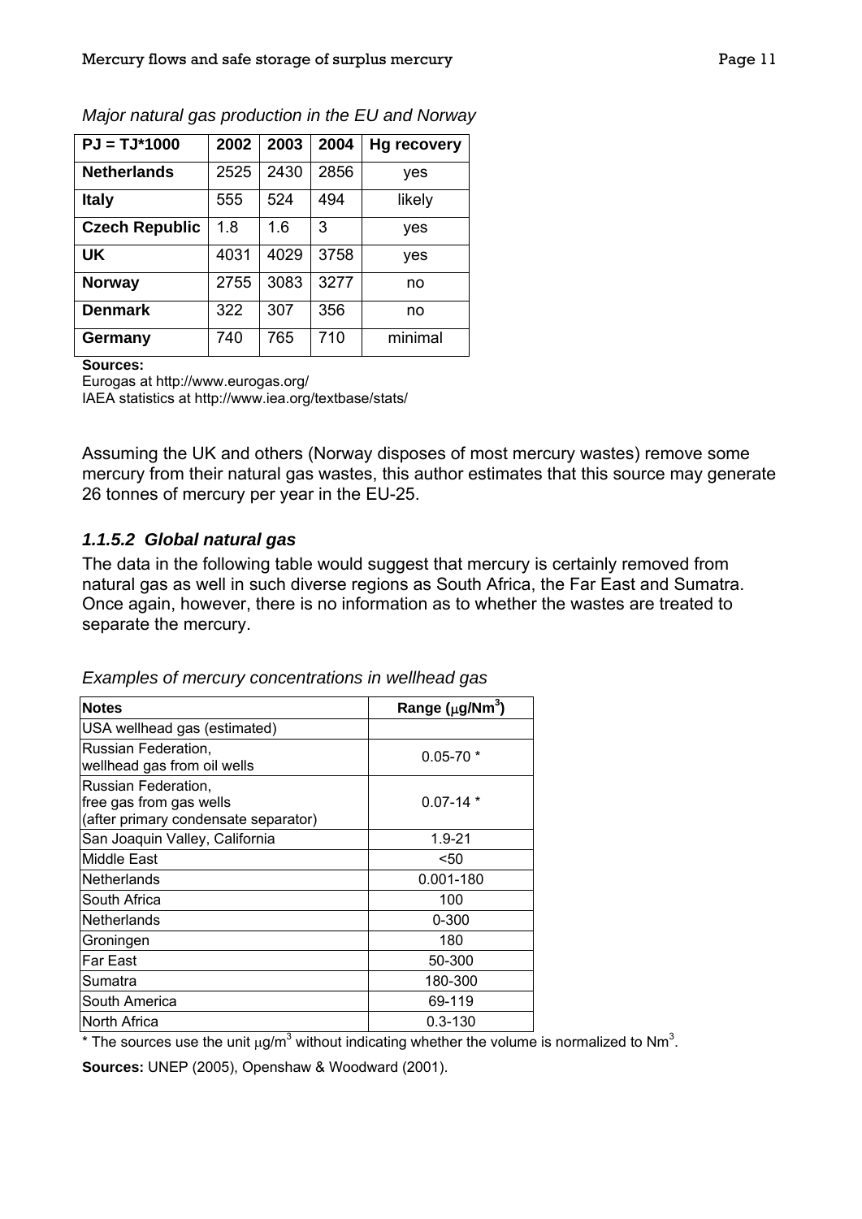*Major natural gas production in the EU and Norway*

| PJ = TJ*1000 | 2002 | 2003 | 2004 | Hg recovery |
|---|---|---|---|---|
| **Netherlands** | 2525 | 2430 | 2856 | yes |
| **Italy** | 555 | 524 | 494 | likely |
| **Czech Republic** | 1.8 | 1.6 | 3 | yes |
| **UK** | 4031 | 4029 | 3758 | yes |
| **Norway** | 2755 | 3083 | 3277 | no |
| **Denmark** | 322 | 307 | 356 | no |
| **Germany** | 740 | 765 | 710 | minimal |

**Sources:**
Eurogas at http://www.eurogas.org/
IAEA statistics at http://www.iea.org/textbase/stats/

Assuming the UK and others (Norway disposes of most mercury wastes) remove some mercury from their natural gas wastes, this author estimates that this source may generate 26 tonnes of mercury per year in the EU-25.

### *1.1.5.2 Global natural gas*

The data in the following table would suggest that mercury is certainly removed from natural gas as well in such diverse regions as South Africa, the Far East and Sumatra. Once again, however, there is no information as to whether the wastes are treated to separate the mercury.

*Examples of mercury concentrations in wellhead gas*

| Notes | Range (μg/Nm$^3$) |
|---|---|
| USA wellhead gas (estimated) | |
| Russian Federation, wellhead gas from oil wells | 0.05-70 * |
| Russian Federation, free gas from gas wells (after primary condensate separator) | 0.07-14 * |
| San Joaquin Valley, California | 1.9-21 |
| Middle East | <50 |
| Netherlands | 0.001-180 |
| South Africa | 100 |
| Netherlands | 0-300 |
| Groningen | 180 |
| Far East | 50-300 |
| Sumatra | 180-300 |
| South America | 69-119 |
| North Africa | 0.3-130 |

* The sources use the unit μg/m$^3$ without indicating whether the volume is normalized to Nm$^3$.

**Sources:** UNEP (2005), Openshaw & Woodward (2001).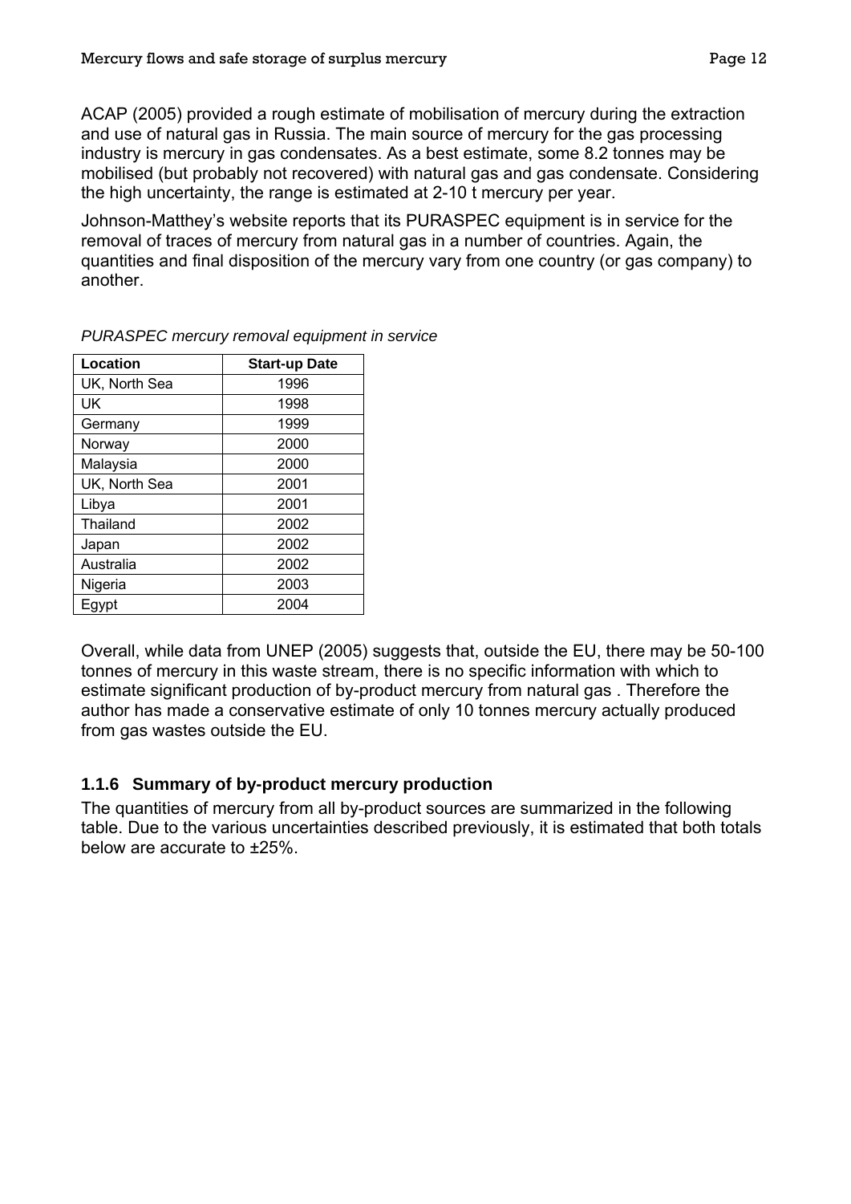ACAP (2005) provided a rough estimate of mobilisation of mercury during the extraction and use of natural gas in Russia. The main source of mercury for the gas processing industry is mercury in gas condensates. As a best estimate, some 8.2 tonnes may be mobilised (but probably not recovered) with natural gas and gas condensate. Considering the high uncertainty, the range is estimated at 2-10 t mercury per year.

Johnson-Matthey's website reports that its PURASPEC equipment is in service for the removal of traces of mercury from natural gas in a number of countries. Again, the quantities and final disposition of the mercury vary from one country (or gas company) to another.

*PURASPEC mercury removal equipment in service*

| Location | Start-up Date |
|---|---|
| UK, North Sea | 1996 |
| UK | 1998 |
| Germany | 1999 |
| Norway | 2000 |
| Malaysia | 2000 |
| UK, North Sea | 2001 |
| Libya | 2001 |
| Thailand | 2002 |
| Japan | 2002 |
| Australia | 2002 |
| Nigeria | 2003 |
| Egypt | 2004 |

Overall, while data from UNEP (2005) suggests that, outside the EU, there may be 50-100 tonnes of mercury in this waste stream, there is no specific information with which to estimate significant production of by-product mercury from natural gas . Therefore the author has made a conservative estimate of only 10 tonnes mercury actually produced from gas wastes outside the EU.

### 1.1.6 Summary of by-product mercury production

The quantities of mercury from all by-product sources are summarized in the following table. Due to the various uncertainties described previously, it is estimated that both totals below are accurate to ±25%.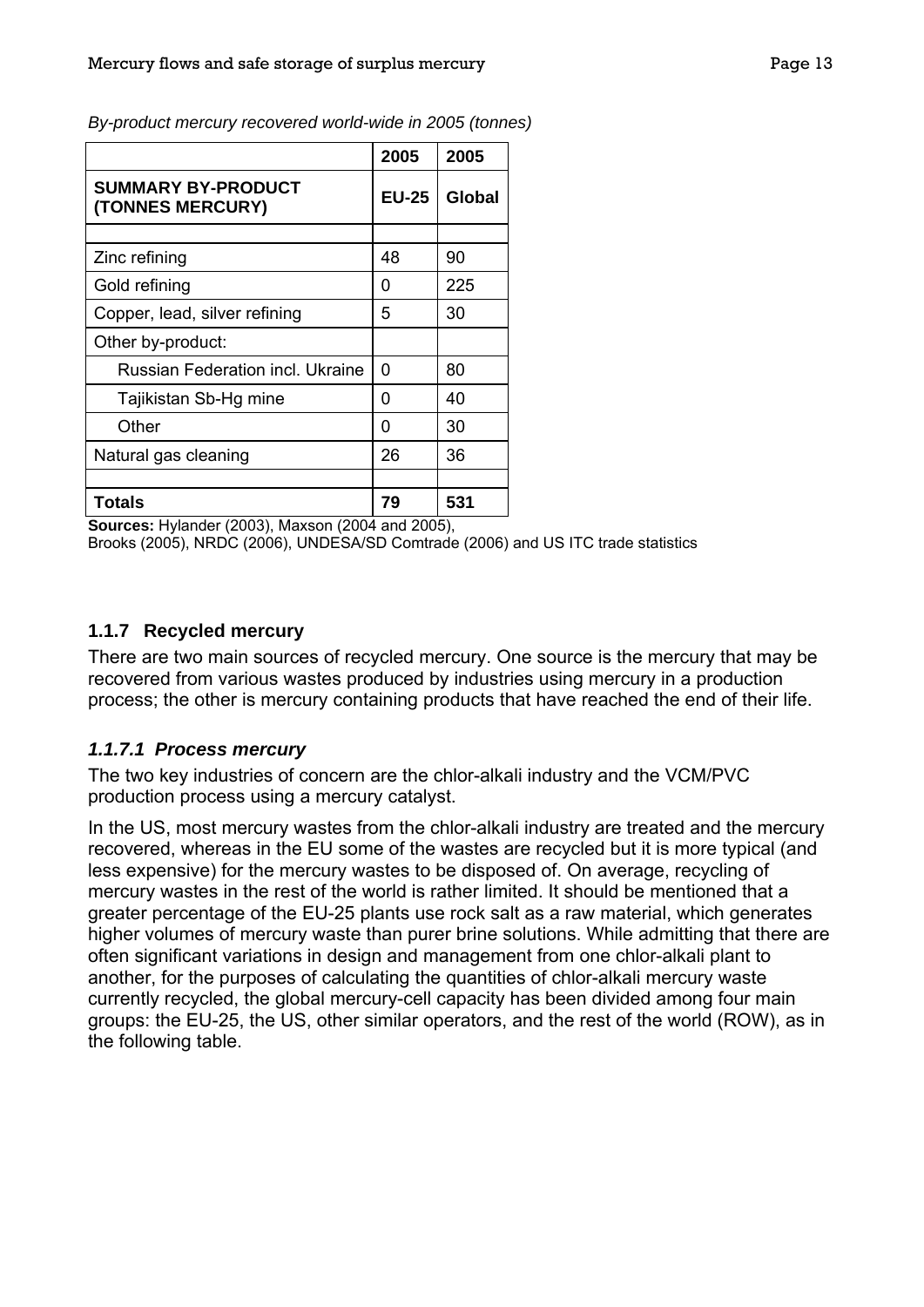*By-product mercury recovered world-wide in 2005 (tonnes)*

| | 2005 | 2005 |
|---|---|---|
| **SUMMARY BY-PRODUCT (TONNES MERCURY)** | **EU-25** | **Global** |
| | | |
| Zinc refining | 48 | 90 |
| Gold refining | 0 | 225 |
| Copper, lead, silver refining | 5 | 30 |
| Other by-product: | | |
| Russian Federation incl. Ukraine | 0 | 80 |
| Tajikistan Sb-Hg mine | 0 | 40 |
| Other | 0 | 30 |
| Natural gas cleaning | 26 | 36 |
| | | |
| **Totals** | **79** | **531** |

**Sources:** Hylander (2003), Maxson (2004 and 2005), Brooks (2005), NRDC (2006), UNDESA/SD Comtrade (2006) and US ITC trade statistics

### 1.1.7 Recycled mercury

There are two main sources of recycled mercury. One source is the mercury that may be recovered from various wastes produced by industries using mercury in a production process; the other is mercury containing products that have reached the end of their life.

#### *1.1.7.1 Process mercury*

The two key industries of concern are the chlor-alkali industry and the VCM/PVC production process using a mercury catalyst.

In the US, most mercury wastes from the chlor-alkali industry are treated and the mercury recovered, whereas in the EU some of the wastes are recycled but it is more typical (and less expensive) for the mercury wastes to be disposed of. On average, recycling of mercury wastes in the rest of the world is rather limited. It should be mentioned that a greater percentage of the EU-25 plants use rock salt as a raw material, which generates higher volumes of mercury waste than purer brine solutions. While admitting that there are often significant variations in design and management from one chlor-alkali plant to another, for the purposes of calculating the quantities of chlor-alkali mercury waste currently recycled, the global mercury-cell capacity has been divided among four main groups: the EU-25, the US, other similar operators, and the rest of the world (ROW), as in the following table.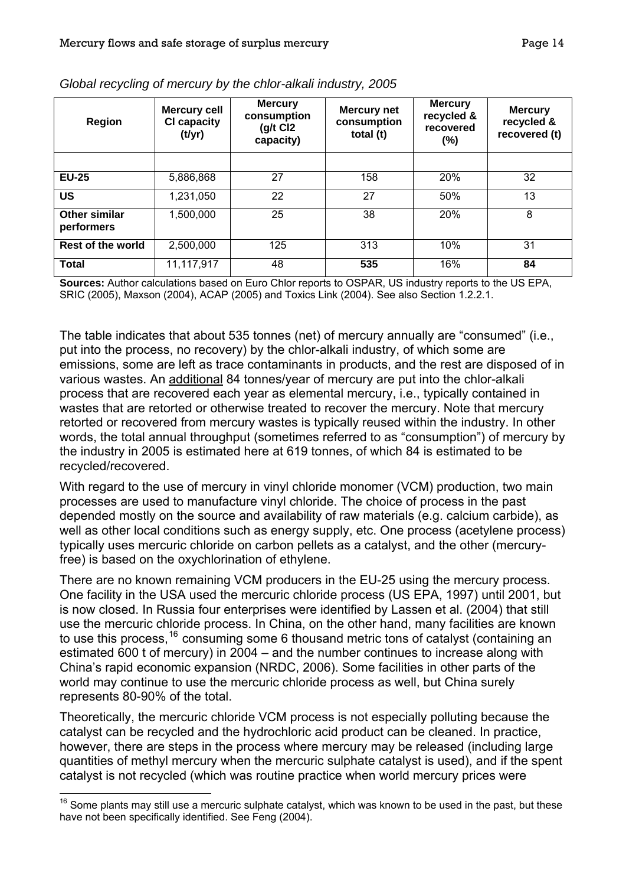*Global recycling of mercury by the chlor-alkali industry, 2005*

| Region | Mercury cell Cl capacity (t/yr) | Mercury consumption (g/t Cl2 capacity) | Mercury net consumption total (t) | Mercury recycled & recovered (%) | Mercury recycled & recovered (t) |
|---|---|---|---|---|---|
| | | | | | |
| **EU-25** | 5,886,868 | 27 | 158 | 20% | 32 |
| **US** | 1,231,050 | 22 | 27 | 50% | 13 |
| **Other similar performers** | 1,500,000 | 25 | 38 | 20% | 8 |
| **Rest of the world** | 2,500,000 | 125 | 313 | 10% | 31 |
| **Total** | 11,117,917 | 48 | **535** | 16% | **84** |

**Sources:** Author calculations based on Euro Chlor reports to OSPAR, US industry reports to the US EPA, SRIC (2005), Maxson (2004), ACAP (2005) and Toxics Link (2004). See also Section 1.2.2.1.

The table indicates that about 535 tonnes (net) of mercury annually are "consumed" (i.e., put into the process, no recovery) by the chlor-alkali industry, of which some are emissions, some are left as trace contaminants in products, and the rest are disposed of in various wastes. An additional 84 tonnes/year of mercury are put into the chlor-alkali process that are recovered each year as elemental mercury, i.e., typically contained in wastes that are retorted or otherwise treated to recover the mercury. Note that mercury retorted or recovered from mercury wastes is typically reused within the industry. In other words, the total annual throughput (sometimes referred to as "consumption") of mercury by the industry in 2005 is estimated here at 619 tonnes, of which 84 is estimated to be recycled/recovered.

With regard to the use of mercury in vinyl chloride monomer (VCM) production, two main processes are used to manufacture vinyl chloride. The choice of process in the past depended mostly on the source and availability of raw materials (e.g. calcium carbide), as well as other local conditions such as energy supply, etc. One process (acetylene process) typically uses mercuric chloride on carbon pellets as a catalyst, and the other (mercury-free) is based on the oxychlorination of ethylene.

There are no known remaining VCM producers in the EU-25 using the mercury process. One facility in the USA used the mercuric chloride process (US EPA, 1997) until 2001, but is now closed. In Russia four enterprises were identified by Lassen et al. (2004) that still use the mercuric chloride process. In China, on the other hand, many facilities are known to use this process,[16] consuming some 6 thousand metric tons of catalyst (containing an estimated 600 t of mercury) in 2004 – and the number continues to increase along with China's rapid economic expansion (NRDC, 2006). Some facilities in other parts of the world may continue to use the mercuric chloride process as well, but China surely represents 80-90% of the total.

Theoretically, the mercuric chloride VCM process is not especially polluting because the catalyst can be recycled and the hydrochloric acid product can be cleaned. In practice, however, there are steps in the process where mercury may be released (including large quantities of methyl mercury when the mercuric sulphate catalyst is used), and if the spent catalyst is not recycled (which was routine practice when world mercury prices were

[16] Some plants may still use a mercuric sulphate catalyst, which was known to be used in the past, but these have not been specifically identified. See Feng (2004).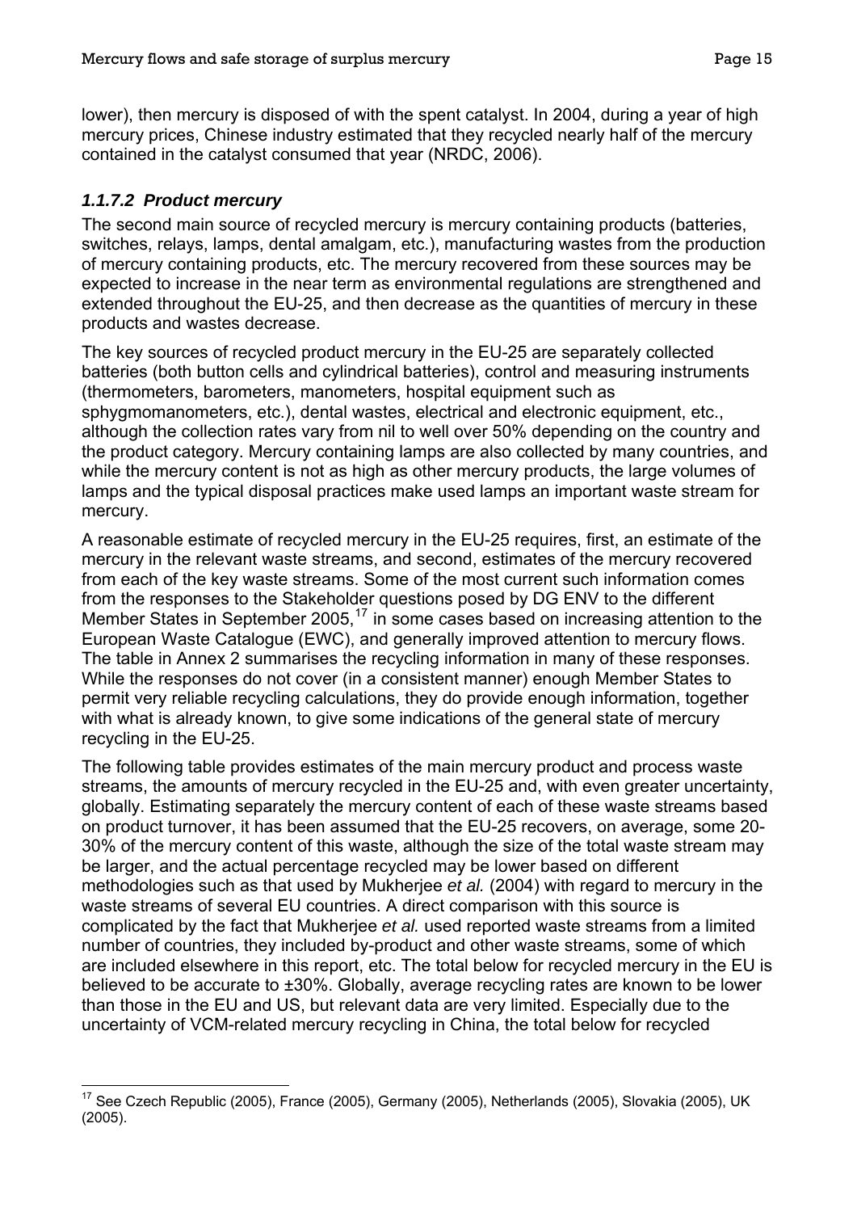lower), then mercury is disposed of with the spent catalyst. In 2004, during a year of high mercury prices, Chinese industry estimated that they recycled nearly half of the mercury contained in the catalyst consumed that year (NRDC, 2006).

#### *1.1.7.2 Product mercury*

The second main source of recycled mercury is mercury containing products (batteries, switches, relays, lamps, dental amalgam, etc.), manufacturing wastes from the production of mercury containing products, etc. The mercury recovered from these sources may be expected to increase in the near term as environmental regulations are strengthened and extended throughout the EU-25, and then decrease as the quantities of mercury in these products and wastes decrease.

The key sources of recycled product mercury in the EU-25 are separately collected batteries (both button cells and cylindrical batteries), control and measuring instruments (thermometers, barometers, manometers, hospital equipment such as sphygmomanometers, etc.), dental wastes, electrical and electronic equipment, etc., although the collection rates vary from nil to well over 50% depending on the country and the product category. Mercury containing lamps are also collected by many countries, and while the mercury content is not as high as other mercury products, the large volumes of lamps and the typical disposal practices make used lamps an important waste stream for mercury.

A reasonable estimate of recycled mercury in the EU-25 requires, first, an estimate of the mercury in the relevant waste streams, and second, estimates of the mercury recovered from each of the key waste streams. Some of the most current such information comes from the responses to the Stakeholder questions posed by DG ENV to the different Member States in September 2005,[17] in some cases based on increasing attention to the European Waste Catalogue (EWC), and generally improved attention to mercury flows. The table in Annex 2 summarises the recycling information in many of these responses. While the responses do not cover (in a consistent manner) enough Member States to permit very reliable recycling calculations, they do provide enough information, together with what is already known, to give some indications of the general state of mercury recycling in the EU-25.

The following table provides estimates of the main mercury product and process waste streams, the amounts of mercury recycled in the EU-25 and, with even greater uncertainty, globally. Estimating separately the mercury content of each of these waste streams based on product turnover, it has been assumed that the EU-25 recovers, on average, some 20-30% of the mercury content of this waste, although the size of the total waste stream may be larger, and the actual percentage recycled may be lower based on different methodologies such as that used by Mukherjee *et al.* (2004) with regard to mercury in the waste streams of several EU countries. A direct comparison with this source is complicated by the fact that Mukherjee *et al.* used reported waste streams from a limited number of countries, they included by-product and other waste streams, some of which are included elsewhere in this report, etc. The total below for recycled mercury in the EU is believed to be accurate to ±30%. Globally, average recycling rates are known to be lower than those in the EU and US, but relevant data are very limited. Especially due to the uncertainty of VCM-related mercury recycling in China, the total below for recycled

[17] See Czech Republic (2005), France (2005), Germany (2005), Netherlands (2005), Slovakia (2005), UK (2005).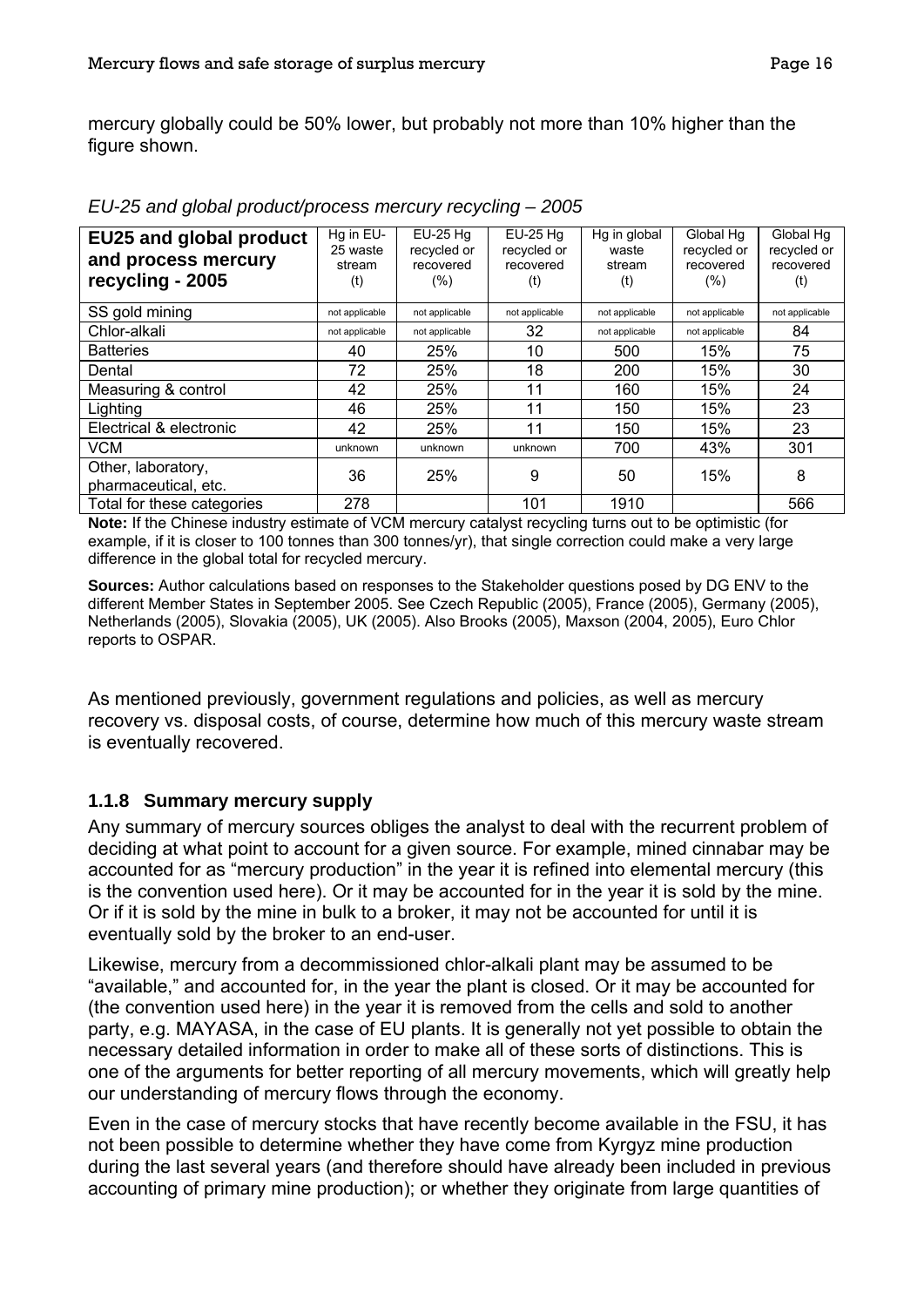mercury globally could be 50% lower, but probably not more than 10% higher than the figure shown.

*EU-25 and global product/process mercury recycling – 2005*

| EU25 and global product and process mercury recycling - 2005 | Hg in EU-25 waste stream (t) | EU-25 Hg recycled or recovered (%) | EU-25 Hg recycled or recovered (t) | Hg in global waste stream (t) | Global Hg recycled or recovered (%) | Global Hg recycled or recovered (t) |
|---|---|---|---|---|---|---|
| SS gold mining | not applicable | not applicable | not applicable | not applicable | not applicable | not applicable |
| Chlor-alkali | not applicable | not applicable | 32 | not applicable | not applicable | 84 |
| Batteries | 40 | 25% | 10 | 500 | 15% | 75 |
| Dental | 72 | 25% | 18 | 200 | 15% | 30 |
| Measuring & control | 42 | 25% | 11 | 160 | 15% | 24 |
| Lighting | 46 | 25% | 11 | 150 | 15% | 23 |
| Electrical & electronic | 42 | 25% | 11 | 150 | 15% | 23 |
| VCM | unknown | unknown | unknown | 700 | 43% | 301 |
| Other, laboratory, pharmaceutical, etc. | 36 | 25% | 9 | 50 | 15% | 8 |
| Total for these categories | 278 | | 101 | 1910 | | 566 |

**Note:** If the Chinese industry estimate of VCM mercury catalyst recycling turns out to be optimistic (for example, if it is closer to 100 tonnes than 300 tonnes/yr), that single correction could make a very large difference in the global total for recycled mercury.

**Sources:** Author calculations based on responses to the Stakeholder questions posed by DG ENV to the different Member States in September 2005. See Czech Republic (2005), France (2005), Germany (2005), Netherlands (2005), Slovakia (2005), UK (2005). Also Brooks (2005), Maxson (2004, 2005), Euro Chlor reports to OSPAR.

As mentioned previously, government regulations and policies, as well as mercury recovery vs. disposal costs, of course, determine how much of this mercury waste stream is eventually recovered.

### 1.1.8 Summary mercury supply

Any summary of mercury sources obliges the analyst to deal with the recurrent problem of deciding at what point to account for a given source. For example, mined cinnabar may be accounted for as "mercury production" in the year it is refined into elemental mercury (this is the convention used here). Or it may be accounted for in the year it is sold by the mine. Or if it is sold by the mine in bulk to a broker, it may not be accounted for until it is eventually sold by the broker to an end-user.

Likewise, mercury from a decommissioned chlor-alkali plant may be assumed to be "available," and accounted for, in the year the plant is closed. Or it may be accounted for (the convention used here) in the year it is removed from the cells and sold to another party, e.g. MAYASA, in the case of EU plants. It is generally not yet possible to obtain the necessary detailed information in order to make all of these sorts of distinctions. This is one of the arguments for better reporting of all mercury movements, which will greatly help our understanding of mercury flows through the economy.

Even in the case of mercury stocks that have recently become available in the FSU, it has not been possible to determine whether they have come from Kyrgyz mine production during the last several years (and therefore should have already been included in previous accounting of primary mine production); or whether they originate from large quantities of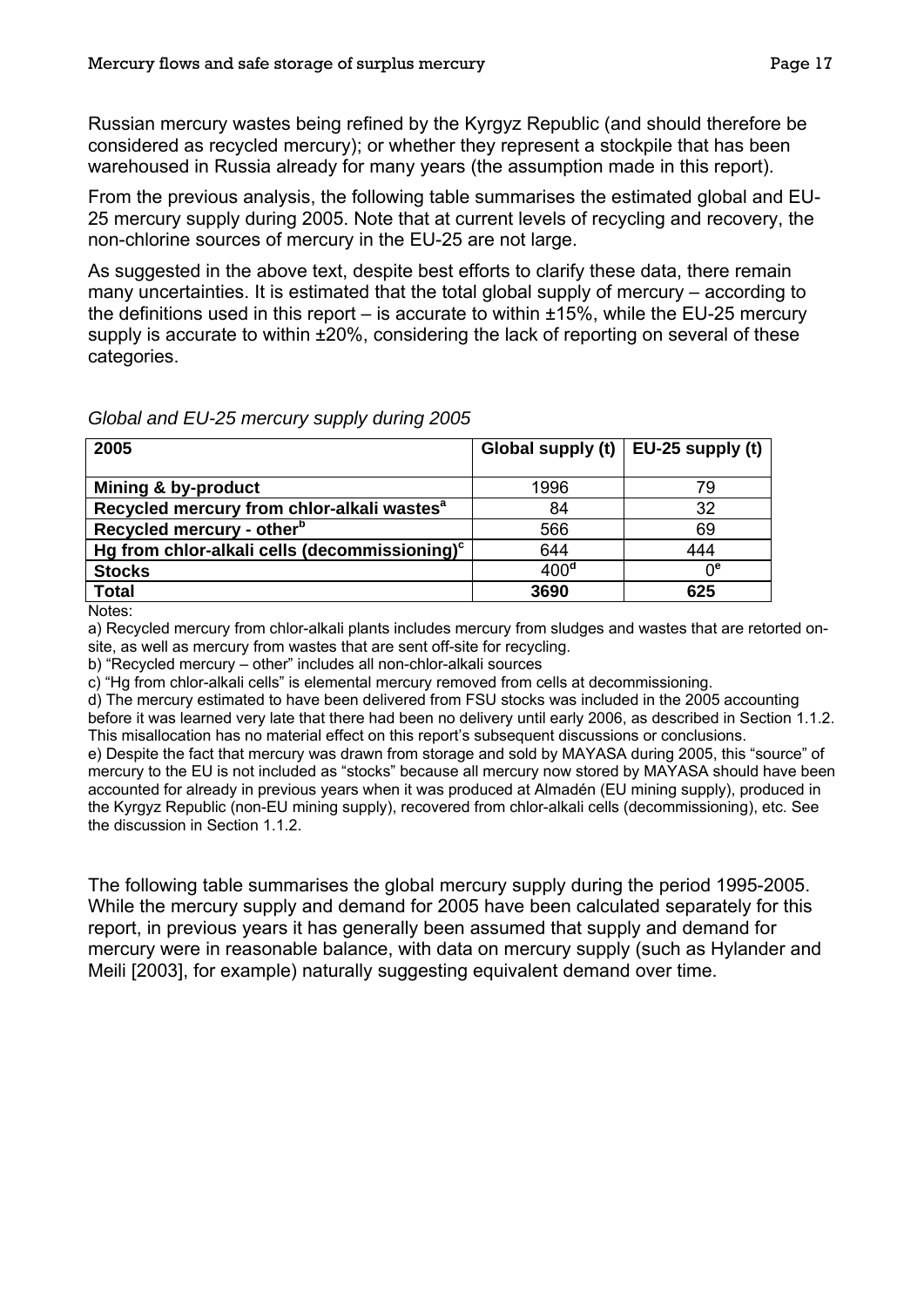Russian mercury wastes being refined by the Kyrgyz Republic (and should therefore be considered as recycled mercury); or whether they represent a stockpile that has been warehoused in Russia already for many years (the assumption made in this report).

From the previous analysis, the following table summarises the estimated global and EU-25 mercury supply during 2005. Note that at current levels of recycling and recovery, the non-chlorine sources of mercury in the EU-25 are not large.

As suggested in the above text, despite best efforts to clarify these data, there remain many uncertainties. It is estimated that the total global supply of mercury – according to the definitions used in this report – is accurate to within ±15%, while the EU-25 mercury supply is accurate to within ±20%, considering the lack of reporting on several of these categories.

*Global and EU-25 mercury supply during 2005*

| 2005 | Global supply (t) | EU-25 supply (t) |
|---|---|---|
| **Mining & by-product** | 1996 | 79 |
| **Recycled mercury from chlor-alkali wastes[a]** | 84 | 32 |
| **Recycled mercury - other[b]** | 566 | 69 |
| **Hg from chlor-alkali cells (decommissioning)[c]** | 644 | 444 |
| **Stocks** | 400[d] | 0[e] |
| **Total** | **3690** | **625** |

Notes:

a) Recycled mercury from chlor-alkali plants includes mercury from sludges and wastes that are retorted on-site, as well as mercury from wastes that are sent off-site for recycling.

b) "Recycled mercury – other" includes all non-chlor-alkali sources

c) "Hg from chlor-alkali cells" is elemental mercury removed from cells at decommissioning.

d) The mercury estimated to have been delivered from FSU stocks was included in the 2005 accounting before it was learned very late that there had been no delivery until early 2006, as described in Section 1.1.2. This misallocation has no material effect on this report's subsequent discussions or conclusions.

e) Despite the fact that mercury was drawn from storage and sold by MAYASA during 2005, this "source" of mercury to the EU is not included as "stocks" because all mercury now stored by MAYASA should have been accounted for already in previous years when it was produced at Almadén (EU mining supply), produced in the Kyrgyz Republic (non-EU mining supply), recovered from chlor-alkali cells (decommissioning), etc. See the discussion in Section 1.1.2.

The following table summarises the global mercury supply during the period 1995-2005. While the mercury supply and demand for 2005 have been calculated separately for this report, in previous years it has generally been assumed that supply and demand for mercury were in reasonable balance, with data on mercury supply (such as Hylander and Meili [2003], for example) naturally suggesting equivalent demand over time.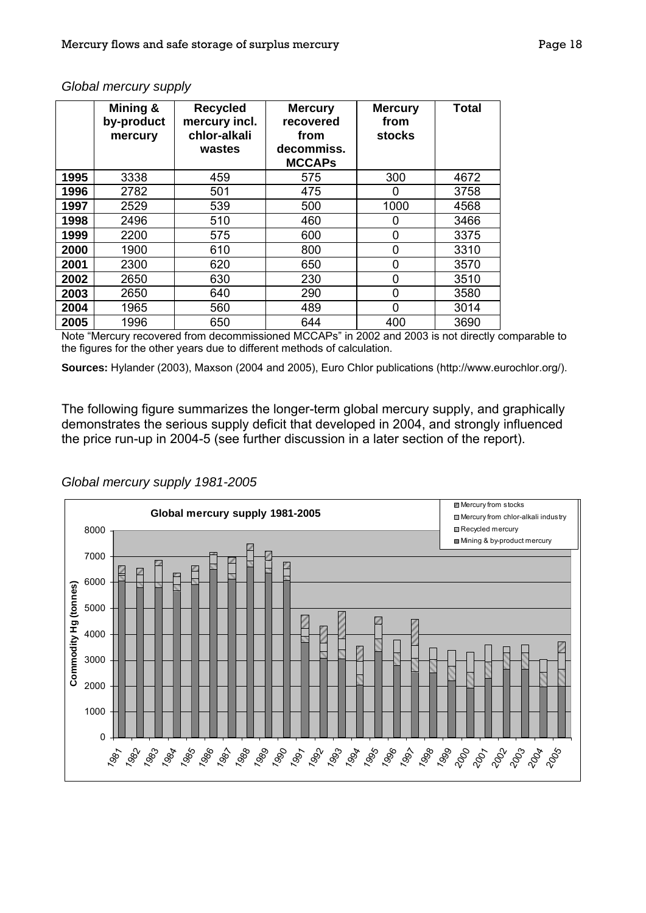*Global mercury supply*

| | Mining & by-product mercury | Recycled mercury incl. chlor-alkali wastes | Mercury recovered from decommiss. MCCAPs | Mercury from stocks | Total |
|---|---|---|---|---|---|
| **1995** | 3338 | 459 | 575 | 300 | 4672 |
| **1996** | 2782 | 501 | 475 | 0 | 3758 |
| **1997** | 2529 | 539 | 500 | 1000 | 4568 |
| **1998** | 2496 | 510 | 460 | 0 | 3466 |
| **1999** | 2200 | 575 | 600 | 0 | 3375 |
| **2000** | 1900 | 610 | 800 | 0 | 3310 |
| **2001** | 2300 | 620 | 650 | 0 | 3570 |
| **2002** | 2650 | 630 | 230 | 0 | 3510 |
| **2003** | 2650 | 640 | 290 | 0 | 3580 |
| **2004** | 1965 | 560 | 489 | 0 | 3014 |
| **2005** | 1996 | 650 | 644 | 400 | 3690 |

Note "Mercury recovered from decommissioned MCCAPs" in 2002 and 2003 is not directly comparable to the figures for the other years due to different methods of calculation.

**Sources:** Hylander (2003), Maxson (2004 and 2005), Euro Chlor publications (http://www.eurochlor.org/).

The following figure summarizes the longer-term global mercury supply, and graphically demonstrates the serious supply deficit that developed in 2004, and strongly influenced the price run-up in 2004-5 (see further discussion in a later section of the report).

*Global mercury supply 1981-2005*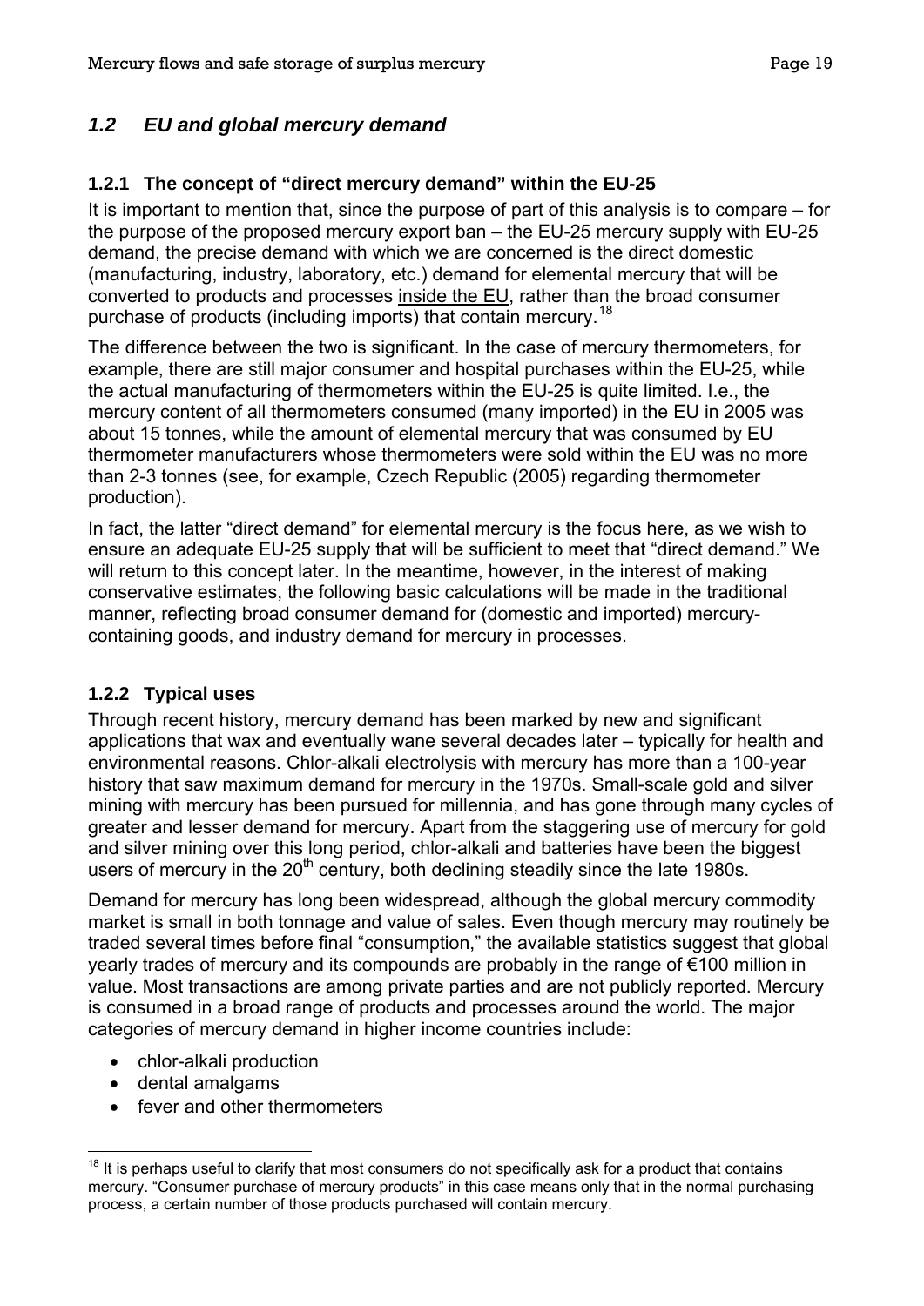## *1.2 EU and global mercury demand*

### 1.2.1 The concept of "direct mercury demand" within the EU-25

It is important to mention that, since the purpose of part of this analysis is to compare – for the purpose of the proposed mercury export ban – the EU-25 mercury supply with EU-25 demand, the precise demand with which we are concerned is the direct domestic (manufacturing, industry, laboratory, etc.) demand for elemental mercury that will be converted to products and processes inside the EU, rather than the broad consumer purchase of products (including imports) that contain mercury.[18]

The difference between the two is significant. In the case of mercury thermometers, for example, there are still major consumer and hospital purchases within the EU-25, while the actual manufacturing of thermometers within the EU-25 is quite limited. I.e., the mercury content of all thermometers consumed (many imported) in the EU in 2005 was about 15 tonnes, while the amount of elemental mercury that was consumed by EU thermometer manufacturers whose thermometers were sold within the EU was no more than 2-3 tonnes (see, for example, Czech Republic (2005) regarding thermometer production).

In fact, the latter "direct demand" for elemental mercury is the focus here, as we wish to ensure an adequate EU-25 supply that will be sufficient to meet that "direct demand." We will return to this concept later. In the meantime, however, in the interest of making conservative estimates, the following basic calculations will be made in the traditional manner, reflecting broad consumer demand for (domestic and imported) mercury-containing goods, and industry demand for mercury in processes.

### 1.2.2 Typical uses

Through recent history, mercury demand has been marked by new and significant applications that wax and eventually wane several decades later – typically for health and environmental reasons. Chlor-alkali electrolysis with mercury has more than a 100-year history that saw maximum demand for mercury in the 1970s. Small-scale gold and silver mining with mercury has been pursued for millennia, and has gone through many cycles of greater and lesser demand for mercury. Apart from the staggering use of mercury for gold and silver mining over this long period, chlor-alkali and batteries have been the biggest users of mercury in the 20th century, both declining steadily since the late 1980s.

Demand for mercury has long been widespread, although the global mercury commodity market is small in both tonnage and value of sales. Even though mercury may routinely be traded several times before final "consumption," the available statistics suggest that global yearly trades of mercury and its compounds are probably in the range of €100 million in value. Most transactions are among private parties and are not publicly reported. Mercury is consumed in a broad range of products and processes around the world. The major categories of mercury demand in higher income countries include:

- chlor-alkali production
- dental amalgams
- fever and other thermometers

[18] It is perhaps useful to clarify that most consumers do not specifically ask for a product that contains mercury. "Consumer purchase of mercury products" in this case means only that in the normal purchasing process, a certain number of those products purchased will contain mercury.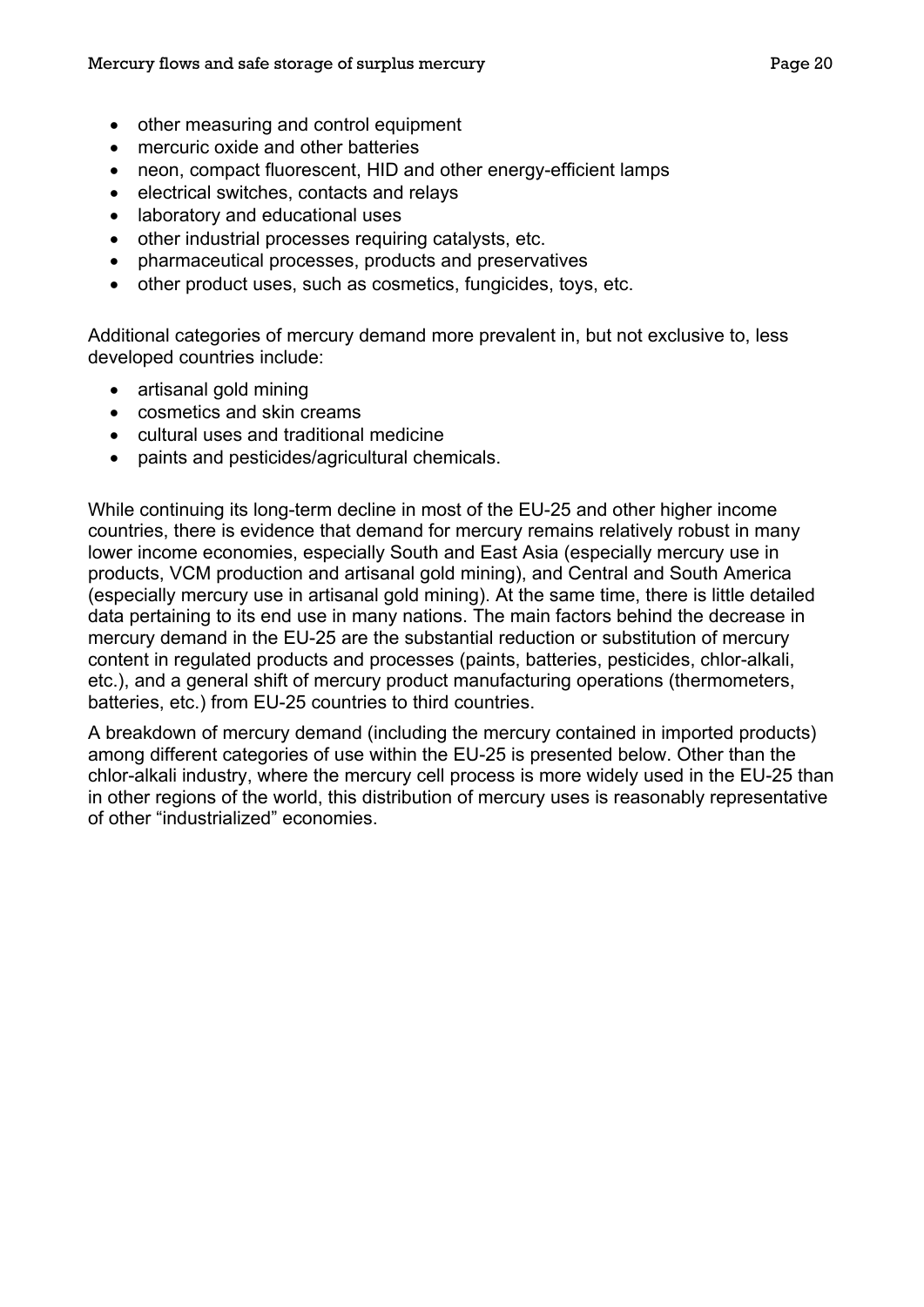- other measuring and control equipment
- mercuric oxide and other batteries
- neon, compact fluorescent, HID and other energy-efficient lamps
- electrical switches, contacts and relays
- laboratory and educational uses
- other industrial processes requiring catalysts, etc.
- pharmaceutical processes, products and preservatives
- other product uses, such as cosmetics, fungicides, toys, etc.

Additional categories of mercury demand more prevalent in, but not exclusive to, less developed countries include:

- artisanal gold mining
- cosmetics and skin creams
- cultural uses and traditional medicine
- paints and pesticides/agricultural chemicals.

While continuing its long-term decline in most of the EU-25 and other higher income countries, there is evidence that demand for mercury remains relatively robust in many lower income economies, especially South and East Asia (especially mercury use in products, VCM production and artisanal gold mining), and Central and South America (especially mercury use in artisanal gold mining). At the same time, there is little detailed data pertaining to its end use in many nations. The main factors behind the decrease in mercury demand in the EU-25 are the substantial reduction or substitution of mercury content in regulated products and processes (paints, batteries, pesticides, chlor-alkali, etc.), and a general shift of mercury product manufacturing operations (thermometers, batteries, etc.) from EU-25 countries to third countries.

A breakdown of mercury demand (including the mercury contained in imported products) among different categories of use within the EU-25 is presented below. Other than the chlor-alkali industry, where the mercury cell process is more widely used in the EU-25 than in other regions of the world, this distribution of mercury uses is reasonably representative of other "industrialized" economies.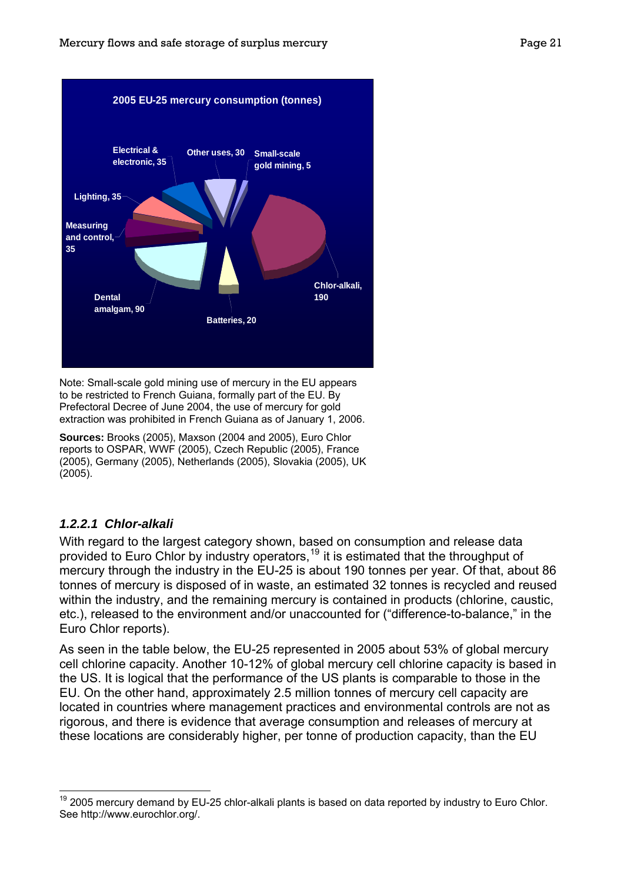**2005 EU-25 mercury consumption (tonnes)**

| Category | Tonnes |
|---|---|
| Chlor-alkali | 190 |
| Dental amalgam | 90 |
| Measuring and control | 35 |
| Lighting | 35 |
| Electrical & electronic | 35 |
| Other uses | 30 |
| Batteries | 20 |
| Small-scale gold mining | 5 |

Note: Small-scale gold mining use of mercury in the EU appears to be restricted to French Guiana, formally part of the EU. By Prefectoral Decree of June 2004, the use of mercury for gold extraction was prohibited in French Guiana as of January 1, 2006.

**Sources:** Brooks (2005), Maxson (2004 and 2005), Euro Chlor reports to OSPAR, WWF (2005), Czech Republic (2005), France (2005), Germany (2005), Netherlands (2005), Slovakia (2005), UK (2005).

#### *1.2.2.1 Chlor-alkali*

With regard to the largest category shown, based on consumption and release data provided to Euro Chlor by industry operators,[19] it is estimated that the throughput of mercury through the industry in the EU-25 is about 190 tonnes per year. Of that, about 86 tonnes of mercury is disposed of in waste, an estimated 32 tonnes is recycled and reused within the industry, and the remaining mercury is contained in products (chlorine, caustic, etc.), released to the environment and/or unaccounted for ("difference-to-balance," in the Euro Chlor reports).

As seen in the table below, the EU-25 represented in 2005 about 53% of global mercury cell chlorine capacity. Another 10-12% of global mercury cell chlorine capacity is based in the US. It is logical that the performance of the US plants is comparable to those in the EU. On the other hand, approximately 2.5 million tonnes of mercury cell capacity are located in countries where management practices and environmental controls are not as rigorous, and there is evidence that average consumption and releases of mercury at these locations are considerably higher, per tonne of production capacity, than the EU

---

[19] 2005 mercury demand by EU-25 chlor-alkali plants is based on data reported by industry to Euro Chlor. See http://www.eurochlor.org/.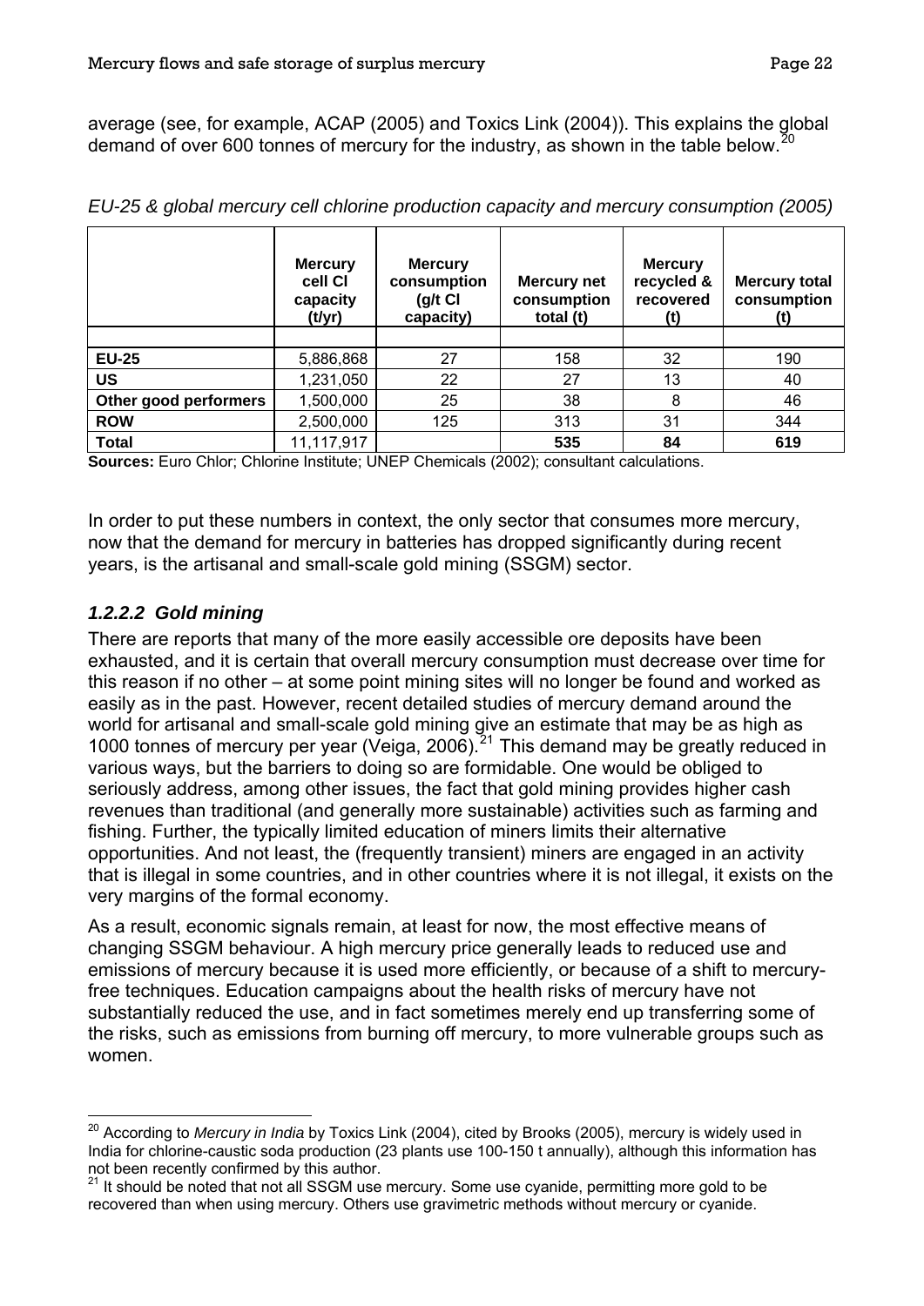average (see, for example, ACAP (2005) and Toxics Link (2004)). This explains the global demand of over 600 tonnes of mercury for the industry, as shown in the table below.[20]

*EU-25 & global mercury cell chlorine production capacity and mercury consumption (2005)*

| | Mercury cell Cl capacity (t/yr) | Mercury consumption (g/t Cl capacity) | Mercury net consumption total (t) | Mercury recycled & recovered (t) | Mercury total consumption (t) |
|---|---|---|---|---|---|
| **EU-25** | 5,886,868 | 27 | 158 | 32 | 190 |
| **US** | 1,231,050 | 22 | 27 | 13 | 40 |
| **Other good performers** | 1,500,000 | 25 | 38 | 8 | 46 |
| **ROW** | 2,500,000 | 125 | 313 | 31 | 344 |
| **Total** | 11,117,917 | | **535** | **84** | **619** |

**Sources:** Euro Chlor; Chlorine Institute; UNEP Chemicals (2002); consultant calculations.

In order to put these numbers in context, the only sector that consumes more mercury, now that the demand for mercury in batteries has dropped significantly during recent years, is the artisanal and small-scale gold mining (SSGM) sector.

### *1.2.2.2 Gold mining*

There are reports that many of the more easily accessible ore deposits have been exhausted, and it is certain that overall mercury consumption must decrease over time for this reason if no other – at some point mining sites will no longer be found and worked as easily as in the past. However, recent detailed studies of mercury demand around the world for artisanal and small-scale gold mining give an estimate that may be as high as 1000 tonnes of mercury per year (Veiga, 2006).[21] This demand may be greatly reduced in various ways, but the barriers to doing so are formidable. One would be obliged to seriously address, among other issues, the fact that gold mining provides higher cash revenues than traditional (and generally more sustainable) activities such as farming and fishing. Further, the typically limited education of miners limits their alternative opportunities. And not least, the (frequently transient) miners are engaged in an activity that is illegal in some countries, and in other countries where it is not illegal, it exists on the very margins of the formal economy.

As a result, economic signals remain, at least for now, the most effective means of changing SSGM behaviour. A high mercury price generally leads to reduced use and emissions of mercury because it is used more efficiently, or because of a shift to mercury-free techniques. Education campaigns about the health risks of mercury have not substantially reduced the use, and in fact sometimes merely end up transferring some of the risks, such as emissions from burning off mercury, to more vulnerable groups such as women.

---

[20] According to *Mercury in India* by Toxics Link (2004), cited by Brooks (2005), mercury is widely used in India for chlorine-caustic soda production (23 plants use 100-150 t annually), although this information has not been recently confirmed by this author.

[21] It should be noted that not all SSGM use mercury. Some use cyanide, permitting more gold to be recovered than when using mercury. Others use gravimetric methods without mercury or cyanide.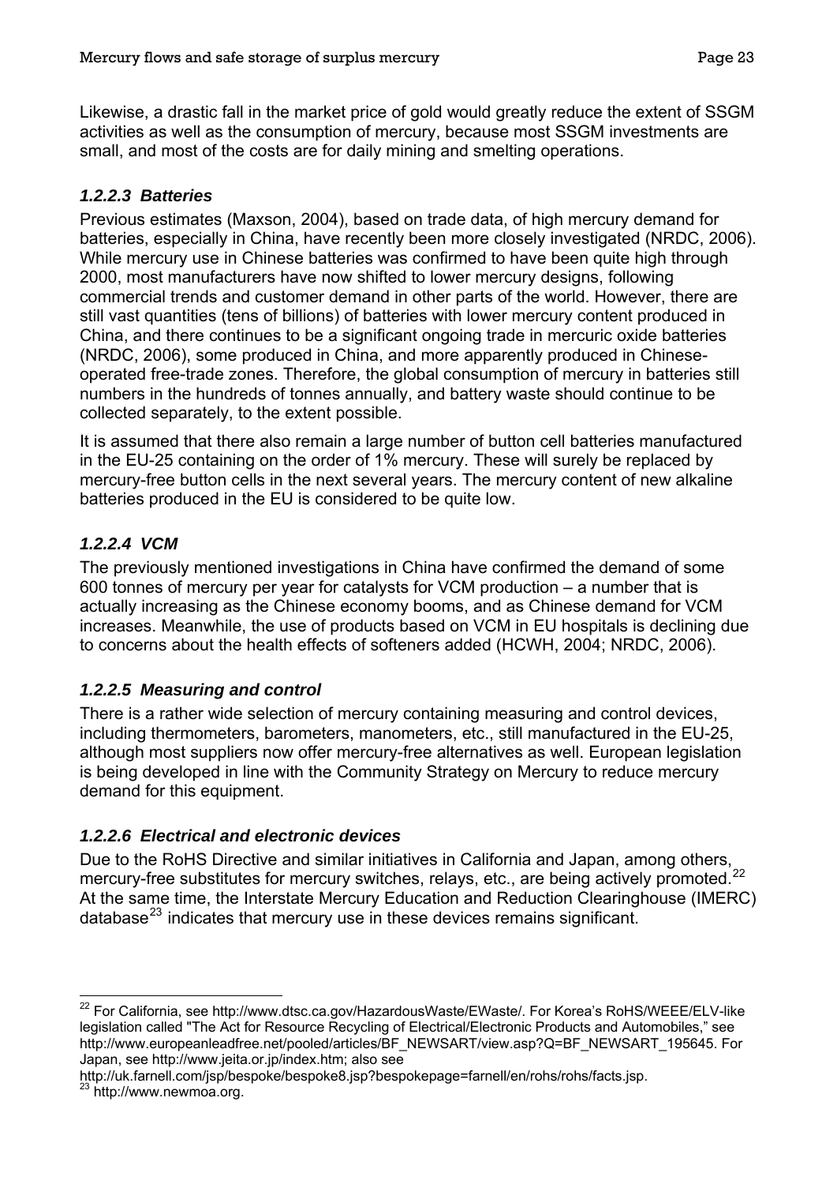Likewise, a drastic fall in the market price of gold would greatly reduce the extent of SSGM activities as well as the consumption of mercury, because most SSGM investments are small, and most of the costs are for daily mining and smelting operations.

#### *1.2.2.3 Batteries*

Previous estimates (Maxson, 2004), based on trade data, of high mercury demand for batteries, especially in China, have recently been more closely investigated (NRDC, 2006). While mercury use in Chinese batteries was confirmed to have been quite high through 2000, most manufacturers have now shifted to lower mercury designs, following commercial trends and customer demand in other parts of the world. However, there are still vast quantities (tens of billions) of batteries with lower mercury content produced in China, and there continues to be a significant ongoing trade in mercuric oxide batteries (NRDC, 2006), some produced in China, and more apparently produced in Chinese-operated free-trade zones. Therefore, the global consumption of mercury in batteries still numbers in the hundreds of tonnes annually, and battery waste should continue to be collected separately, to the extent possible.

It is assumed that there also remain a large number of button cell batteries manufactured in the EU-25 containing on the order of 1% mercury. These will surely be replaced by mercury-free button cells in the next several years. The mercury content of new alkaline batteries produced in the EU is considered to be quite low.

#### *1.2.2.4 VCM*

The previously mentioned investigations in China have confirmed the demand of some 600 tonnes of mercury per year for catalysts for VCM production – a number that is actually increasing as the Chinese economy booms, and as Chinese demand for VCM increases. Meanwhile, the use of products based on VCM in EU hospitals is declining due to concerns about the health effects of softeners added (HCWH, 2004; NRDC, 2006).

#### *1.2.2.5 Measuring and control*

There is a rather wide selection of mercury containing measuring and control devices, including thermometers, barometers, manometers, etc., still manufactured in the EU-25, although most suppliers now offer mercury-free alternatives as well. European legislation is being developed in line with the Community Strategy on Mercury to reduce mercury demand for this equipment.

#### *1.2.2.6 Electrical and electronic devices*

Due to the RoHS Directive and similar initiatives in California and Japan, among others, mercury-free substitutes for mercury switches, relays, etc., are being actively promoted.[22] At the same time, the Interstate Mercury Education and Reduction Clearinghouse (IMERC) database[23] indicates that mercury use in these devices remains significant.

---

[22] For California, see http://www.dtsc.ca.gov/HazardousWaste/EWaste/. For Korea's RoHS/WEEE/ELV-like legislation called "The Act for Resource Recycling of Electrical/Electronic Products and Automobiles," see http://www.europeanleadfree.net/pooled/articles/BF_NEWSART/view.asp?Q=BF_NEWSART_195645. For Japan, see http://www.jeita.or.jp/index.htm; also see http://uk.farnell.com/jsp/bespoke/bespoke8.jsp?bespokepage=farnell/en/rohs/rohs/facts.jsp.

[23] http://www.newmoa.org.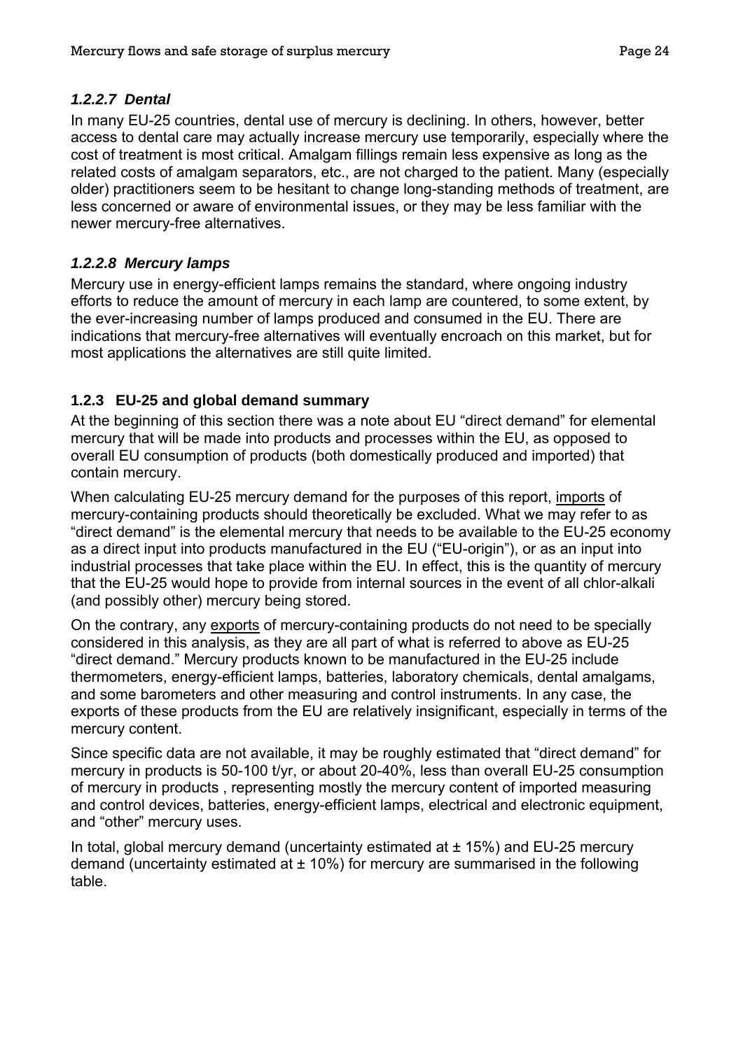#### *1.2.2.7 Dental*

In many EU-25 countries, dental use of mercury is declining. In others, however, better access to dental care may actually increase mercury use temporarily, especially where the cost of treatment is most critical. Amalgam fillings remain less expensive as long as the related costs of amalgam separators, etc., are not charged to the patient. Many (especially older) practitioners seem to be hesitant to change long-standing methods of treatment, are less concerned or aware of environmental issues, or they may be less familiar with the newer mercury-free alternatives.

#### *1.2.2.8 Mercury lamps*

Mercury use in energy-efficient lamps remains the standard, where ongoing industry efforts to reduce the amount of mercury in each lamp are countered, to some extent, by the ever-increasing number of lamps produced and consumed in the EU. There are indications that mercury-free alternatives will eventually encroach on this market, but for most applications the alternatives are still quite limited.

### 1.2.3 EU-25 and global demand summary

At the beginning of this section there was a note about EU "direct demand" for elemental mercury that will be made into products and processes within the EU, as opposed to overall EU consumption of products (both domestically produced and imported) that contain mercury.

When calculating EU-25 mercury demand for the purposes of this report, imports of mercury-containing products should theoretically be excluded. What we may refer to as "direct demand" is the elemental mercury that needs to be available to the EU-25 economy as a direct input into products manufactured in the EU ("EU-origin"), or as an input into industrial processes that take place within the EU. In effect, this is the quantity of mercury that the EU-25 would hope to provide from internal sources in the event of all chlor-alkali (and possibly other) mercury being stored.

On the contrary, any exports of mercury-containing products do not need to be specially considered in this analysis, as they are all part of what is referred to above as EU-25 "direct demand." Mercury products known to be manufactured in the EU-25 include thermometers, energy-efficient lamps, batteries, laboratory chemicals, dental amalgams, and some barometers and other measuring and control instruments. In any case, the exports of these products from the EU are relatively insignificant, especially in terms of the mercury content.

Since specific data are not available, it may be roughly estimated that "direct demand" for mercury in products is 50-100 t/yr, or about 20-40%, less than overall EU-25 consumption of mercury in products , representing mostly the mercury content of imported measuring and control devices, batteries, energy-efficient lamps, electrical and electronic equipment, and "other" mercury uses.

In total, global mercury demand (uncertainty estimated at ± 15%) and EU-25 mercury demand (uncertainty estimated at ± 10%) for mercury are summarised in the following table.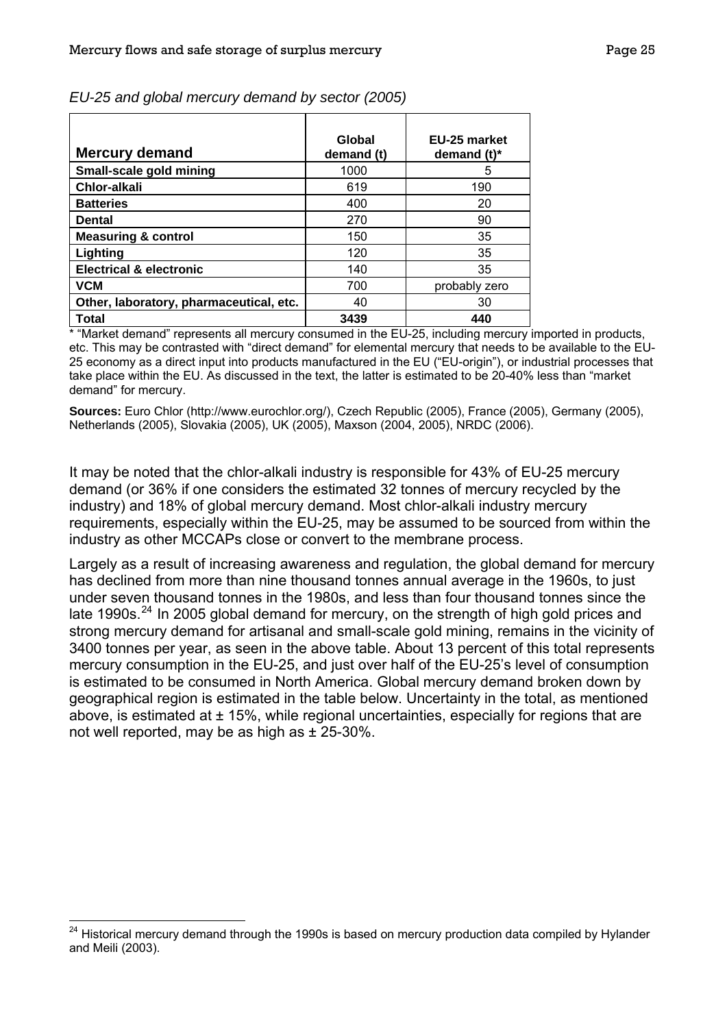*EU-25 and global mercury demand by sector (2005)*

| Mercury demand | Global demand (t) | EU-25 market demand (t)* |
|---|---|---|
| **Small-scale gold mining** | 1000 | 5 |
| **Chlor-alkali** | 619 | 190 |
| **Batteries** | 400 | 20 |
| **Dental** | 270 | 90 |
| **Measuring & control** | 150 | 35 |
| **Lighting** | 120 | 35 |
| **Electrical & electronic** | 140 | 35 |
| **VCM** | 700 | probably zero |
| **Other, laboratory, pharmaceutical, etc.** | 40 | 30 |
| **Total** | **3439** | **440** |

* "Market demand" represents all mercury consumed in the EU-25, including mercury imported in products, etc. This may be contrasted with "direct demand" for elemental mercury that needs to be available to the EU-25 economy as a direct input into products manufactured in the EU ("EU-origin"), or industrial processes that take place within the EU. As discussed in the text, the latter is estimated to be 20-40% less than "market demand" for mercury.

**Sources:** Euro Chlor (http://www.eurochlor.org/), Czech Republic (2005), France (2005), Germany (2005), Netherlands (2005), Slovakia (2005), UK (2005), Maxson (2004, 2005), NRDC (2006).

It may be noted that the chlor-alkali industry is responsible for 43% of EU-25 mercury demand (or 36% if one considers the estimated 32 tonnes of mercury recycled by the industry) and 18% of global mercury demand. Most chlor-alkali industry mercury requirements, especially within the EU-25, may be assumed to be sourced from within the industry as other MCCAPs close or convert to the membrane process.

Largely as a result of increasing awareness and regulation, the global demand for mercury has declined from more than nine thousand tonnes annual average in the 1960s, to just under seven thousand tonnes in the 1980s, and less than four thousand tonnes since the late 1990s.[24] In 2005 global demand for mercury, on the strength of high gold prices and strong mercury demand for artisanal and small-scale gold mining, remains in the vicinity of 3400 tonnes per year, as seen in the above table. About 13 percent of this total represents mercury consumption in the EU-25, and just over half of the EU-25's level of consumption is estimated to be consumed in North America. Global mercury demand broken down by geographical region is estimated in the table below. Uncertainty in the total, as mentioned above, is estimated at ± 15%, while regional uncertainties, especially for regions that are not well reported, may be as high as ± 25-30%.

[24] Historical mercury demand through the 1990s is based on mercury production data compiled by Hylander and Meili (2003).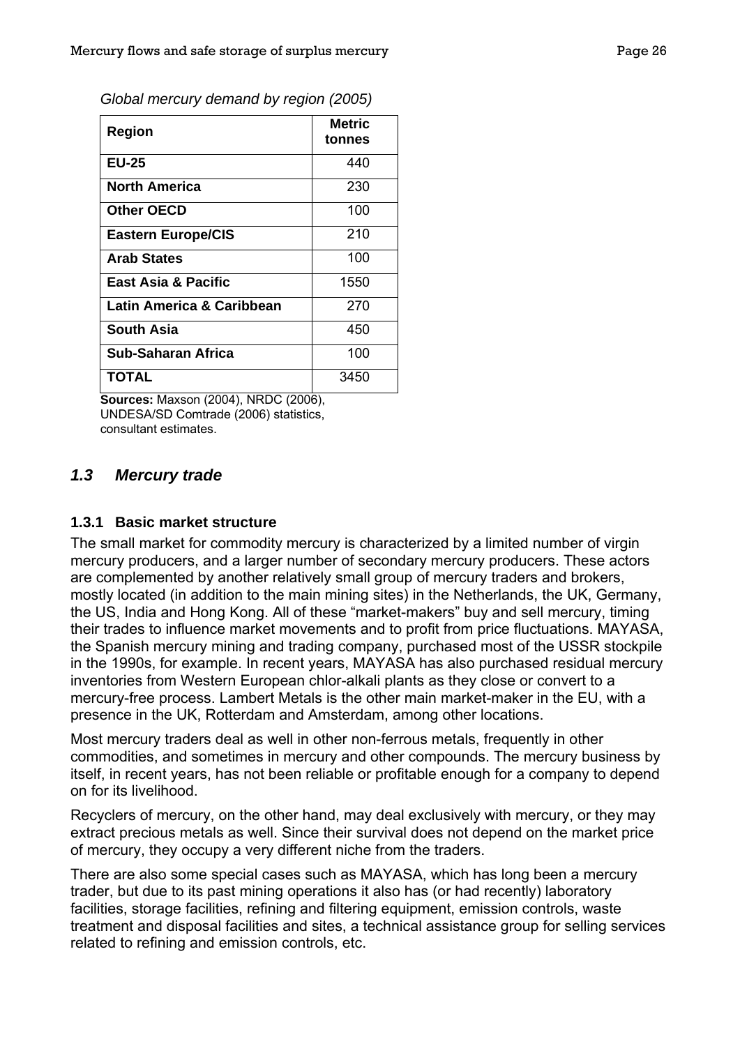*Global mercury demand by region (2005)*

| Region | Metric tonnes |
|---|---|
| **EU-25** | 440 |
| **North America** | 230 |
| **Other OECD** | 100 |
| **Eastern Europe/CIS** | 210 |
| **Arab States** | 100 |
| **East Asia & Pacific** | 1550 |
| **Latin America & Caribbean** | 270 |
| **South Asia** | 450 |
| **Sub-Saharan Africa** | 100 |
| **TOTAL** | 3450 |

**Sources:** Maxson (2004), NRDC (2006), UNDESA/SD Comtrade (2006) statistics, consultant estimates.

## *1.3 Mercury trade*

### 1.3.1 Basic market structure

The small market for commodity mercury is characterized by a limited number of virgin mercury producers, and a larger number of secondary mercury producers. These actors are complemented by another relatively small group of mercury traders and brokers, mostly located (in addition to the main mining sites) in the Netherlands, the UK, Germany, the US, India and Hong Kong. All of these "market-makers" buy and sell mercury, timing their trades to influence market movements and to profit from price fluctuations. MAYASA, the Spanish mercury mining and trading company, purchased most of the USSR stockpile in the 1990s, for example. In recent years, MAYASA has also purchased residual mercury inventories from Western European chlor-alkali plants as they close or convert to a mercury-free process. Lambert Metals is the other main market-maker in the EU, with a presence in the UK, Rotterdam and Amsterdam, among other locations.

Most mercury traders deal as well in other non-ferrous metals, frequently in other commodities, and sometimes in mercury and other compounds. The mercury business by itself, in recent years, has not been reliable or profitable enough for a company to depend on for its livelihood.

Recyclers of mercury, on the other hand, may deal exclusively with mercury, or they may extract precious metals as well. Since their survival does not depend on the market price of mercury, they occupy a very different niche from the traders.

There are also some special cases such as MAYASA, which has long been a mercury trader, but due to its past mining operations it also has (or had recently) laboratory facilities, storage facilities, refining and filtering equipment, emission controls, waste treatment and disposal facilities and sites, a technical assistance group for selling services related to refining and emission controls, etc.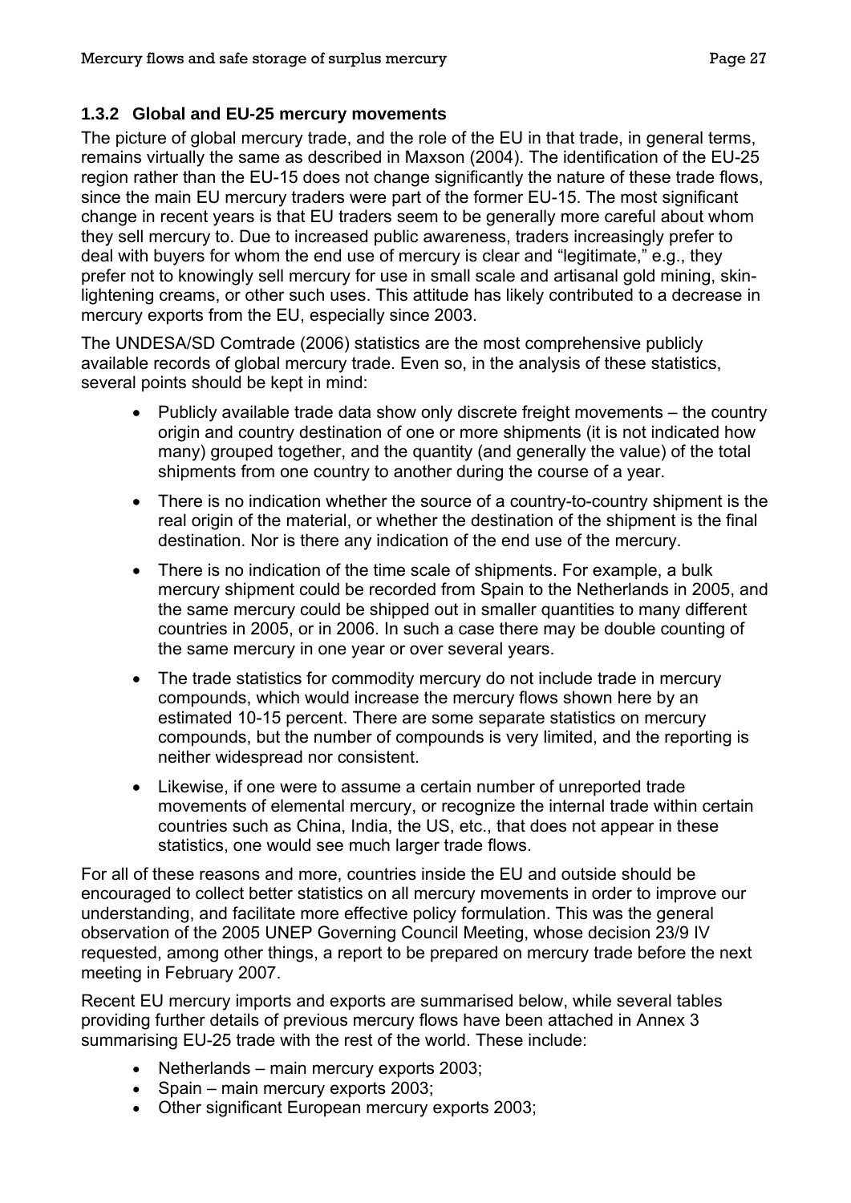### 1.3.2 Global and EU-25 mercury movements

The picture of global mercury trade, and the role of the EU in that trade, in general terms, remains virtually the same as described in Maxson (2004). The identification of the EU-25 region rather than the EU-15 does not change significantly the nature of these trade flows, since the main EU mercury traders were part of the former EU-15. The most significant change in recent years is that EU traders seem to be generally more careful about whom they sell mercury to. Due to increased public awareness, traders increasingly prefer to deal with buyers for whom the end use of mercury is clear and "legitimate," e.g., they prefer not to knowingly sell mercury for use in small scale and artisanal gold mining, skin-lightening creams, or other such uses. This attitude has likely contributed to a decrease in mercury exports from the EU, especially since 2003.

The UNDESA/SD Comtrade (2006) statistics are the most comprehensive publicly available records of global mercury trade. Even so, in the analysis of these statistics, several points should be kept in mind:

- Publicly available trade data show only discrete freight movements – the country origin and country destination of one or more shipments (it is not indicated how many) grouped together, and the quantity (and generally the value) of the total shipments from one country to another during the course of a year.
- There is no indication whether the source of a country-to-country shipment is the real origin of the material, or whether the destination of the shipment is the final destination. Nor is there any indication of the end use of the mercury.
- There is no indication of the time scale of shipments. For example, a bulk mercury shipment could be recorded from Spain to the Netherlands in 2005, and the same mercury could be shipped out in smaller quantities to many different countries in 2005, or in 2006. In such a case there may be double counting of the same mercury in one year or over several years.
- The trade statistics for commodity mercury do not include trade in mercury compounds, which would increase the mercury flows shown here by an estimated 10-15 percent. There are some separate statistics on mercury compounds, but the number of compounds is very limited, and the reporting is neither widespread nor consistent.
- Likewise, if one were to assume a certain number of unreported trade movements of elemental mercury, or recognize the internal trade within certain countries such as China, India, the US, etc., that does not appear in these statistics, one would see much larger trade flows.

For all of these reasons and more, countries inside the EU and outside should be encouraged to collect better statistics on all mercury movements in order to improve our understanding, and facilitate more effective policy formulation. This was the general observation of the 2005 UNEP Governing Council Meeting, whose decision 23/9 IV requested, among other things, a report to be prepared on mercury trade before the next meeting in February 2007.

Recent EU mercury imports and exports are summarised below, while several tables providing further details of previous mercury flows have been attached in Annex 3 summarising EU-25 trade with the rest of the world. These include:

- Netherlands – main mercury exports 2003;
- Spain – main mercury exports 2003;
- Other significant European mercury exports 2003;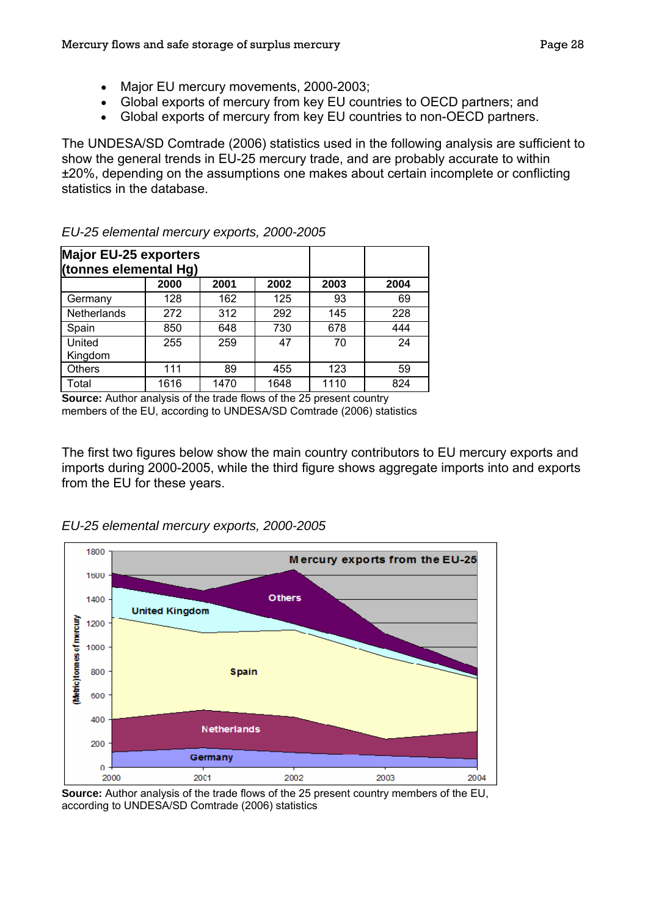- Major EU mercury movements, 2000-2003;
- Global exports of mercury from key EU countries to OECD partners; and
- Global exports of mercury from key EU countries to non-OECD partners.

The UNDESA/SD Comtrade (2006) statistics used in the following analysis are sufficient to show the general trends in EU-25 mercury trade, and are probably accurate to within ±20%, depending on the assumptions one makes about certain incomplete or conflicting statistics in the database.

*EU-25 elemental mercury exports, 2000-2005*

| **Major EU-25 exporters (tonnes elemental Hg)** | | | | | |
|---|---|---|---|---|---|
| | **2000** | **2001** | **2002** | **2003** | **2004** |
| Germany | 128 | 162 | 125 | 93 | 69 |
| Netherlands | 272 | 312 | 292 | 145 | 228 |
| Spain | 850 | 648 | 730 | 678 | 444 |
| United Kingdom | 255 | 259 | 47 | 70 | 24 |
| Others | 111 | 89 | 455 | 123 | 59 |
| Total | 1616 | 1470 | 1648 | 1110 | 824 |

**Source:** Author analysis of the trade flows of the 25 present country members of the EU, according to UNDESA/SD Comtrade (2006) statistics

The first two figures below show the main country contributors to EU mercury exports and imports during 2000-2005, while the third figure shows aggregate imports into and exports from the EU for these years.

*EU-25 elemental mercury exports, 2000-2005*

**Source:** Author analysis of the trade flows of the 25 present country members of the EU, according to UNDESA/SD Comtrade (2006) statistics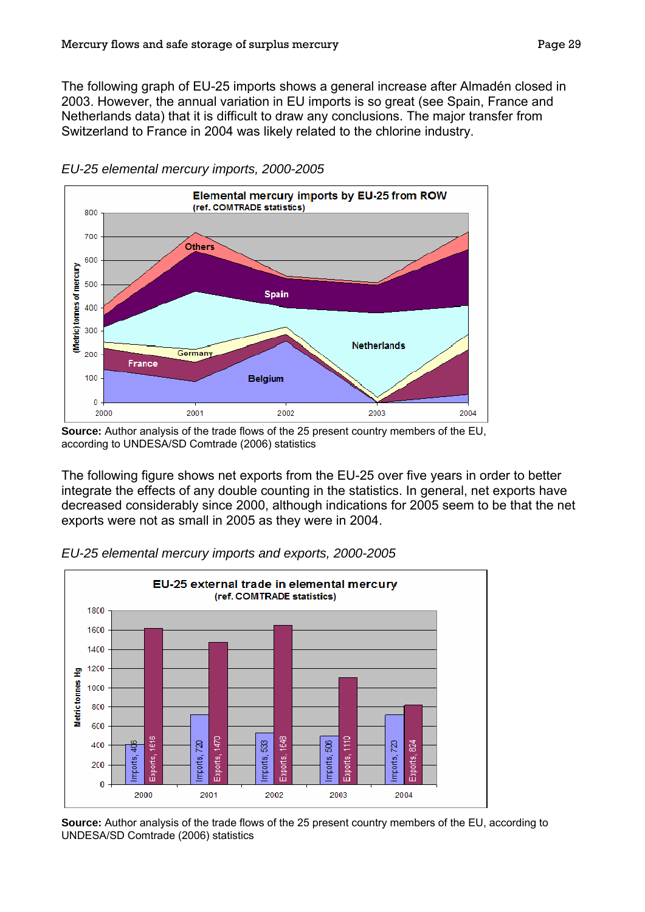The following graph of EU-25 imports shows a general increase after Almadén closed in 2003. However, the annual variation in EU imports is so great (see Spain, France and Netherlands data) that it is difficult to draw any conclusions. The major transfer from Switzerland to France in 2004 was likely related to the chlorine industry.

*EU-25 elemental mercury imports, 2000-2005*

**Source:** Author analysis of the trade flows of the 25 present country members of the EU, according to UNDESA/SD Comtrade (2006) statistics

The following figure shows net exports from the EU-25 over five years in order to better integrate the effects of any double counting in the statistics. In general, net exports have decreased considerably since 2000, although indications for 2005 seem to be that the net exports were not as small in 2005 as they were in 2004.

*EU-25 elemental mercury imports and exports, 2000-2005*

**Source:** Author analysis of the trade flows of the 25 present country members of the EU, according to UNDESA/SD Comtrade (2006) statistics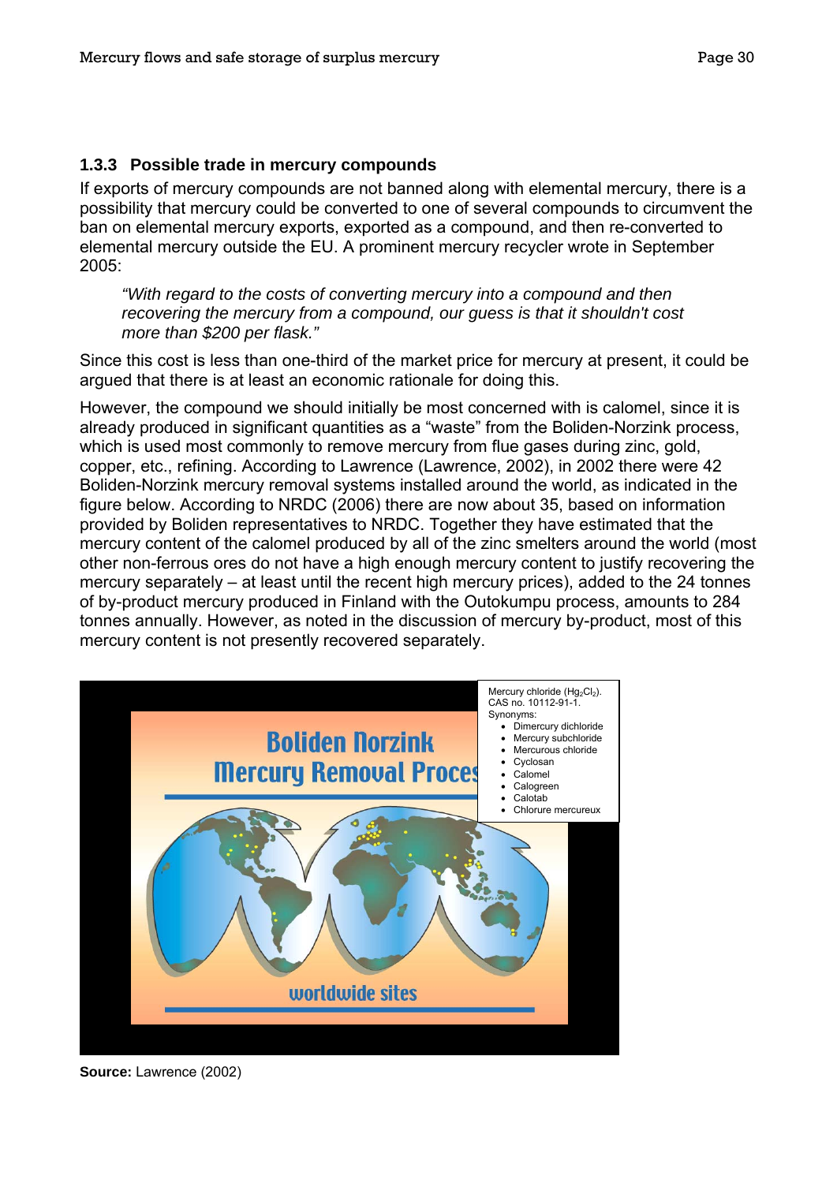### 1.3.3 Possible trade in mercury compounds

If exports of mercury compounds are not banned along with elemental mercury, there is a possibility that mercury could be converted to one of several compounds to circumvent the ban on elemental mercury exports, exported as a compound, and then re-converted to elemental mercury outside the EU. A prominent mercury recycler wrote in September 2005:

> *"With regard to the costs of converting mercury into a compound and then recovering the mercury from a compound, our guess is that it shouldn't cost more than $200 per flask."*

Since this cost is less than one-third of the market price for mercury at present, it could be argued that there is at least an economic rationale for doing this.

However, the compound we should initially be most concerned with is calomel, since it is already produced in significant quantities as a "waste" from the Boliden-Norzink process, which is used most commonly to remove mercury from flue gases during zinc, gold, copper, etc., refining. According to Lawrence (Lawrence, 2002), in 2002 there were 42 Boliden-Norzink mercury removal systems installed around the world, as indicated in the figure below. According to NRDC (2006) there are now about 35, based on information provided by Boliden representatives to NRDC. Together they have estimated that the mercury content of the calomel produced by all of the zinc smelters around the world (most other non-ferrous ores do not have a high enough mercury content to justify recovering the mercury separately – at least until the recent high mercury prices), added to the 24 tonnes of by-product mercury produced in Finland with the Outokumpu process, amounts to 284 tonnes annually. However, as noted in the discussion of mercury by-product, most of this mercury content is not presently recovered separately.

Mercury chloride ($Hg_2Cl_2$).
CAS no. 10112-91-1.
Synonyms:

- Dimercury dichloride
- Mercury subchloride
- Mercurous chloride
- Cyclosan
- Calomel
- Calogreen
- Calotab
- Chlorure mercureux

**Source:** Lawrence (2002)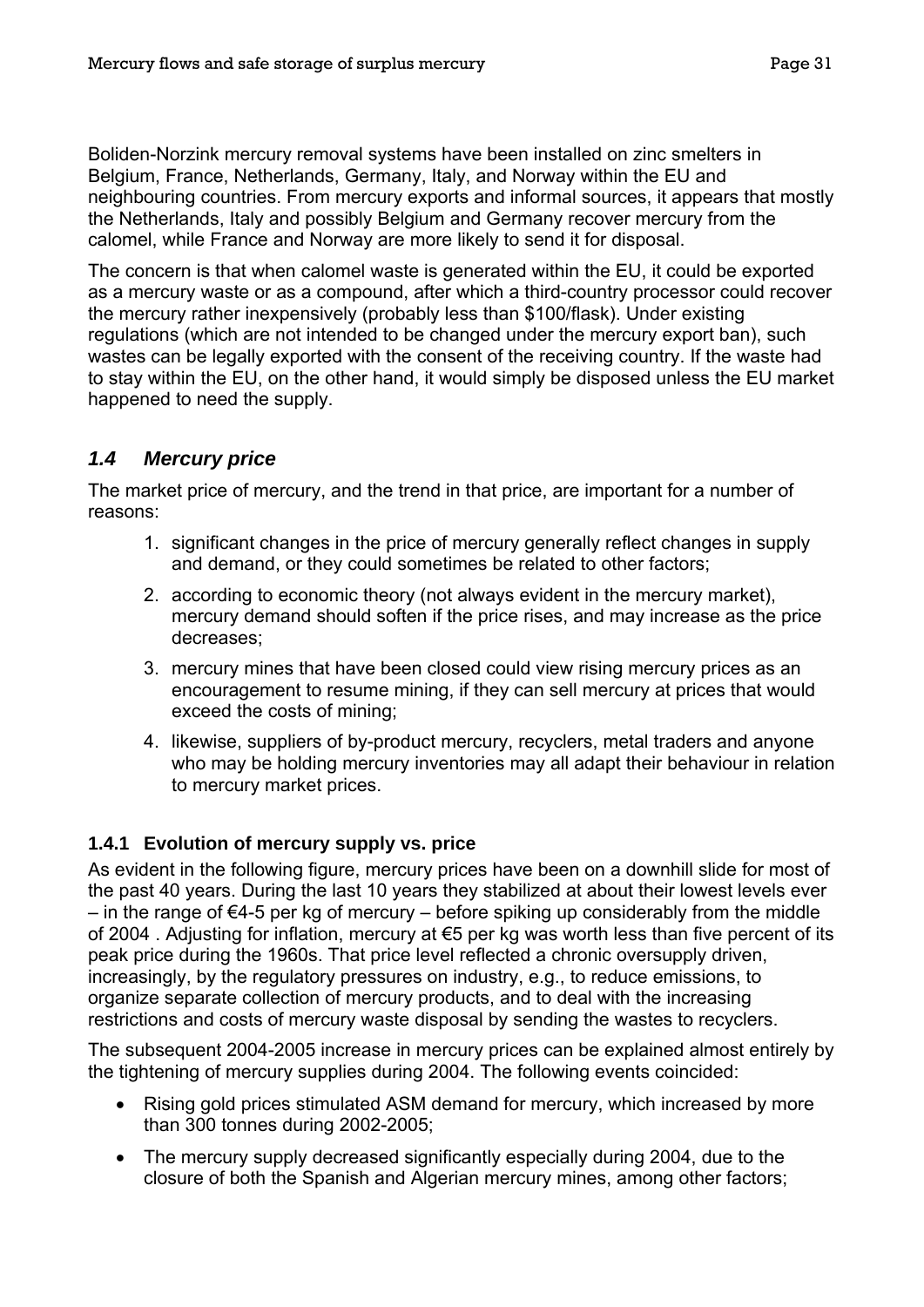Boliden-Norzink mercury removal systems have been installed on zinc smelters in Belgium, France, Netherlands, Germany, Italy, and Norway within the EU and neighbouring countries. From mercury exports and informal sources, it appears that mostly the Netherlands, Italy and possibly Belgium and Germany recover mercury from the calomel, while France and Norway are more likely to send it for disposal.

The concern is that when calomel waste is generated within the EU, it could be exported as a mercury waste or as a compound, after which a third-country processor could recover the mercury rather inexpensively (probably less than $100/flask). Under existing regulations (which are not intended to be changed under the mercury export ban), such wastes can be legally exported with the consent of the receiving country. If the waste had to stay within the EU, on the other hand, it would simply be disposed unless the EU market happened to need the supply.

## *1.4 Mercury price*

The market price of mercury, and the trend in that price, are important for a number of reasons:

1. significant changes in the price of mercury generally reflect changes in supply and demand, or they could sometimes be related to other factors;
2. according to economic theory (not always evident in the mercury market), mercury demand should soften if the price rises, and may increase as the price decreases;
3. mercury mines that have been closed could view rising mercury prices as an encouragement to resume mining, if they can sell mercury at prices that would exceed the costs of mining;
4. likewise, suppliers of by-product mercury, recyclers, metal traders and anyone who may be holding mercury inventories may all adapt their behaviour in relation to mercury market prices.

### 1.4.1 Evolution of mercury supply vs. price

As evident in the following figure, mercury prices have been on a downhill slide for most of the past 40 years. During the last 10 years they stabilized at about their lowest levels ever – in the range of €4-5 per kg of mercury – before spiking up considerably from the middle of 2004 . Adjusting for inflation, mercury at €5 per kg was worth less than five percent of its peak price during the 1960s. That price level reflected a chronic oversupply driven, increasingly, by the regulatory pressures on industry, e.g., to reduce emissions, to organize separate collection of mercury products, and to deal with the increasing restrictions and costs of mercury waste disposal by sending the wastes to recyclers.

The subsequent 2004-2005 increase in mercury prices can be explained almost entirely by the tightening of mercury supplies during 2004. The following events coincided:

- Rising gold prices stimulated ASM demand for mercury, which increased by more than 300 tonnes during 2002-2005;
- The mercury supply decreased significantly especially during 2004, due to the closure of both the Spanish and Algerian mercury mines, among other factors;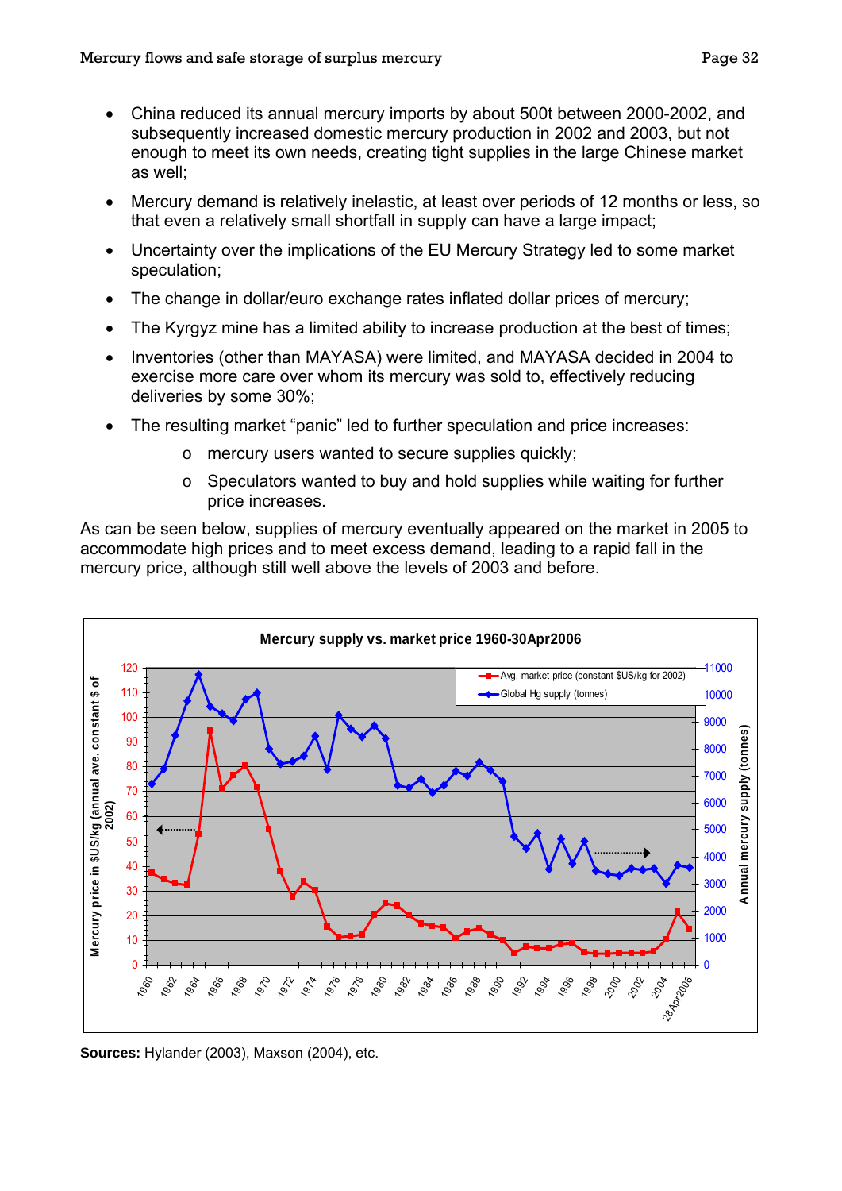- China reduced its annual mercury imports by about 500t between 2000-2002, and subsequently increased domestic mercury production in 2002 and 2003, but not enough to meet its own needs, creating tight supplies in the large Chinese market as well;
- Mercury demand is relatively inelastic, at least over periods of 12 months or less, so that even a relatively small shortfall in supply can have a large impact;
- Uncertainty over the implications of the EU Mercury Strategy led to some market speculation;
- The change in dollar/euro exchange rates inflated dollar prices of mercury;
- The Kyrgyz mine has a limited ability to increase production at the best of times;
- Inventories (other than MAYASA) were limited, and MAYASA decided in 2004 to exercise more care over whom its mercury was sold to, effectively reducing deliveries by some 30%;
- The resulting market "panic" led to further speculation and price increases:
  - mercury users wanted to secure supplies quickly;
  - Speculators wanted to buy and hold supplies while waiting for further price increases.

As can be seen below, supplies of mercury eventually appeared on the market in 2005 to accommodate high prices and to meet excess demand, leading to a rapid fall in the mercury price, although still well above the levels of 2003 and before.

**Sources:** Hylander (2003), Maxson (2004), etc.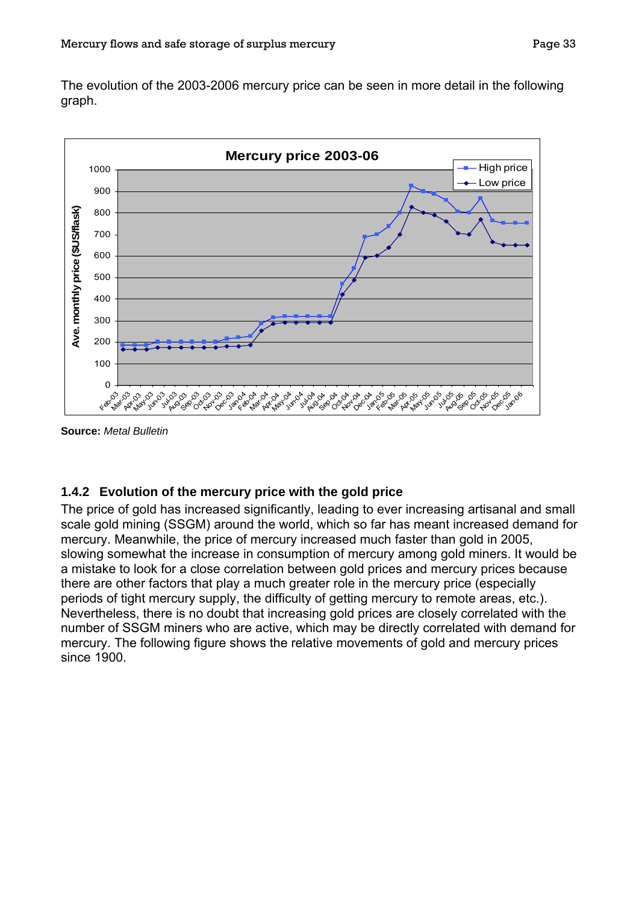The evolution of the 2003-2006 mercury price can be seen in more detail in the following graph.

Source: *Metal Bulletin*

### 1.4.2 Evolution of the mercury price with the gold price

The price of gold has increased significantly, leading to ever increasing artisanal and small scale gold mining (SSGM) around the world, which so far has meant increased demand for mercury. Meanwhile, the price of mercury increased much faster than gold in 2005, slowing somewhat the increase in consumption of mercury among gold miners. It would be a mistake to look for a close correlation between gold prices and mercury prices because there are other factors that play a much greater role in the mercury price (especially periods of tight mercury supply, the difficulty of getting mercury to remote areas, etc.). Nevertheless, there is no doubt that increasing gold prices are closely correlated with the number of SSGM miners who are active, which may be directly correlated with demand for mercury. The following figure shows the relative movements of gold and mercury prices since 1900.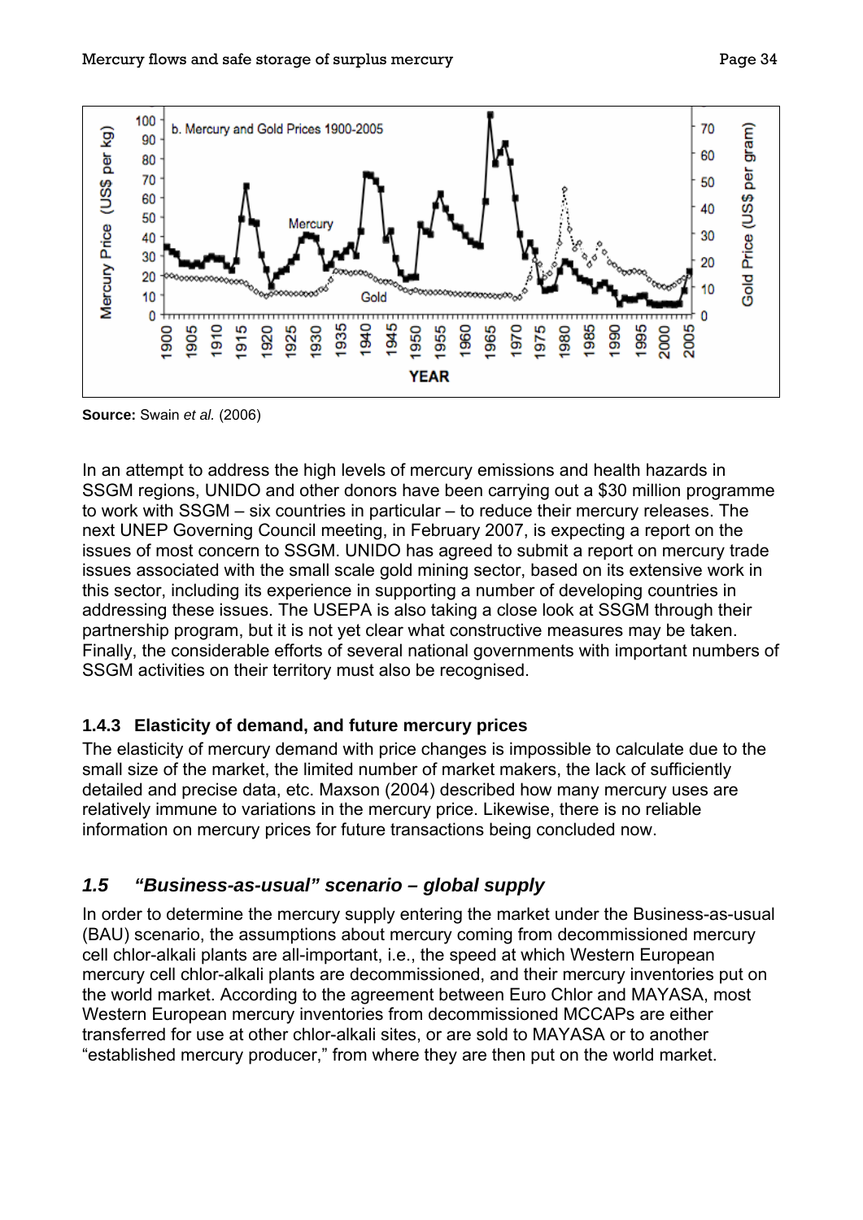**Source:** Swain *et al.* (2006)

In an attempt to address the high levels of mercury emissions and health hazards in SSGM regions, UNIDO and other donors have been carrying out a $30 million programme to work with SSGM – six countries in particular – to reduce their mercury releases. The next UNEP Governing Council meeting, in February 2007, is expecting a report on the issues of most concern to SSGM. UNIDO has agreed to submit a report on mercury trade issues associated with the small scale gold mining sector, based on its extensive work in this sector, including its experience in supporting a number of developing countries in addressing these issues. The USEPA is also taking a close look at SSGM through their partnership program, but it is not yet clear what constructive measures may be taken. Finally, the considerable efforts of several national governments with important numbers of SSGM activities on their territory must also be recognised.

### 1.4.3 Elasticity of demand, and future mercury prices

The elasticity of mercury demand with price changes is impossible to calculate due to the small size of the market, the limited number of market makers, the lack of sufficiently detailed and precise data, etc. Maxson (2004) described how many mercury uses are relatively immune to variations in the mercury price. Likewise, there is no reliable information on mercury prices for future transactions being concluded now.

## *1.5 "Business-as-usual" scenario – global supply*

In order to determine the mercury supply entering the market under the Business-as-usual (BAU) scenario, the assumptions about mercury coming from decommissioned mercury cell chlor-alkali plants are all-important, i.e., the speed at which Western European mercury cell chlor-alkali plants are decommissioned, and their mercury inventories put on the world market. According to the agreement between Euro Chlor and MAYASA, most Western European mercury inventories from decommissioned MCCAPs are either transferred for use at other chlor-alkali sites, or are sold to MAYASA or to another "established mercury producer," from where they are then put on the world market.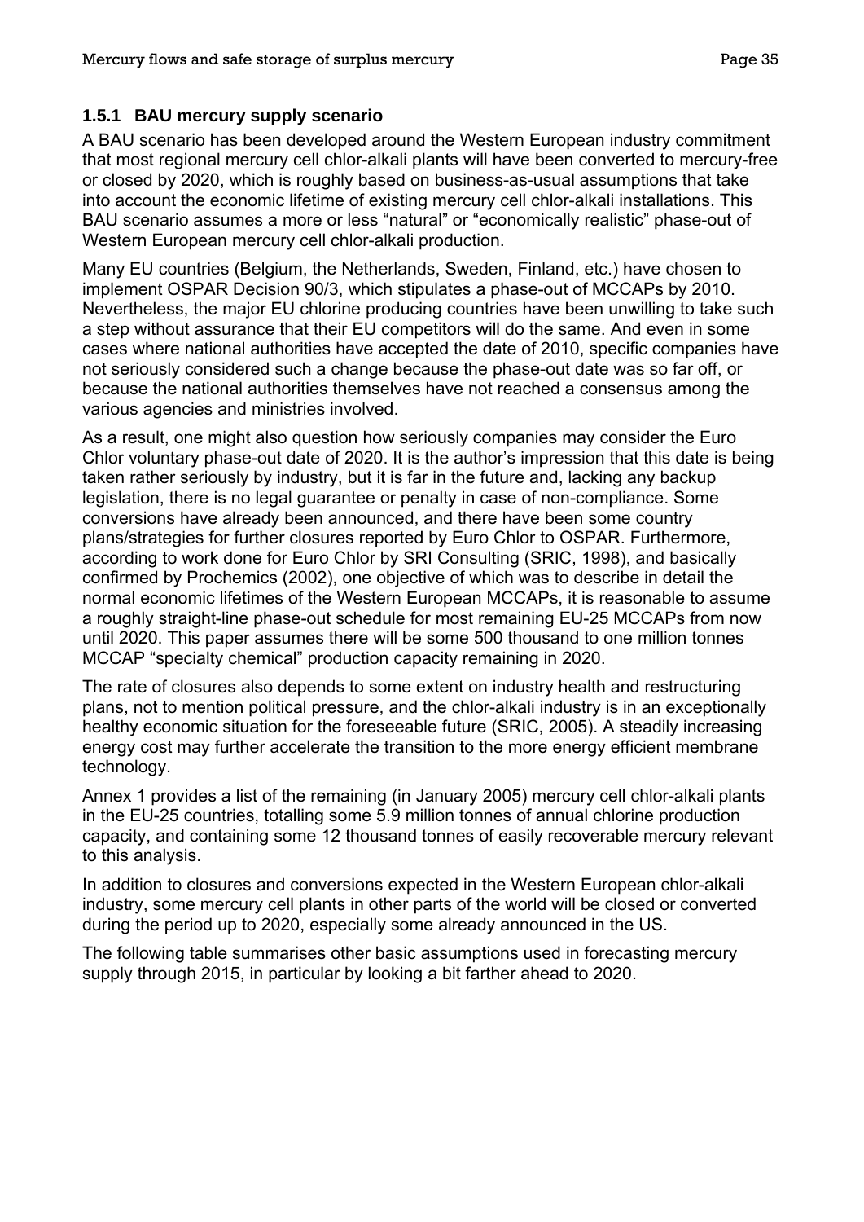### 1.5.1 BAU mercury supply scenario

A BAU scenario has been developed around the Western European industry commitment that most regional mercury cell chlor-alkali plants will have been converted to mercury-free or closed by 2020, which is roughly based on business-as-usual assumptions that take into account the economic lifetime of existing mercury cell chlor-alkali installations. This BAU scenario assumes a more or less "natural" or "economically realistic" phase-out of Western European mercury cell chlor-alkali production.

Many EU countries (Belgium, the Netherlands, Sweden, Finland, etc.) have chosen to implement OSPAR Decision 90/3, which stipulates a phase-out of MCCAPs by 2010. Nevertheless, the major EU chlorine producing countries have been unwilling to take such a step without assurance that their EU competitors will do the same. And even in some cases where national authorities have accepted the date of 2010, specific companies have not seriously considered such a change because the phase-out date was so far off, or because the national authorities themselves have not reached a consensus among the various agencies and ministries involved.

As a result, one might also question how seriously companies may consider the Euro Chlor voluntary phase-out date of 2020. It is the author's impression that this date is being taken rather seriously by industry, but it is far in the future and, lacking any backup legislation, there is no legal guarantee or penalty in case of non-compliance. Some conversions have already been announced, and there have been some country plans/strategies for further closures reported by Euro Chlor to OSPAR. Furthermore, according to work done for Euro Chlor by SRI Consulting (SRIC, 1998), and basically confirmed by Prochemics (2002), one objective of which was to describe in detail the normal economic lifetimes of the Western European MCCAPs, it is reasonable to assume a roughly straight-line phase-out schedule for most remaining EU-25 MCCAPs from now until 2020. This paper assumes there will be some 500 thousand to one million tonnes MCCAP "specialty chemical" production capacity remaining in 2020.

The rate of closures also depends to some extent on industry health and restructuring plans, not to mention political pressure, and the chlor-alkali industry is in an exceptionally healthy economic situation for the foreseeable future (SRIC, 2005). A steadily increasing energy cost may further accelerate the transition to the more energy efficient membrane technology.

Annex 1 provides a list of the remaining (in January 2005) mercury cell chlor-alkali plants in the EU-25 countries, totalling some 5.9 million tonnes of annual chlorine production capacity, and containing some 12 thousand tonnes of easily recoverable mercury relevant to this analysis.

In addition to closures and conversions expected in the Western European chlor-alkali industry, some mercury cell plants in other parts of the world will be closed or converted during the period up to 2020, especially some already announced in the US.

The following table summarises other basic assumptions used in forecasting mercury supply through 2015, in particular by looking a bit farther ahead to 2020.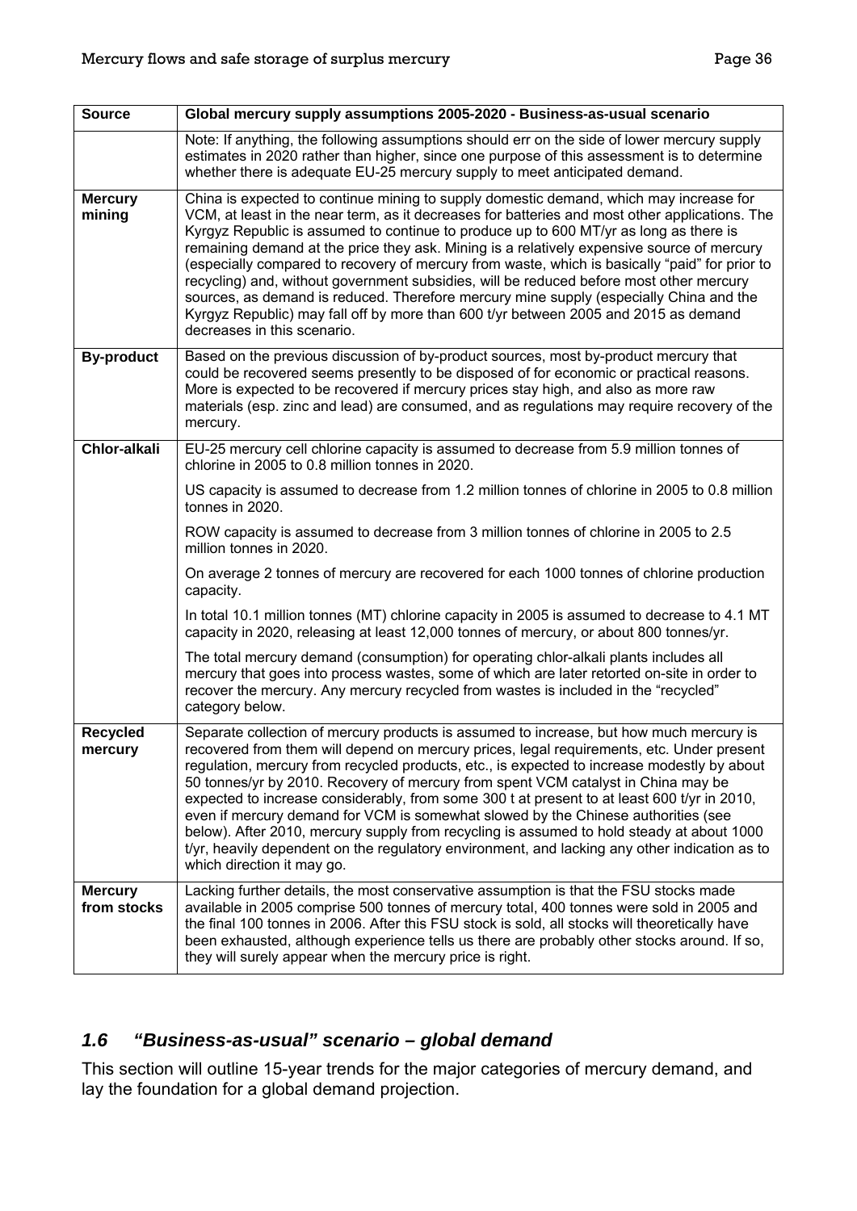| Source | Global mercury supply assumptions 2005-2020 - Business-as-usual scenario |
|---|---|
| | Note: If anything, the following assumptions should err on the side of lower mercury supply estimates in 2020 rather than higher, since one purpose of this assessment is to determine whether there is adequate EU-25 mercury supply to meet anticipated demand. |
| **Mercury mining** | China is expected to continue mining to supply domestic demand, which may increase for VCM, at least in the near term, as it decreases for batteries and most other applications. The Kyrgyz Republic is assumed to continue to produce up to 600 MT/yr as long as there is remaining demand at the price they ask. Mining is a relatively expensive source of mercury (especially compared to recovery of mercury from waste, which is basically "paid" for prior to recycling) and, without government subsidies, will be reduced before most other mercury sources, as demand is reduced. Therefore mercury mine supply (especially China and the Kyrgyz Republic) may fall off by more than 600 t/yr between 2005 and 2015 as demand decreases in this scenario. |
| **By-product** | Based on the previous discussion of by-product sources, most by-product mercury that could be recovered seems presently to be disposed of for economic or practical reasons. More is expected to be recovered if mercury prices stay high, and also as more raw materials (esp. zinc and lead) are consumed, and as regulations may require recovery of the mercury. |
| **Chlor-alkali** | EU-25 mercury cell chlorine capacity is assumed to decrease from 5.9 million tonnes of chlorine in 2005 to 0.8 million tonnes in 2020. |
| | US capacity is assumed to decrease from 1.2 million tonnes of chlorine in 2005 to 0.8 million tonnes in 2020. |
| | ROW capacity is assumed to decrease from 3 million tonnes of chlorine in 2005 to 2.5 million tonnes in 2020. |
| | On average 2 tonnes of mercury are recovered for each 1000 tonnes of chlorine production capacity. |
| | In total 10.1 million tonnes (MT) chlorine capacity in 2005 is assumed to decrease to 4.1 MT capacity in 2020, releasing at least 12,000 tonnes of mercury, or about 800 tonnes/yr. |
| | The total mercury demand (consumption) for operating chlor-alkali plants includes all mercury that goes into process wastes, some of which are later retorted on-site in order to recover the mercury. Any mercury recycled from wastes is included in the "recycled" category below. |
| **Recycled mercury** | Separate collection of mercury products is assumed to increase, but how much mercury is recovered from them will depend on mercury prices, legal requirements, etc. Under present regulation, mercury from recycled products, etc., is expected to increase modestly by about 50 tonnes/yr by 2010. Recovery of mercury from spent VCM catalyst in China may be expected to increase considerably, from some 300 t at present to at least 600 t/yr in 2010, even if mercury demand for VCM is somewhat slowed by the Chinese authorities (see below). After 2010, mercury supply from recycling is assumed to hold steady at about 1000 t/yr, heavily dependent on the regulatory environment, and lacking any other indication as to which direction it may go. |
| **Mercury from stocks** | Lacking further details, the most conservative assumption is that the FSU stocks made available in 2005 comprise 500 tonnes of mercury total, 400 tonnes were sold in 2005 and the final 100 tonnes in 2006. After this FSU stock is sold, all stocks will theoretically have been exhausted, although experience tells us there are probably other stocks around. If so, they will surely appear when the mercury price is right. |

## *1.6 "Business-as-usual" scenario – global demand*

This section will outline 15-year trends for the major categories of mercury demand, and lay the foundation for a global demand projection.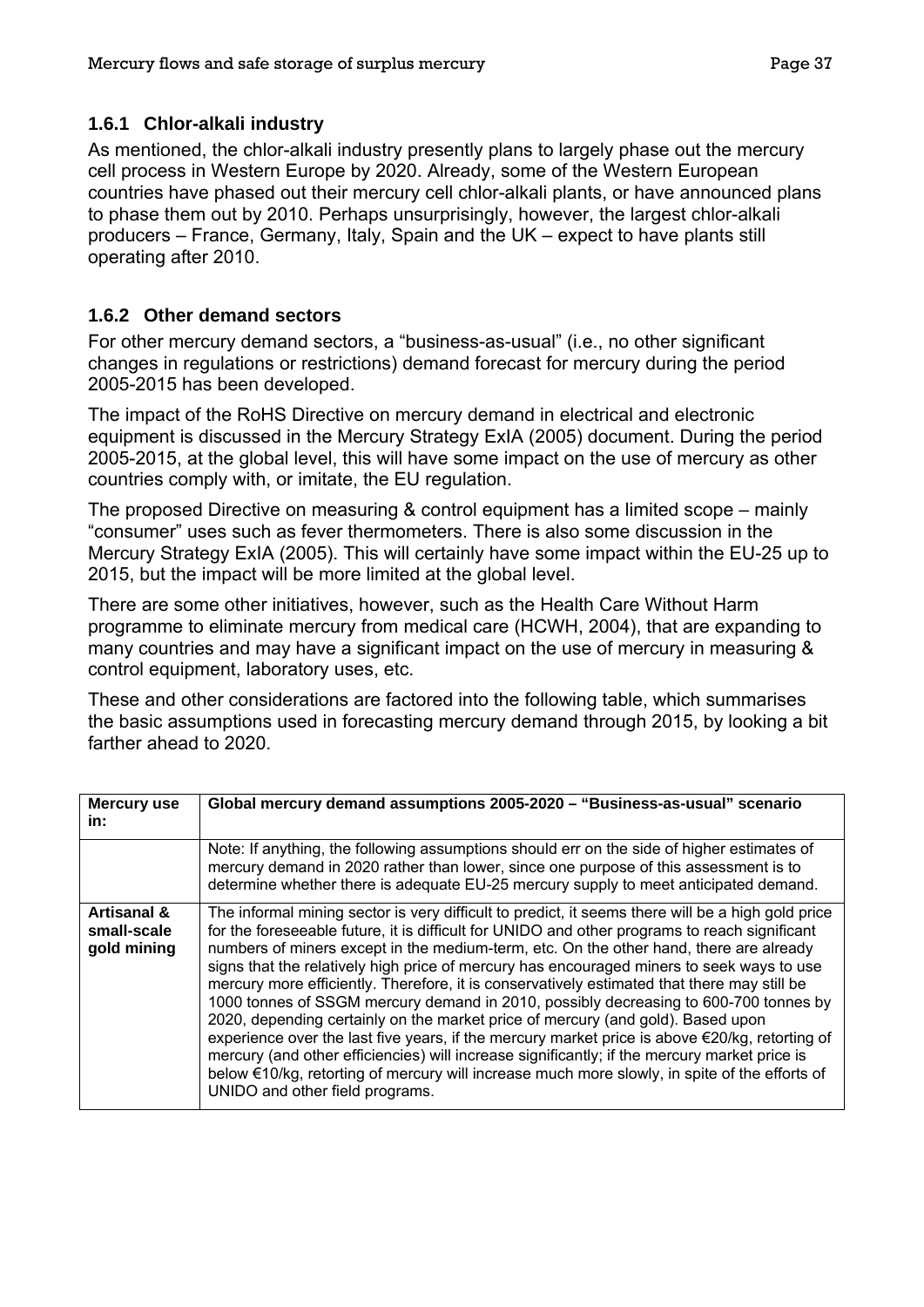### 1.6.1 Chlor-alkali industry

As mentioned, the chlor-alkali industry presently plans to largely phase out the mercury cell process in Western Europe by 2020. Already, some of the Western European countries have phased out their mercury cell chlor-alkali plants, or have announced plans to phase them out by 2010. Perhaps unsurprisingly, however, the largest chlor-alkali producers – France, Germany, Italy, Spain and the UK – expect to have plants still operating after 2010.

### 1.6.2 Other demand sectors

For other mercury demand sectors, a "business-as-usual" (i.e., no other significant changes in regulations or restrictions) demand forecast for mercury during the period 2005-2015 has been developed.

The impact of the RoHS Directive on mercury demand in electrical and electronic equipment is discussed in the Mercury Strategy ExIA (2005) document. During the period 2005-2015, at the global level, this will have some impact on the use of mercury as other countries comply with, or imitate, the EU regulation.

The proposed Directive on measuring & control equipment has a limited scope – mainly "consumer" uses such as fever thermometers. There is also some discussion in the Mercury Strategy ExIA (2005). This will certainly have some impact within the EU-25 up to 2015, but the impact will be more limited at the global level.

There are some other initiatives, however, such as the Health Care Without Harm programme to eliminate mercury from medical care (HCWH, 2004), that are expanding to many countries and may have a significant impact on the use of mercury in measuring & control equipment, laboratory uses, etc.

These and other considerations are factored into the following table, which summarises the basic assumptions used in forecasting mercury demand through 2015, by looking a bit farther ahead to 2020.

| Mercury use in: | Global mercury demand assumptions 2005-2020 – "Business-as-usual" scenario |
|---|---|
| | Note: If anything, the following assumptions should err on the side of higher estimates of mercury demand in 2020 rather than lower, since one purpose of this assessment is to determine whether there is adequate EU-25 mercury supply to meet anticipated demand. |
| **Artisanal & small-scale gold mining** | The informal mining sector is very difficult to predict, it seems there will be a high gold price for the foreseeable future, it is difficult for UNIDO and other programs to reach significant numbers of miners except in the medium-term, etc. On the other hand, there are already signs that the relatively high price of mercury has encouraged miners to seek ways to use mercury more efficiently. Therefore, it is conservatively estimated that there may still be 1000 tonnes of SSGM mercury demand in 2010, possibly decreasing to 600-700 tonnes by 2020, depending certainly on the market price of mercury (and gold). Based upon experience over the last five years, if the mercury market price is above €20/kg, retorting of mercury (and other efficiencies) will increase significantly; if the mercury market price is below €10/kg, retorting of mercury will increase much more slowly, in spite of the efforts of UNIDO and other field programs. |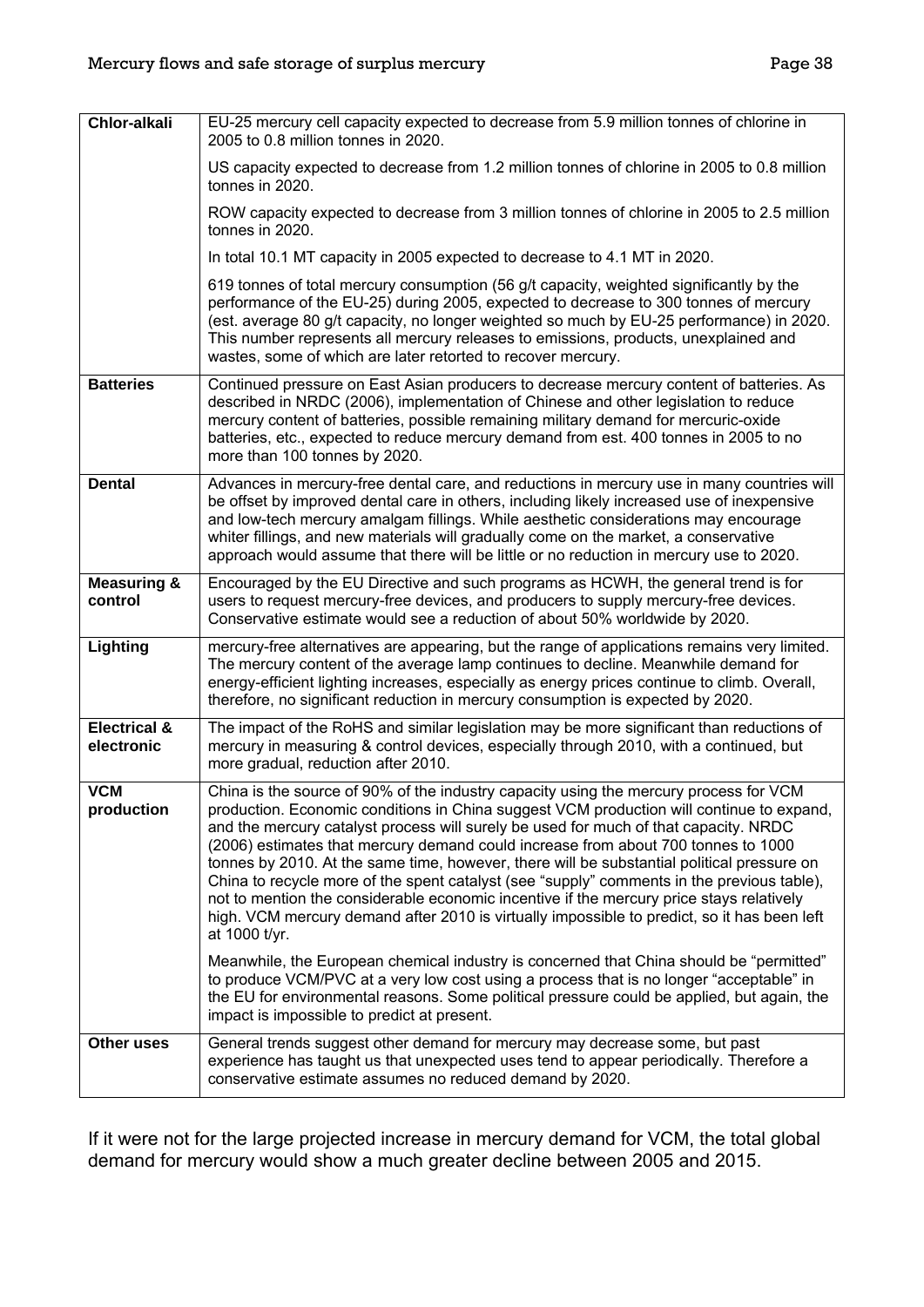| | |
|---|---|
| **Chlor-alkali** | EU-25 mercury cell capacity expected to decrease from 5.9 million tonnes of chlorine in 2005 to 0.8 million tonnes in 2020.<br><br>US capacity expected to decrease from 1.2 million tonnes of chlorine in 2005 to 0.8 million tonnes in 2020.<br><br>ROW capacity expected to decrease from 3 million tonnes of chlorine in 2005 to 2.5 million tonnes in 2020.<br><br>In total 10.1 MT capacity in 2005 expected to decrease to 4.1 MT in 2020.<br><br>619 tonnes of total mercury consumption (56 g/t capacity, weighted significantly by the performance of the EU-25) during 2005, expected to decrease to 300 tonnes of mercury (est. average 80 g/t capacity, no longer weighted so much by EU-25 performance) in 2020. This number represents all mercury releases to emissions, products, unexplained and wastes, some of which are later retorted to recover mercury. |
| **Batteries** | Continued pressure on East Asian producers to decrease mercury content of batteries. As described in NRDC (2006), implementation of Chinese and other legislation to reduce mercury content of batteries, possible remaining military demand for mercuric-oxide batteries, etc., expected to reduce mercury demand from est. 400 tonnes in 2005 to no more than 100 tonnes by 2020. |
| **Dental** | Advances in mercury-free dental care, and reductions in mercury use in many countries will be offset by improved dental care in others, including likely increased use of inexpensive and low-tech mercury amalgam fillings. While aesthetic considerations may encourage whiter fillings, and new materials will gradually come on the market, a conservative approach would assume that there will be little or no reduction in mercury use to 2020. |
| **Measuring & control** | Encouraged by the EU Directive and such programs as HCWH, the general trend is for users to request mercury-free devices, and producers to supply mercury-free devices. Conservative estimate would see a reduction of about 50% worldwide by 2020. |
| **Lighting** | mercury-free alternatives are appearing, but the range of applications remains very limited. The mercury content of the average lamp continues to decline. Meanwhile demand for energy-efficient lighting increases, especially as energy prices continue to climb. Overall, therefore, no significant reduction in mercury consumption is expected by 2020. |
| **Electrical & electronic** | The impact of the RoHS and similar legislation may be more significant than reductions of mercury in measuring & control devices, especially through 2010, with a continued, but more gradual, reduction after 2010. |
| **VCM production** | China is the source of 90% of the industry capacity using the mercury process for VCM production. Economic conditions in China suggest VCM production will continue to expand, and the mercury catalyst process will surely be used for much of that capacity. NRDC (2006) estimates that mercury demand could increase from about 700 tonnes to 1000 tonnes by 2010. At the same time, however, there will be substantial political pressure on China to recycle more of the spent catalyst (see "supply" comments in the previous table), not to mention the considerable economic incentive if the mercury price stays relatively high. VCM mercury demand after 2010 is virtually impossible to predict, so it has been left at 1000 t/yr.<br><br>Meanwhile, the European chemical industry is concerned that China should be "permitted" to produce VCM/PVC at a very low cost using a process that is no longer "acceptable" in the EU for environmental reasons. Some political pressure could be applied, but again, the impact is impossible to predict at present. |
| **Other uses** | General trends suggest other demand for mercury may decrease some, but past experience has taught us that unexpected uses tend to appear periodically. Therefore a conservative estimate assumes no reduced demand by 2020. |

If it were not for the large projected increase in mercury demand for VCM, the total global demand for mercury would show a much greater decline between 2005 and 2015.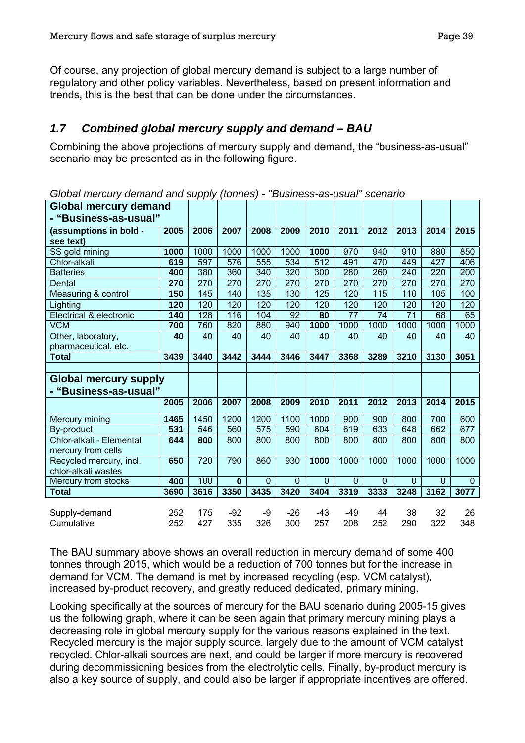Of course, any projection of global mercury demand is subject to a large number of regulatory and other policy variables. Nevertheless, based on present information and trends, this is the best that can be done under the circumstances.

## *1.7 Combined global mercury supply and demand – BAU*

Combining the above projections of mercury supply and demand, the "business-as-usual" scenario may be presented as in the following figure.

*Global mercury demand and supply (tonnes) - "Business-as-usual" scenario*

| **Global mercury demand - "Business-as-usual"** | | | | | | | | | | | |
|---|---|---|---|---|---|---|---|---|---|---|---|
| **(assumptions in bold - see text)** | **2005** | **2006** | **2007** | **2008** | **2009** | **2010** | **2011** | **2012** | **2013** | **2014** | **2015** |
| SS gold mining | **1000** | 1000 | 1000 | 1000 | 1000 | **1000** | 970 | 940 | 910 | 880 | 850 |
| Chlor-alkali | **619** | 597 | 576 | 555 | 534 | 512 | 491 | 470 | 449 | 427 | 406 |
| Batteries | **400** | 380 | 360 | 340 | 320 | 300 | 280 | 260 | 240 | 220 | 200 |
| Dental | **270** | 270 | 270 | 270 | 270 | 270 | 270 | 270 | 270 | 270 | 270 |
| Measuring & control | **150** | 145 | 140 | 135 | 130 | 125 | 120 | 115 | 110 | 105 | 100 |
| Lighting | **120** | 120 | 120 | 120 | 120 | 120 | 120 | 120 | 120 | 120 | 120 |
| Electrical & electronic | **140** | 128 | 116 | 104 | 92 | **80** | 77 | 74 | 71 | 68 | 65 |
| VCM | **700** | 760 | 820 | 880 | 940 | **1000** | 1000 | 1000 | 1000 | 1000 | 1000 |
| Other, laboratory, pharmaceutical, etc. | **40** | 40 | 40 | 40 | 40 | 40 | 40 | 40 | 40 | 40 | 40 |
| **Total** | **3439** | **3440** | **3442** | **3444** | **3446** | **3447** | **3368** | **3289** | **3210** | **3130** | **3051** |
| | | | | | | | | | | | |
| **Global mercury supply - "Business-as-usual"** | | | | | | | | | | | |
| | **2005** | **2006** | **2007** | **2008** | **2009** | **2010** | **2011** | **2012** | **2013** | **2014** | **2015** |
| Mercury mining | **1465** | 1450 | 1200 | 1200 | 1100 | 1000 | 900 | 900 | 800 | 700 | 600 |
| By-product | **531** | 546 | 560 | 575 | 590 | 604 | 619 | 633 | 648 | 662 | 677 |
| Chlor-alkali - Elemental mercury from cells | **644** | **800** | 800 | 800 | 800 | 800 | 800 | 800 | 800 | 800 | 800 |
| Recycled mercury, incl. chlor-alkali wastes | **650** | 720 | 790 | 860 | 930 | **1000** | 1000 | 1000 | 1000 | 1000 | 1000 |
| Mercury from stocks | **400** | 100 | **0** | 0 | 0 | 0 | 0 | 0 | 0 | 0 | 0 |
| **Total** | **3690** | **3616** | **3350** | **3435** | **3420** | **3404** | **3319** | **3333** | **3248** | **3162** | **3077** |
| | | | | | | | | | | | |
| Supply-demand | 252 | 175 | -92 | -9 | -26 | -43 | -49 | 44 | 38 | 32 | 26 |
| Cumulative | 252 | 427 | 335 | 326 | 300 | 257 | 208 | 252 | 290 | 322 | 348 |

The BAU summary above shows an overall reduction in mercury demand of some 400 tonnes through 2015, which would be a reduction of 700 tonnes but for the increase in demand for VCM. The demand is met by increased recycling (esp. VCM catalyst), increased by-product recovery, and greatly reduced dedicated, primary mining.

Looking specifically at the sources of mercury for the BAU scenario during 2005-15 gives us the following graph, where it can be seen again that primary mercury mining plays a decreasing role in global mercury supply for the various reasons explained in the text. Recycled mercury is the major supply source, largely due to the amount of VCM catalyst recycled. Chlor-alkali sources are next, and could be larger if more mercury is recovered during decommissioning besides from the electrolytic cells. Finally, by-product mercury is also a key source of supply, and could also be larger if appropriate incentives are offered.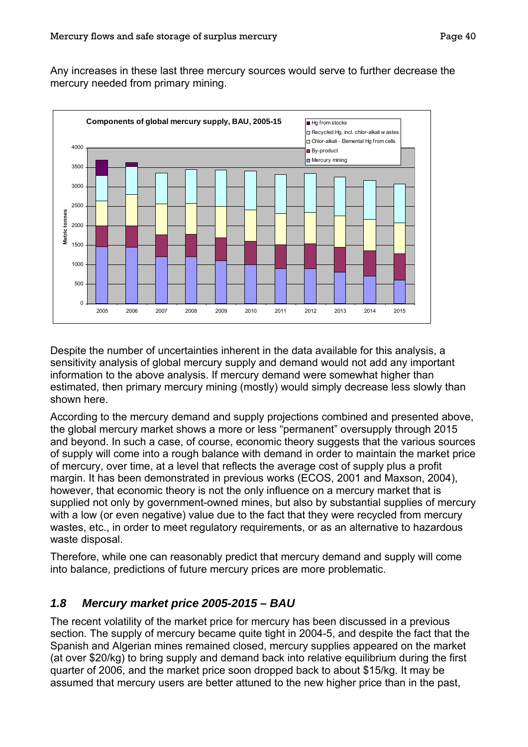Any increases in these last three mercury sources would serve to further decrease the mercury needed from primary mining.

Despite the number of uncertainties inherent in the data available for this analysis, a sensitivity analysis of global mercury supply and demand would not add any important information to the above analysis. If mercury demand were somewhat higher than estimated, then primary mercury mining (mostly) would simply decrease less slowly than shown here.

According to the mercury demand and supply projections combined and presented above, the global mercury market shows a more or less "permanent" oversupply through 2015 and beyond. In such a case, of course, economic theory suggests that the various sources of supply will come into a rough balance with demand in order to maintain the market price of mercury, over time, at a level that reflects the average cost of supply plus a profit margin. It has been demonstrated in previous works (ECOS, 2001 and Maxson, 2004), however, that economic theory is not the only influence on a mercury market that is supplied not only by government-owned mines, but also by substantial supplies of mercury with a low (or even negative) value due to the fact that they were recycled from mercury wastes, etc., in order to meet regulatory requirements, or as an alternative to hazardous waste disposal.

Therefore, while one can reasonably predict that mercury demand and supply will come into balance, predictions of future mercury prices are more problematic.

## *1.8 Mercury market price 2005-2015 – BAU*

The recent volatility of the market price for mercury has been discussed in a previous section. The supply of mercury became quite tight in 2004-5, and despite the fact that the Spanish and Algerian mines remained closed, mercury supplies appeared on the market (at over \$20/kg) to bring supply and demand back into relative equilibrium during the first quarter of 2006, and the market price soon dropped back to about \$15/kg. It may be assumed that mercury users are better attuned to the new higher price than in the past,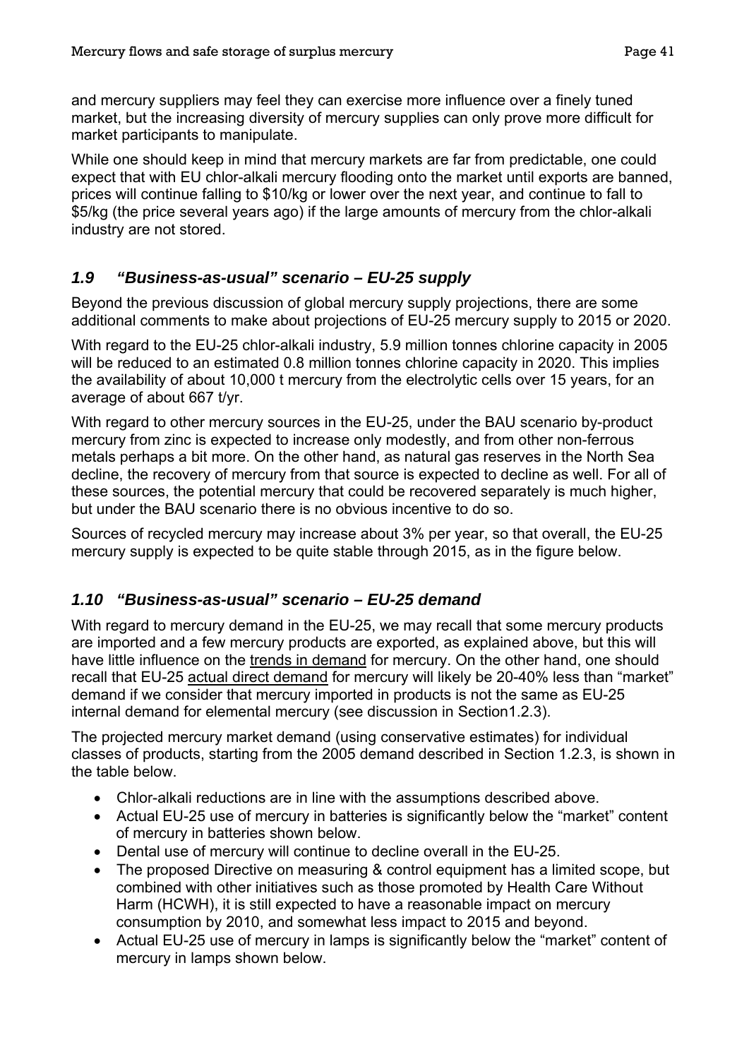and mercury suppliers may feel they can exercise more influence over a finely tuned market, but the increasing diversity of mercury supplies can only prove more difficult for market participants to manipulate.

While one should keep in mind that mercury markets are far from predictable, one could expect that with EU chlor-alkali mercury flooding onto the market until exports are banned, prices will continue falling to \$10/kg or lower over the next year, and continue to fall to \$5/kg (the price several years ago) if the large amounts of mercury from the chlor-alkali industry are not stored.

## *1.9 "Business-as-usual" scenario – EU-25 supply*

Beyond the previous discussion of global mercury supply projections, there are some additional comments to make about projections of EU-25 mercury supply to 2015 or 2020.

With regard to the EU-25 chlor-alkali industry, 5.9 million tonnes chlorine capacity in 2005 will be reduced to an estimated 0.8 million tonnes chlorine capacity in 2020. This implies the availability of about 10,000 t mercury from the electrolytic cells over 15 years, for an average of about 667 t/yr.

With regard to other mercury sources in the EU-25, under the BAU scenario by-product mercury from zinc is expected to increase only modestly, and from other non-ferrous metals perhaps a bit more. On the other hand, as natural gas reserves in the North Sea decline, the recovery of mercury from that source is expected to decline as well. For all of these sources, the potential mercury that could be recovered separately is much higher, but under the BAU scenario there is no obvious incentive to do so.

Sources of recycled mercury may increase about 3% per year, so that overall, the EU-25 mercury supply is expected to be quite stable through 2015, as in the figure below.

## *1.10 "Business-as-usual" scenario – EU-25 demand*

With regard to mercury demand in the EU-25, we may recall that some mercury products are imported and a few mercury products are exported, as explained above, but this will have little influence on the trends in demand for mercury. On the other hand, one should recall that EU-25 actual direct demand for mercury will likely be 20-40% less than "market" demand if we consider that mercury imported in products is not the same as EU-25 internal demand for elemental mercury (see discussion in Section1.2.3).

The projected mercury market demand (using conservative estimates) for individual classes of products, starting from the 2005 demand described in Section 1.2.3, is shown in the table below.

- Chlor-alkali reductions are in line with the assumptions described above.
- Actual EU-25 use of mercury in batteries is significantly below the "market" content of mercury in batteries shown below.
- Dental use of mercury will continue to decline overall in the EU-25.
- The proposed Directive on measuring & control equipment has a limited scope, but combined with other initiatives such as those promoted by Health Care Without Harm (HCWH), it is still expected to have a reasonable impact on mercury consumption by 2010, and somewhat less impact to 2015 and beyond.
- Actual EU-25 use of mercury in lamps is significantly below the "market" content of mercury in lamps shown below.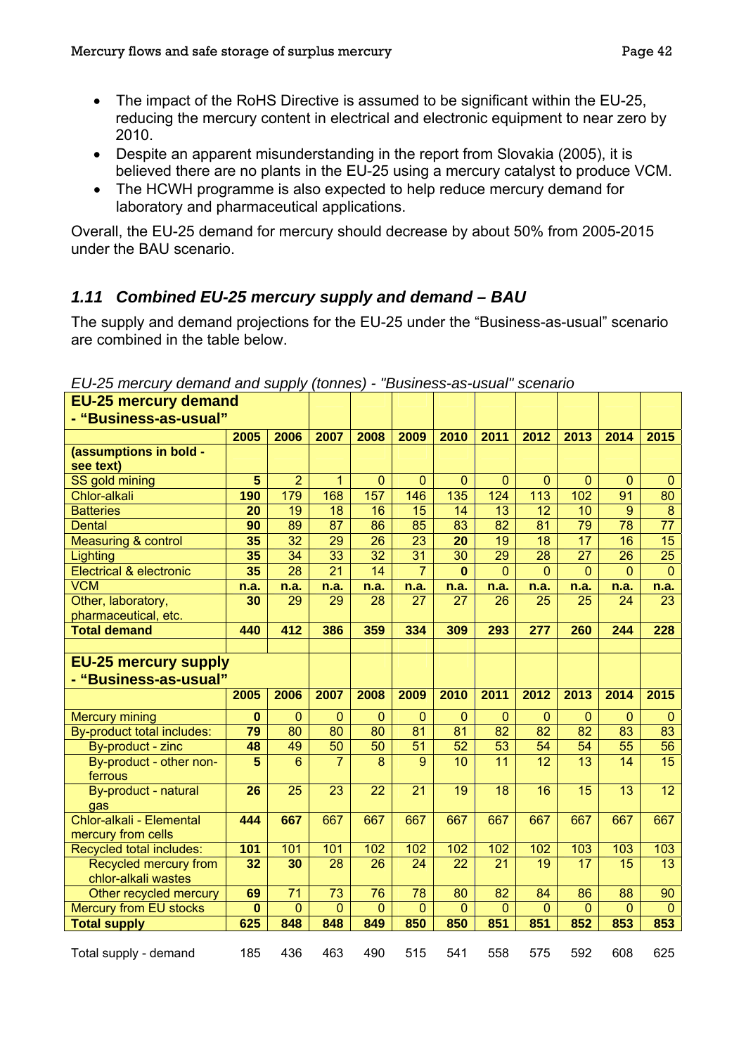- The impact of the RoHS Directive is assumed to be significant within the EU-25, reducing the mercury content in electrical and electronic equipment to near zero by 2010.
- Despite an apparent misunderstanding in the report from Slovakia (2005), it is believed there are no plants in the EU-25 using a mercury catalyst to produce VCM.
- The HCWH programme is also expected to help reduce mercury demand for laboratory and pharmaceutical applications.

Overall, the EU-25 demand for mercury should decrease by about 50% from 2005-2015 under the BAU scenario.

## *1.11 Combined EU-25 mercury supply and demand – BAU*

The supply and demand projections for the EU-25 under the "Business-as-usual" scenario are combined in the table below.

*EU-25 mercury demand and supply (tonnes) - "Business-as-usual" scenario*

| **EU-25 mercury demand - "Business-as-usual"** | | | | | | | | | | | |
|---|---|---|---|---|---|---|---|---|---|---|---|
| | **2005** | **2006** | **2007** | **2008** | **2009** | **2010** | **2011** | **2012** | **2013** | **2014** | **2015** |
| **(assumptions in bold - see text)** | | | | | | | | | | | |
| SS gold mining | **5** | 2 | 1 | 0 | 0 | 0 | 0 | 0 | 0 | 0 | 0 |
| Chlor-alkali | **190** | 179 | 168 | 157 | 146 | 135 | 124 | 113 | 102 | 91 | 80 |
| Batteries | **20** | 19 | 18 | 16 | 15 | 14 | 13 | 12 | 10 | 9 | 8 |
| Dental | **90** | 89 | 87 | 86 | 85 | 83 | 82 | 81 | 79 | 78 | 77 |
| Measuring & control | **35** | 32 | 29 | 26 | 23 | **20** | 19 | 18 | 17 | 16 | 15 |
| Lighting | **35** | 34 | 33 | 32 | 31 | 30 | 29 | 28 | 27 | 26 | 25 |
| Electrical & electronic | **35** | 28 | 21 | 14 | 7 | **0** | 0 | 0 | 0 | 0 | 0 |
| VCM | **n.a.** | **n.a.** | **n.a.** | **n.a.** | **n.a.** | **n.a.** | **n.a.** | **n.a.** | **n.a.** | **n.a.** | **n.a.** |
| Other, laboratory, pharmaceutical, etc. | **30** | 29 | 29 | 28 | 27 | 27 | 26 | 25 | 25 | 24 | 23 |
| **Total demand** | **440** | **412** | **386** | **359** | **334** | **309** | **293** | **277** | **260** | **244** | **228** |
| | | | | | | | | | | | |
| **EU-25 mercury supply - "Business-as-usual"** | | | | | | | | | | | |
| | **2005** | **2006** | **2007** | **2008** | **2009** | **2010** | **2011** | **2012** | **2013** | **2014** | **2015** |
| Mercury mining | **0** | 0 | 0 | 0 | 0 | 0 | 0 | 0 | 0 | 0 | 0 |
| By-product total includes: | **79** | 80 | 80 | 80 | 81 | 81 | 82 | 82 | 82 | 83 | 83 |
| By-product - zinc | **48** | 49 | 50 | 50 | 51 | 52 | 53 | 54 | 54 | 55 | 56 |
| By-product - other non-ferrous | **5** | 6 | 7 | 8 | 9 | 10 | 11 | 12 | 13 | 14 | 15 |
| By-product - natural gas | **26** | 25 | 23 | 22 | 21 | 19 | 18 | 16 | 15 | 13 | 12 |
| Chlor-alkali - Elemental mercury from cells | **444** | **667** | 667 | 667 | 667 | 667 | 667 | 667 | 667 | 667 | 667 |
| Recycled total includes: | **101** | 101 | 101 | 102 | 102 | 102 | 102 | 102 | 103 | 103 | 103 |
| Recycled mercury from chlor-alkali wastes | **32** | **30** | 28 | 26 | 24 | 22 | 21 | 19 | 17 | 15 | 13 |
| Other recycled mercury | **69** | 71 | 73 | 76 | 78 | 80 | 82 | 84 | 86 | 88 | 90 |
| Mercury from EU stocks | **0** | 0 | 0 | 0 | 0 | 0 | 0 | 0 | 0 | 0 | 0 |
| **Total supply** | **625** | **848** | **848** | **849** | **850** | **850** | **851** | **851** | **852** | **853** | **853** |
| | | | | | | | | | | | |
| Total supply - demand | 185 | 436 | 463 | 490 | 515 | 541 | 558 | 575 | 592 | 608 | 625 |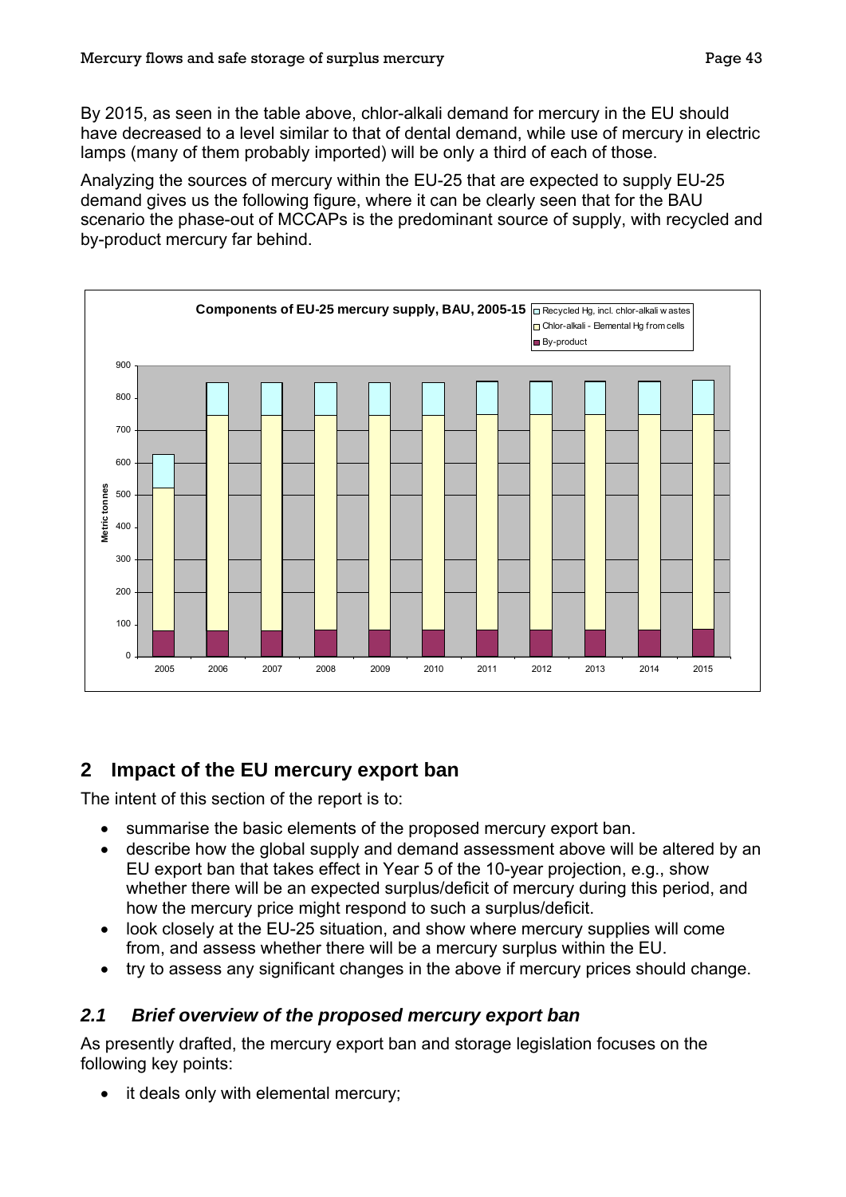By 2015, as seen in the table above, chlor-alkali demand for mercury in the EU should have decreased to a level similar to that of dental demand, while use of mercury in electric lamps (many of them probably imported) will be only a third of each of those.

Analyzing the sources of mercury within the EU-25 that are expected to supply EU-25 demand gives us the following figure, where it can be clearly seen that for the BAU scenario the phase-out of MCCAPs is the predominant source of supply, with recycled and by-product mercury far behind.

**Components of EU-25 mercury supply, BAU, 2005-15**

Legend: Recycled Hg, incl. chlor-alkali wastes; Chlor-alkali - Elemental Hg from cells; By-product

Y-axis: Metric tonnes (0–900); X-axis: 2005–2015

## 2 Impact of the EU mercury export ban

The intent of this section of the report is to:

- summarise the basic elements of the proposed mercury export ban.
- describe how the global supply and demand assessment above will be altered by an EU export ban that takes effect in Year 5 of the 10-year projection, e.g., show whether there will be an expected surplus/deficit of mercury during this period, and how the mercury price might respond to such a surplus/deficit.
- look closely at the EU-25 situation, and show where mercury supplies will come from, and assess whether there will be a mercury surplus within the EU.
- try to assess any significant changes in the above if mercury prices should change.

### *2.1 Brief overview of the proposed mercury export ban*

As presently drafted, the mercury export ban and storage legislation focuses on the following key points:

- it deals only with elemental mercury;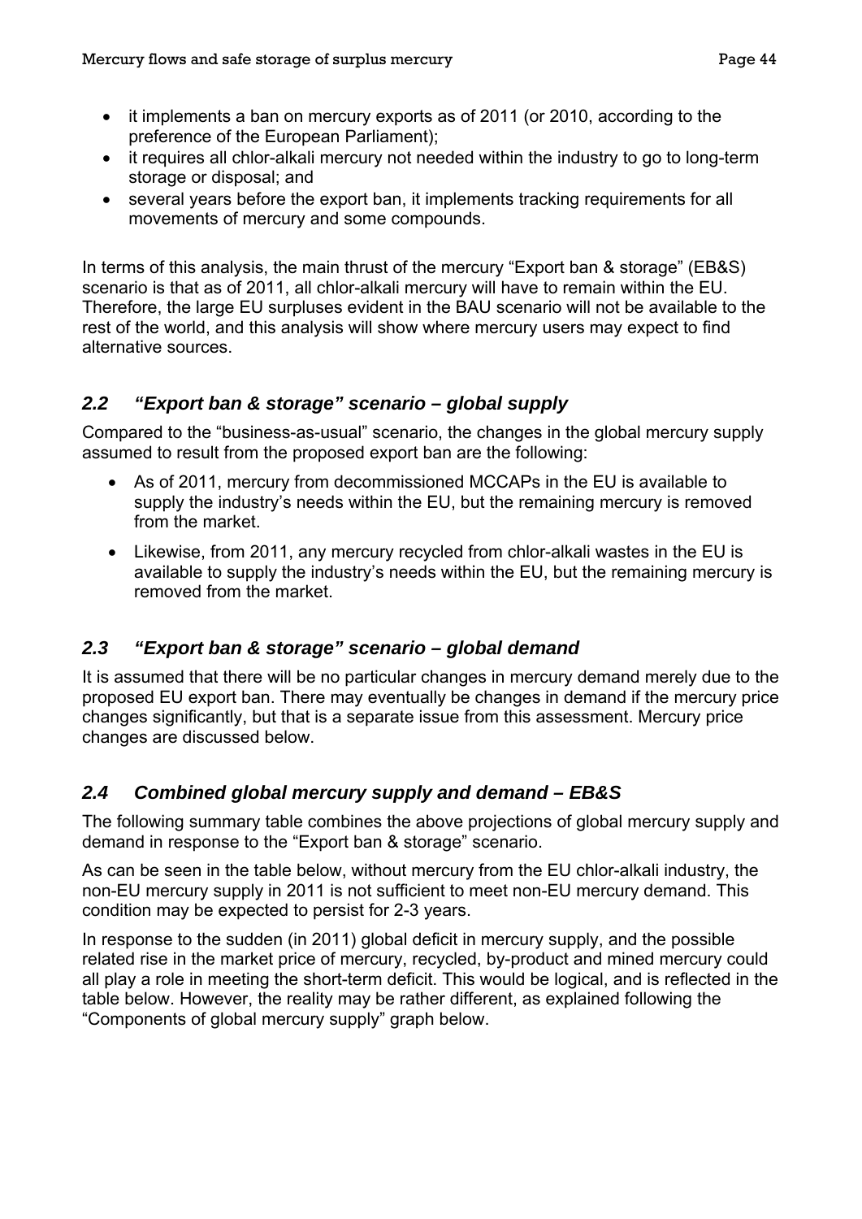- it implements a ban on mercury exports as of 2011 (or 2010, according to the preference of the European Parliament);
- it requires all chlor-alkali mercury not needed within the industry to go to long-term storage or disposal; and
- several years before the export ban, it implements tracking requirements for all movements of mercury and some compounds.

In terms of this analysis, the main thrust of the mercury "Export ban & storage" (EB&S) scenario is that as of 2011, all chlor-alkali mercury will have to remain within the EU. Therefore, the large EU surpluses evident in the BAU scenario will not be available to the rest of the world, and this analysis will show where mercury users may expect to find alternative sources.

## *2.2 "Export ban & storage" scenario – global supply*

Compared to the "business-as-usual" scenario, the changes in the global mercury supply assumed to result from the proposed export ban are the following:

- As of 2011, mercury from decommissioned MCCAPs in the EU is available to supply the industry's needs within the EU, but the remaining mercury is removed from the market.
- Likewise, from 2011, any mercury recycled from chlor-alkali wastes in the EU is available to supply the industry's needs within the EU, but the remaining mercury is removed from the market.

## *2.3 "Export ban & storage" scenario – global demand*

It is assumed that there will be no particular changes in mercury demand merely due to the proposed EU export ban. There may eventually be changes in demand if the mercury price changes significantly, but that is a separate issue from this assessment. Mercury price changes are discussed below.

## *2.4 Combined global mercury supply and demand – EB&S*

The following summary table combines the above projections of global mercury supply and demand in response to the "Export ban & storage" scenario.

As can be seen in the table below, without mercury from the EU chlor-alkali industry, the non-EU mercury supply in 2011 is not sufficient to meet non-EU mercury demand. This condition may be expected to persist for 2-3 years.

In response to the sudden (in 2011) global deficit in mercury supply, and the possible related rise in the market price of mercury, recycled, by-product and mined mercury could all play a role in meeting the short-term deficit. This would be logical, and is reflected in the table below. However, the reality may be rather different, as explained following the "Components of global mercury supply" graph below.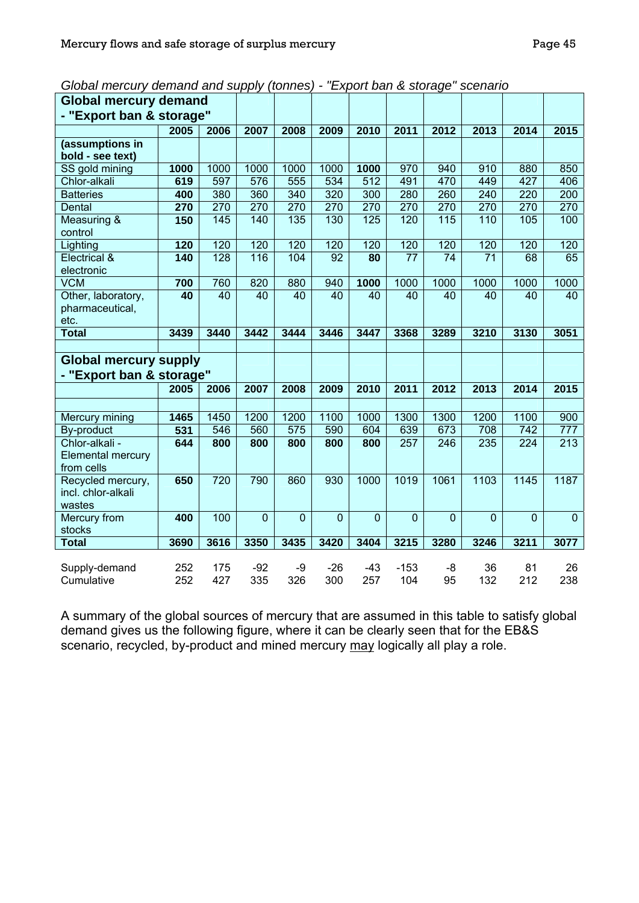*Global mercury demand and supply (tonnes) - "Export ban & storage" scenario*

| **Global mercury demand - "Export ban & storage"** | | | | | | | | | | | |
|---|---|---|---|---|---|---|---|---|---|---|---|
| | **2005** | **2006** | **2007** | **2008** | **2009** | **2010** | **2011** | **2012** | **2013** | **2014** | **2015** |
| **(assumptions in bold - see text)** | | | | | | | | | | | |
| SS gold mining | **1000** | 1000 | 1000 | 1000 | 1000 | **1000** | 970 | 940 | 910 | 880 | 850 |
| Chlor-alkali | **619** | 597 | 576 | 555 | 534 | 512 | 491 | 470 | 449 | 427 | 406 |
| Batteries | **400** | 380 | 360 | 340 | 320 | 300 | 280 | 260 | 240 | 220 | 200 |
| Dental | **270** | 270 | 270 | 270 | 270 | 270 | 270 | 270 | 270 | 270 | 270 |
| Measuring & control | **150** | 145 | 140 | 135 | 130 | 125 | 120 | 115 | 110 | 105 | 100 |
| Lighting | **120** | 120 | 120 | 120 | 120 | 120 | 120 | 120 | 120 | 120 | 120 |
| Electrical & electronic | **140** | 128 | 116 | 104 | 92 | **80** | 77 | 74 | 71 | 68 | 65 |
| VCM | **700** | 760 | 820 | 880 | 940 | **1000** | 1000 | 1000 | 1000 | 1000 | 1000 |
| Other, laboratory, pharmaceutical, etc. | **40** | 40 | 40 | 40 | 40 | 40 | 40 | 40 | 40 | 40 | 40 |
| **Total** | **3439** | **3440** | **3442** | **3444** | **3446** | **3447** | **3368** | **3289** | **3210** | **3130** | **3051** |
| | | | | | | | | | | | |
| **Global mercury supply - "Export ban & storage"** | | | | | | | | | | | |
| | **2005** | **2006** | **2007** | **2008** | **2009** | **2010** | **2011** | **2012** | **2013** | **2014** | **2015** |
| | | | | | | | | | | | |
| Mercury mining | **1465** | 1450 | 1200 | 1200 | 1100 | 1000 | 1300 | 1300 | 1200 | 1100 | 900 |
| By-product | **531** | 546 | 560 | 575 | 590 | 604 | 639 | 673 | 708 | 742 | 777 |
| Chlor-alkali - Elemental mercury from cells | **644** | **800** | **800** | **800** | **800** | **800** | 257 | 246 | 235 | 224 | 213 |
| Recycled mercury, incl. chlor-alkali wastes | **650** | 720 | 790 | 860 | 930 | 1000 | 1019 | 1061 | 1103 | 1145 | 1187 |
| Mercury from stocks | **400** | 100 | 0 | 0 | 0 | 0 | 0 | 0 | 0 | 0 | 0 |
| **Total** | **3690** | **3616** | **3350** | **3435** | **3420** | **3404** | **3215** | **3280** | **3246** | **3211** | **3077** |
| | | | | | | | | | | | |
| Supply-demand | 252 | 175 | -92 | -9 | -26 | -43 | -153 | -8 | 36 | 81 | 26 |
| Cumulative | 252 | 427 | 335 | 326 | 300 | 257 | 104 | 95 | 132 | 212 | 238 |

A summary of the global sources of mercury that are assumed in this table to satisfy global demand gives us the following figure, where it can be clearly seen that for the EB&S scenario, recycled, by-product and mined mercury may logically all play a role.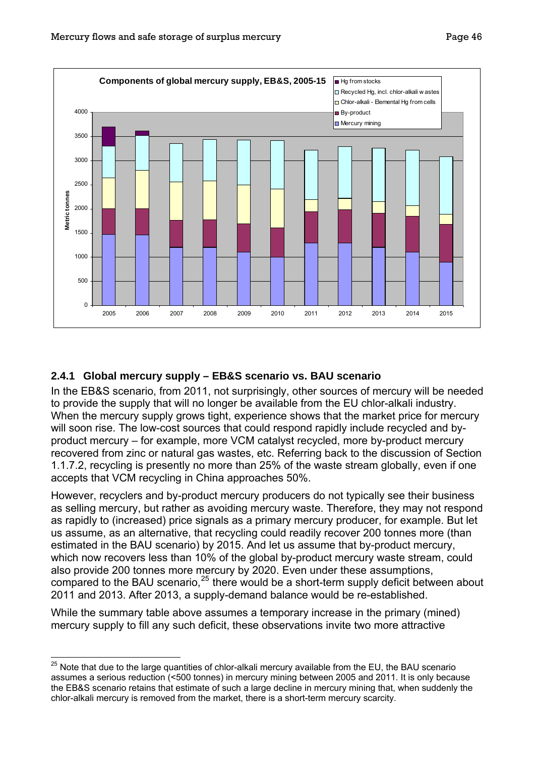## 2.4.1 Global mercury supply – EB&S scenario vs. BAU scenario

In the EB&S scenario, from 2011, not surprisingly, other sources of mercury will be needed to provide the supply that will no longer be available from the EU chlor-alkali industry. When the mercury supply grows tight, experience shows that the market price for mercury will soon rise. The low-cost sources that could respond rapidly include recycled and by-product mercury – for example, more VCM catalyst recycled, more by-product mercury recovered from zinc or natural gas wastes, etc. Referring back to the discussion of Section 1.1.7.2, recycling is presently no more than 25% of the waste stream globally, even if one accepts that VCM recycling in China approaches 50%.

However, recyclers and by-product mercury producers do not typically see their business as selling mercury, but rather as avoiding mercury waste. Therefore, they may not respond as rapidly to (increased) price signals as a primary mercury producer, for example. But let us assume, as an alternative, that recycling could readily recover 200 tonnes more (than estimated in the BAU scenario) by 2015. And let us assume that by-product mercury, which now recovers less than 10% of the global by-product mercury waste stream, could also provide 200 tonnes more mercury by 2020. Even under these assumptions, compared to the BAU scenario,[25] there would be a short-term supply deficit between about 2011 and 2013. After 2013, a supply-demand balance would be re-established.

While the summary table above assumes a temporary increase in the primary (mined) mercury supply to fill any such deficit, these observations invite two more attractive

[25] Note that due to the large quantities of chlor-alkali mercury available from the EU, the BAU scenario assumes a serious reduction (<500 tonnes) in mercury mining between 2005 and 2011. It is only because the EB&S scenario retains that estimate of such a large decline in mercury mining that, when suddenly the chlor-alkali mercury is removed from the market, there is a short-term mercury scarcity.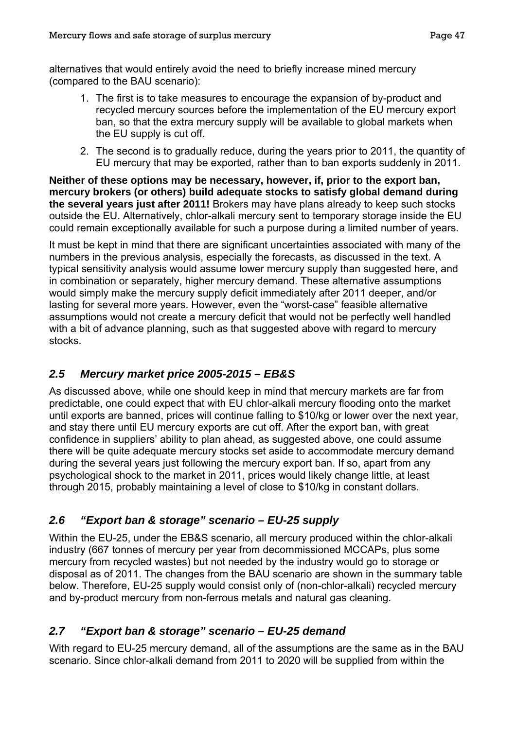alternatives that would entirely avoid the need to briefly increase mined mercury (compared to the BAU scenario):

1. The first is to take measures to encourage the expansion of by-product and recycled mercury sources before the implementation of the EU mercury export ban, so that the extra mercury supply will be available to global markets when the EU supply is cut off.
2. The second is to gradually reduce, during the years prior to 2011, the quantity of EU mercury that may be exported, rather than to ban exports suddenly in 2011.

**Neither of these options may be necessary, however, if, prior to the export ban, mercury brokers (or others) build adequate stocks to satisfy global demand during the several years just after 2011!** Brokers may have plans already to keep such stocks outside the EU. Alternatively, chlor-alkali mercury sent to temporary storage inside the EU could remain exceptionally available for such a purpose during a limited number of years.

It must be kept in mind that there are significant uncertainties associated with many of the numbers in the previous analysis, especially the forecasts, as discussed in the text. A typical sensitivity analysis would assume lower mercury supply than suggested here, and in combination or separately, higher mercury demand. These alternative assumptions would simply make the mercury supply deficit immediately after 2011 deeper, and/or lasting for several more years. However, even the "worst-case" feasible alternative assumptions would not create a mercury deficit that would not be perfectly well handled with a bit of advance planning, such as that suggested above with regard to mercury stocks.

## *2.5 Mercury market price 2005-2015 – EB&S*

As discussed above, while one should keep in mind that mercury markets are far from predictable, one could expect that with EU chlor-alkali mercury flooding onto the market until exports are banned, prices will continue falling to \$10/kg or lower over the next year, and stay there until EU mercury exports are cut off. After the export ban, with great confidence in suppliers' ability to plan ahead, as suggested above, one could assume there will be quite adequate mercury stocks set aside to accommodate mercury demand during the several years just following the mercury export ban. If so, apart from any psychological shock to the market in 2011, prices would likely change little, at least through 2015, probably maintaining a level of close to \$10/kg in constant dollars.

## *2.6 "Export ban & storage" scenario – EU-25 supply*

Within the EU-25, under the EB&S scenario, all mercury produced within the chlor-alkali industry (667 tonnes of mercury per year from decommissioned MCCAPs, plus some mercury from recycled wastes) but not needed by the industry would go to storage or disposal as of 2011. The changes from the BAU scenario are shown in the summary table below. Therefore, EU-25 supply would consist only of (non-chlor-alkali) recycled mercury and by-product mercury from non-ferrous metals and natural gas cleaning.

## *2.7 "Export ban & storage" scenario – EU-25 demand*

With regard to EU-25 mercury demand, all of the assumptions are the same as in the BAU scenario. Since chlor-alkali demand from 2011 to 2020 will be supplied from within the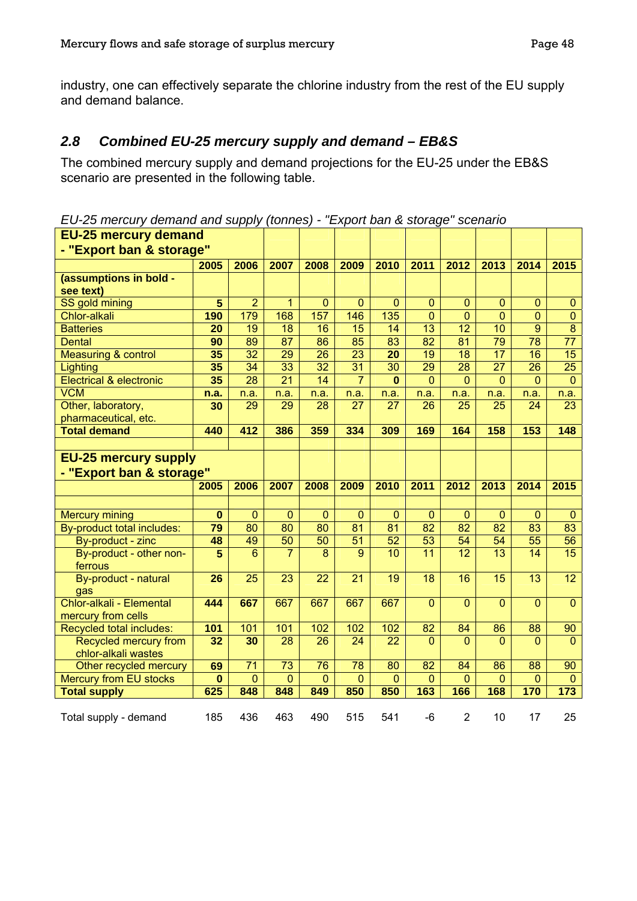industry, one can effectively separate the chlorine industry from the rest of the EU supply and demand balance.

## 2.8 Combined EU-25 mercury supply and demand – EB&S

The combined mercury supply and demand projections for the EU-25 under the EB&S scenario are presented in the following table.

*EU-25 mercury demand and supply (tonnes) - "Export ban & storage" scenario*

| **EU-25 mercury demand - "Export ban & storage"** | | | | | | | | | | | |
|---|---|---|---|---|---|---|---|---|---|---|---|
| | **2005** | **2006** | **2007** | **2008** | **2009** | **2010** | **2011** | **2012** | **2013** | **2014** | **2015** |
| **(assumptions in bold - see text)** | | | | | | | | | | | |
| SS gold mining | **5** | 2 | 1 | 0 | 0 | 0 | 0 | 0 | 0 | 0 | 0 |
| Chlor-alkali | **190** | 179 | 168 | 157 | 146 | 135 | 0 | 0 | 0 | 0 | 0 |
| Batteries | **20** | 19 | 18 | 16 | 15 | 14 | 13 | 12 | 10 | 9 | 8 |
| Dental | **90** | 89 | 87 | 86 | 85 | 83 | 82 | 81 | 79 | 78 | 77 |
| Measuring & control | **35** | 32 | 29 | 26 | 23 | **20** | 19 | 18 | 17 | 16 | 15 |
| Lighting | **35** | 34 | 33 | 32 | 31 | 30 | 29 | 28 | 27 | 26 | 25 |
| Electrical & electronic | **35** | 28 | 21 | 14 | 7 | **0** | 0 | 0 | 0 | 0 | 0 |
| VCM | **n.a.** | n.a. | n.a. | n.a. | n.a. | n.a. | n.a. | n.a. | n.a. | n.a. | n.a. |
| Other, laboratory, pharmaceutical, etc. | **30** | 29 | 29 | 28 | 27 | 27 | 26 | 25 | 25 | 24 | 23 |
| **Total demand** | **440** | **412** | **386** | **359** | **334** | **309** | **169** | **164** | **158** | **153** | **148** |
| | | | | | | | | | | | |
| **EU-25 mercury supply - "Export ban & storage"** | | | | | | | | | | | |
| | **2005** | **2006** | **2007** | **2008** | **2009** | **2010** | **2011** | **2012** | **2013** | **2014** | **2015** |
| | | | | | | | | | | | |
| Mercury mining | **0** | 0 | 0 | 0 | 0 | 0 | 0 | 0 | 0 | 0 | 0 |
| By-product total includes: | **79** | 80 | 80 | 80 | 81 | 81 | 82 | 82 | 82 | 83 | 83 |
| By-product - zinc | **48** | 49 | 50 | 50 | 51 | 52 | 53 | 54 | 54 | 55 | 56 |
| By-product - other non-ferrous | **5** | 6 | 7 | 8 | 9 | 10 | 11 | 12 | 13 | 14 | 15 |
| By-product - natural gas | **26** | 25 | 23 | 22 | 21 | 19 | 18 | 16 | 15 | 13 | 12 |
| Chlor-alkali - Elemental mercury from cells | **444** | **667** | 667 | 667 | 667 | 667 | 0 | 0 | 0 | 0 | 0 |
| Recycled total includes: | **101** | 101 | 101 | 102 | 102 | 102 | 82 | 84 | 86 | 88 | 90 |
| Recycled mercury from chlor-alkali wastes | **32** | **30** | 28 | 26 | 24 | 22 | 0 | 0 | 0 | 0 | 0 |
| Other recycled mercury | **69** | 71 | 73 | 76 | 78 | 80 | 82 | 84 | 86 | 88 | 90 |
| Mercury from EU stocks | **0** | 0 | 0 | 0 | 0 | 0 | 0 | 0 | 0 | 0 | 0 |
| **Total supply** | **625** | **848** | **848** | **849** | **850** | **850** | **163** | **166** | **168** | **170** | **173** |
| | | | | | | | | | | | |
| Total supply - demand | 185 | 436 | 463 | 490 | 515 | 541 | -6 | 2 | 10 | 17 | 25 |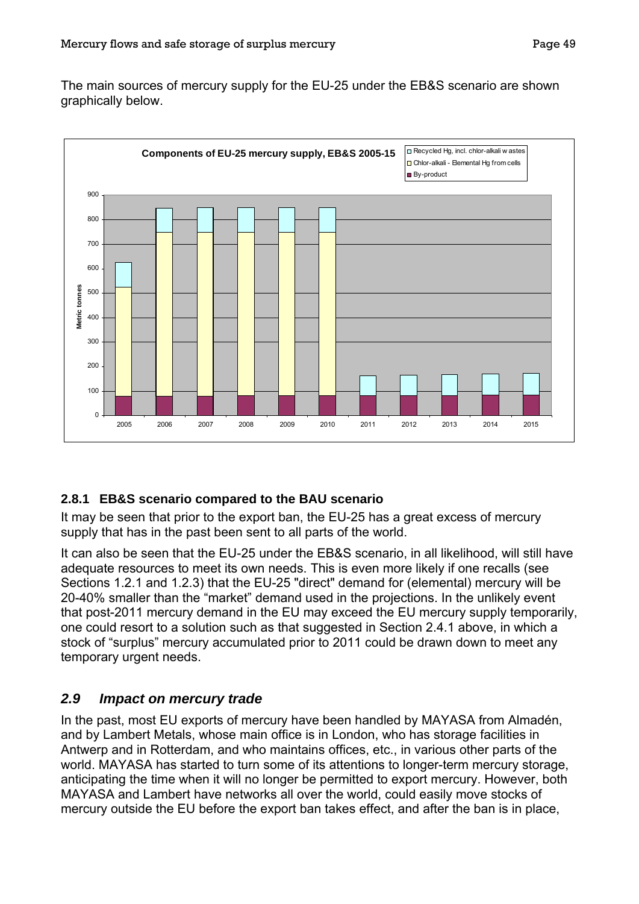The main sources of mercury supply for the EU-25 under the EB&S scenario are shown graphically below.

### 2.8.1 EB&S scenario compared to the BAU scenario

It may be seen that prior to the export ban, the EU-25 has a great excess of mercury supply that has in the past been sent to all parts of the world.

It can also be seen that the EU-25 under the EB&S scenario, in all likelihood, will still have adequate resources to meet its own needs. This is even more likely if one recalls (see Sections 1.2.1 and 1.2.3) that the EU-25 "direct" demand for (elemental) mercury will be 20-40% smaller than the "market" demand used in the projections. In the unlikely event that post-2011 mercury demand in the EU may exceed the EU mercury supply temporarily, one could resort to a solution such as that suggested in Section 2.4.1 above, in which a stock of "surplus" mercury accumulated prior to 2011 could be drawn down to meet any temporary urgent needs.

## *2.9 Impact on mercury trade*

In the past, most EU exports of mercury have been handled by MAYASA from Almadén, and by Lambert Metals, whose main office is in London, who has storage facilities in Antwerp and in Rotterdam, and who maintains offices, etc., in various other parts of the world. MAYASA has started to turn some of its attentions to longer-term mercury storage, anticipating the time when it will no longer be permitted to export mercury. However, both MAYASA and Lambert have networks all over the world, could easily move stocks of mercury outside the EU before the export ban takes effect, and after the ban is in place,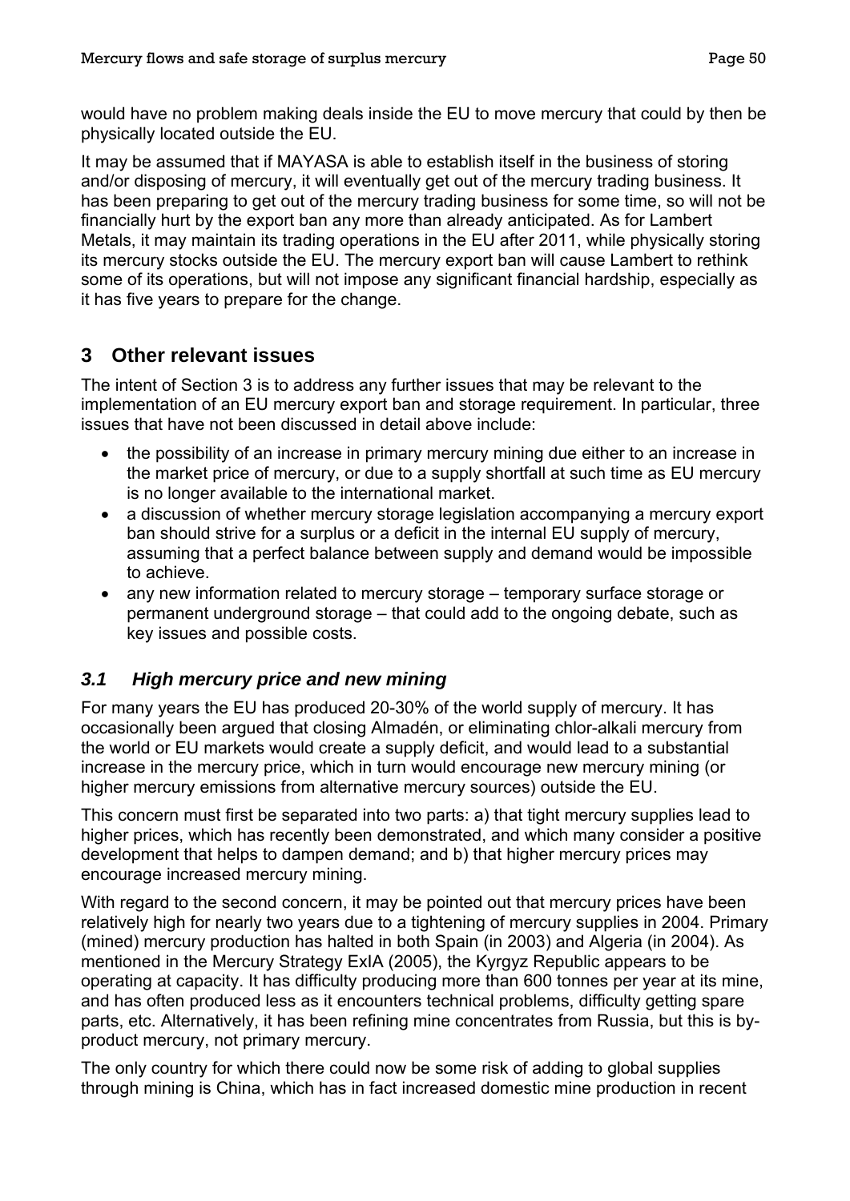would have no problem making deals inside the EU to move mercury that could by then be physically located outside the EU.

It may be assumed that if MAYASA is able to establish itself in the business of storing and/or disposing of mercury, it will eventually get out of the mercury trading business. It has been preparing to get out of the mercury trading business for some time, so will not be financially hurt by the export ban any more than already anticipated. As for Lambert Metals, it may maintain its trading operations in the EU after 2011, while physically storing its mercury stocks outside the EU. The mercury export ban will cause Lambert to rethink some of its operations, but will not impose any significant financial hardship, especially as it has five years to prepare for the change.

# 3 Other relevant issues

The intent of Section 3 is to address any further issues that may be relevant to the implementation of an EU mercury export ban and storage requirement. In particular, three issues that have not been discussed in detail above include:

- the possibility of an increase in primary mercury mining due either to an increase in the market price of mercury, or due to a supply shortfall at such time as EU mercury is no longer available to the international market.
- a discussion of whether mercury storage legislation accompanying a mercury export ban should strive for a surplus or a deficit in the internal EU supply of mercury, assuming that a perfect balance between supply and demand would be impossible to achieve.
- any new information related to mercury storage – temporary surface storage or permanent underground storage – that could add to the ongoing debate, such as key issues and possible costs.

## *3.1 High mercury price and new mining*

For many years the EU has produced 20-30% of the world supply of mercury. It has occasionally been argued that closing Almadén, or eliminating chlor-alkali mercury from the world or EU markets would create a supply deficit, and would lead to a substantial increase in the mercury price, which in turn would encourage new mercury mining (or higher mercury emissions from alternative mercury sources) outside the EU.

This concern must first be separated into two parts: a) that tight mercury supplies lead to higher prices, which has recently been demonstrated, and which many consider a positive development that helps to dampen demand; and b) that higher mercury prices may encourage increased mercury mining.

With regard to the second concern, it may be pointed out that mercury prices have been relatively high for nearly two years due to a tightening of mercury supplies in 2004. Primary (mined) mercury production has halted in both Spain (in 2003) and Algeria (in 2004). As mentioned in the Mercury Strategy ExIA (2005), the Kyrgyz Republic appears to be operating at capacity. It has difficulty producing more than 600 tonnes per year at its mine, and has often produced less as it encounters technical problems, difficulty getting spare parts, etc. Alternatively, it has been refining mine concentrates from Russia, but this is by-product mercury, not primary mercury.

The only country for which there could now be some risk of adding to global supplies through mining is China, which has in fact increased domestic mine production in recent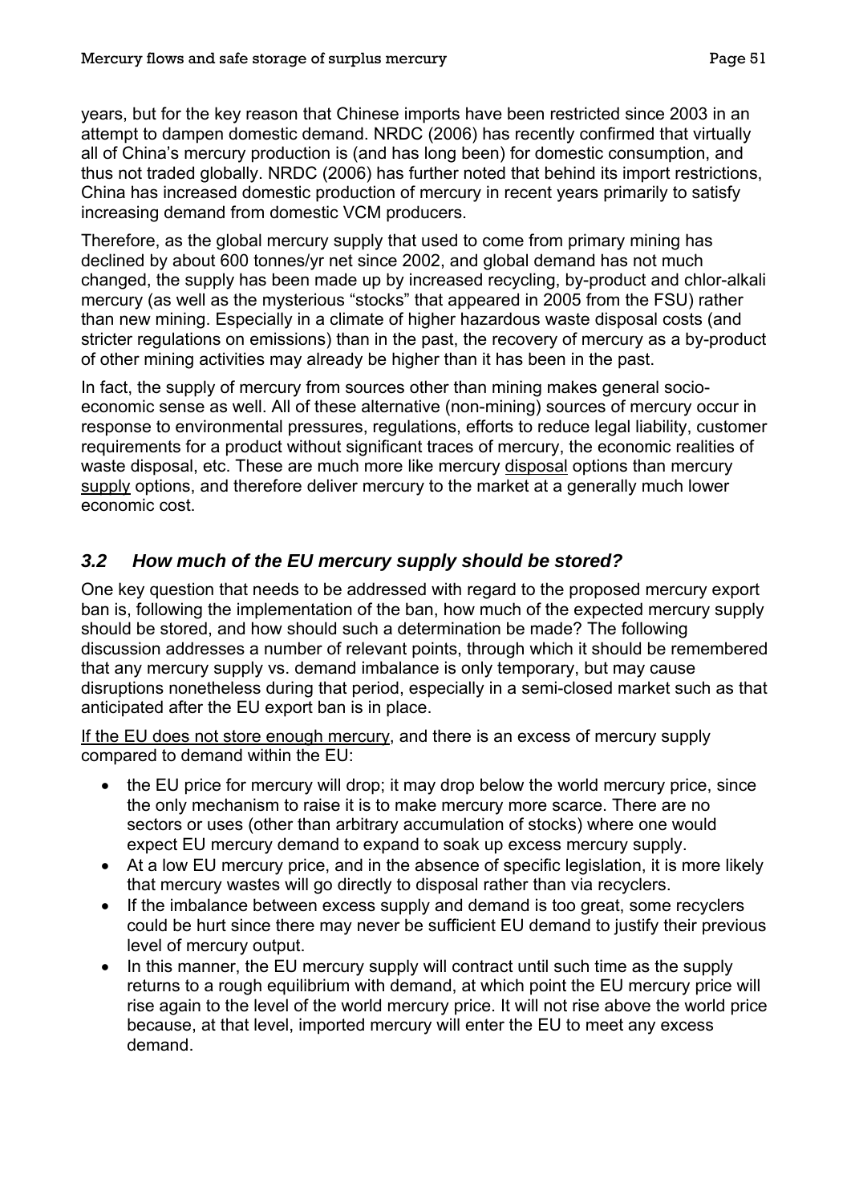years, but for the key reason that Chinese imports have been restricted since 2003 in an attempt to dampen domestic demand. NRDC (2006) has recently confirmed that virtually all of China's mercury production is (and has long been) for domestic consumption, and thus not traded globally. NRDC (2006) has further noted that behind its import restrictions, China has increased domestic production of mercury in recent years primarily to satisfy increasing demand from domestic VCM producers.

Therefore, as the global mercury supply that used to come from primary mining has declined by about 600 tonnes/yr net since 2002, and global demand has not much changed, the supply has been made up by increased recycling, by-product and chlor-alkali mercury (as well as the mysterious "stocks" that appeared in 2005 from the FSU) rather than new mining. Especially in a climate of higher hazardous waste disposal costs (and stricter regulations on emissions) than in the past, the recovery of mercury as a by-product of other mining activities may already be higher than it has been in the past.

In fact, the supply of mercury from sources other than mining makes general socio-economic sense as well. All of these alternative (non-mining) sources of mercury occur in response to environmental pressures, regulations, efforts to reduce legal liability, customer requirements for a product without significant traces of mercury, the economic realities of waste disposal, etc. These are much more like mercury disposal options than mercury supply options, and therefore deliver mercury to the market at a generally much lower economic cost.

## *3.2 How much of the EU mercury supply should be stored?*

One key question that needs to be addressed with regard to the proposed mercury export ban is, following the implementation of the ban, how much of the expected mercury supply should be stored, and how should such a determination be made? The following discussion addresses a number of relevant points, through which it should be remembered that any mercury supply vs. demand imbalance is only temporary, but may cause disruptions nonetheless during that period, especially in a semi-closed market such as that anticipated after the EU export ban is in place.

If the EU does not store enough mercury, and there is an excess of mercury supply compared to demand within the EU:

- the EU price for mercury will drop; it may drop below the world mercury price, since the only mechanism to raise it is to make mercury more scarce. There are no sectors or uses (other than arbitrary accumulation of stocks) where one would expect EU mercury demand to expand to soak up excess mercury supply.
- At a low EU mercury price, and in the absence of specific legislation, it is more likely that mercury wastes will go directly to disposal rather than via recyclers.
- If the imbalance between excess supply and demand is too great, some recyclers could be hurt since there may never be sufficient EU demand to justify their previous level of mercury output.
- In this manner, the EU mercury supply will contract until such time as the supply returns to a rough equilibrium with demand, at which point the EU mercury price will rise again to the level of the world mercury price. It will not rise above the world price because, at that level, imported mercury will enter the EU to meet any excess demand.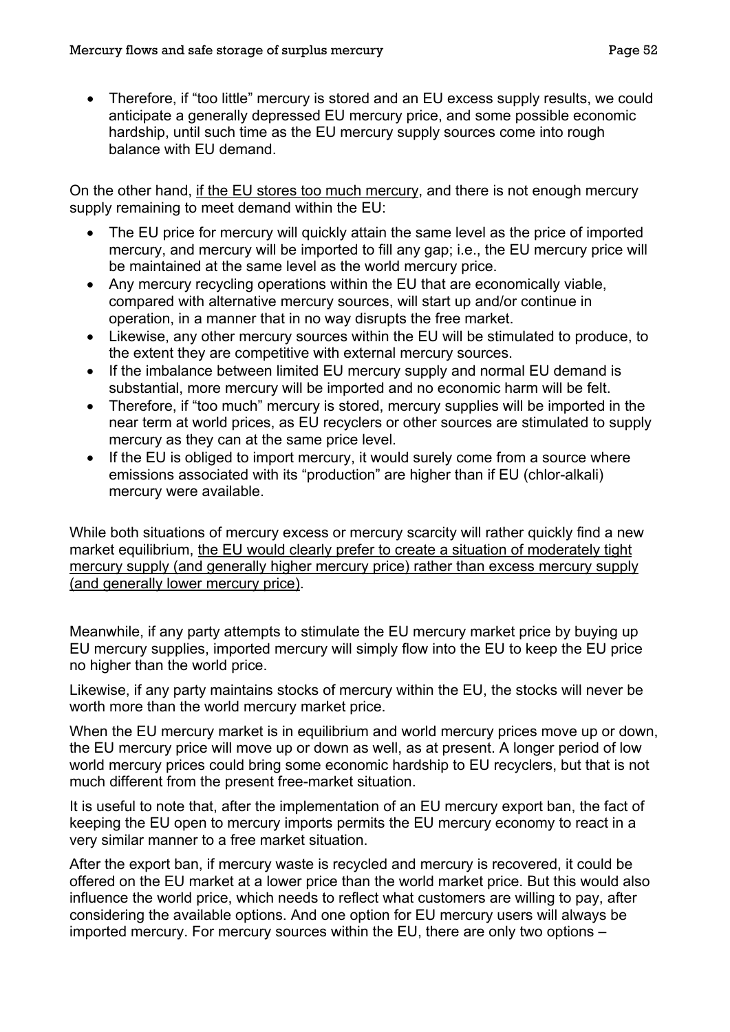- Therefore, if "too little" mercury is stored and an EU excess supply results, we could anticipate a generally depressed EU mercury price, and some possible economic hardship, until such time as the EU mercury supply sources come into rough balance with EU demand.

On the other hand, <u>if the EU stores too much mercury</u>, and there is not enough mercury supply remaining to meet demand within the EU:

- The EU price for mercury will quickly attain the same level as the price of imported mercury, and mercury will be imported to fill any gap; i.e., the EU mercury price will be maintained at the same level as the world mercury price.
- Any mercury recycling operations within the EU that are economically viable, compared with alternative mercury sources, will start up and/or continue in operation, in a manner that in no way disrupts the free market.
- Likewise, any other mercury sources within the EU will be stimulated to produce, to the extent they are competitive with external mercury sources.
- If the imbalance between limited EU mercury supply and normal EU demand is substantial, more mercury will be imported and no economic harm will be felt.
- Therefore, if "too much" mercury is stored, mercury supplies will be imported in the near term at world prices, as EU recyclers or other sources are stimulated to supply mercury as they can at the same price level.
- If the EU is obliged to import mercury, it would surely come from a source where emissions associated with its "production" are higher than if EU (chlor-alkali) mercury were available.

While both situations of mercury excess or mercury scarcity will rather quickly find a new market equilibrium, <u>the EU would clearly prefer to create a situation of moderately tight mercury supply (and generally higher mercury price) rather than excess mercury supply (and generally lower mercury price)</u>.

Meanwhile, if any party attempts to stimulate the EU mercury market price by buying up EU mercury supplies, imported mercury will simply flow into the EU to keep the EU price no higher than the world price.

Likewise, if any party maintains stocks of mercury within the EU, the stocks will never be worth more than the world mercury market price.

When the EU mercury market is in equilibrium and world mercury prices move up or down, the EU mercury price will move up or down as well, as at present. A longer period of low world mercury prices could bring some economic hardship to EU recyclers, but that is not much different from the present free-market situation.

It is useful to note that, after the implementation of an EU mercury export ban, the fact of keeping the EU open to mercury imports permits the EU mercury economy to react in a very similar manner to a free market situation.

After the export ban, if mercury waste is recycled and mercury is recovered, it could be offered on the EU market at a lower price than the world market price. But this would also influence the world price, which needs to reflect what customers are willing to pay, after considering the available options. And one option for EU mercury users will always be imported mercury. For mercury sources within the EU, there are only two options –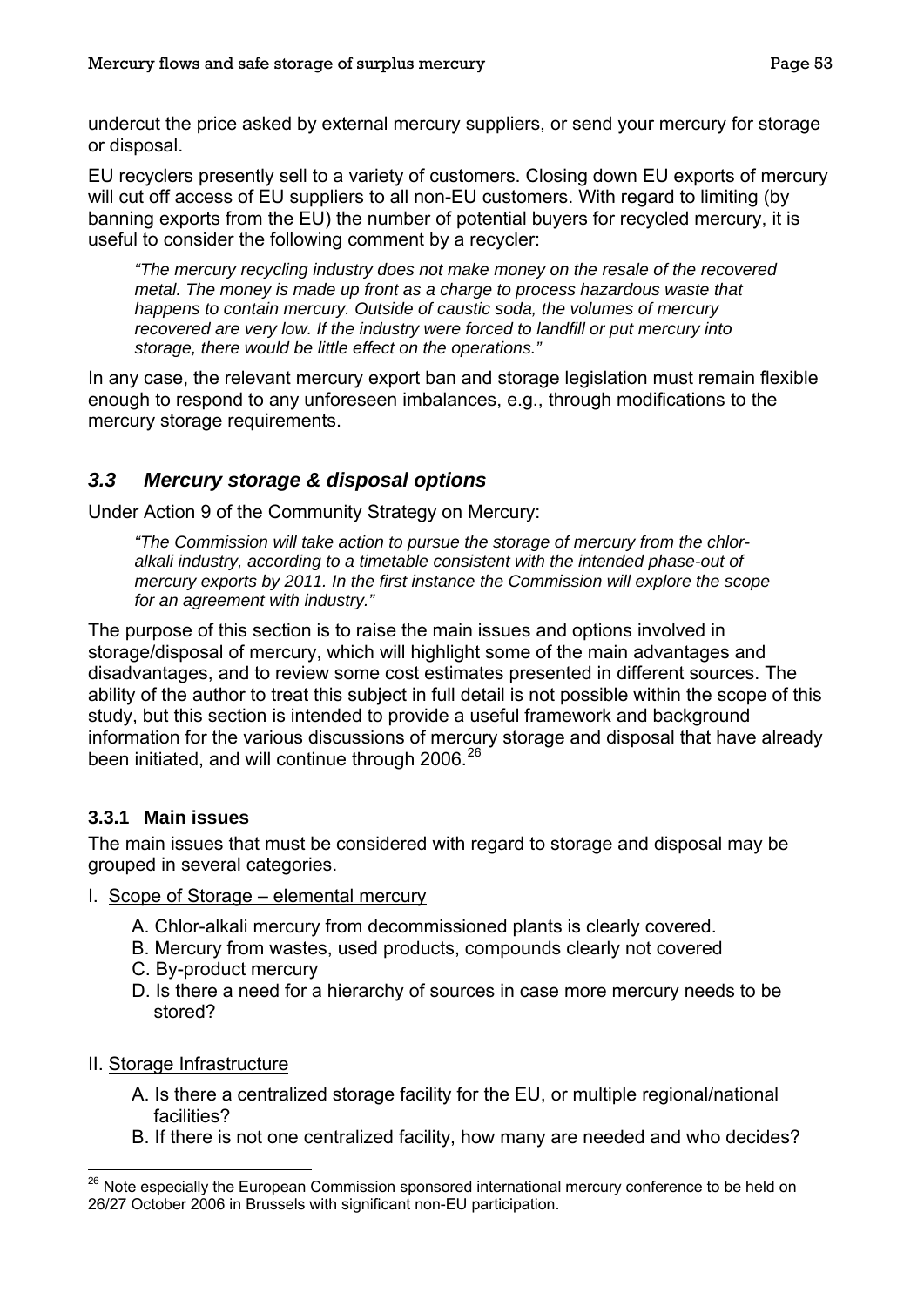undercut the price asked by external mercury suppliers, or send your mercury for storage or disposal.

EU recyclers presently sell to a variety of customers. Closing down EU exports of mercury will cut off access of EU suppliers to all non-EU customers. With regard to limiting (by banning exports from the EU) the number of potential buyers for recycled mercury, it is useful to consider the following comment by a recycler:

> *"The mercury recycling industry does not make money on the resale of the recovered metal. The money is made up front as a charge to process hazardous waste that happens to contain mercury. Outside of caustic soda, the volumes of mercury recovered are very low. If the industry were forced to landfill or put mercury into storage, there would be little effect on the operations."*

In any case, the relevant mercury export ban and storage legislation must remain flexible enough to respond to any unforeseen imbalances, e.g., through modifications to the mercury storage requirements.

## *3.3 Mercury storage & disposal options*

Under Action 9 of the Community Strategy on Mercury:

> *"The Commission will take action to pursue the storage of mercury from the chlor-alkali industry, according to a timetable consistent with the intended phase-out of mercury exports by 2011. In the first instance the Commission will explore the scope for an agreement with industry."*

The purpose of this section is to raise the main issues and options involved in storage/disposal of mercury, which will highlight some of the main advantages and disadvantages, and to review some cost estimates presented in different sources. The ability of the author to treat this subject in full detail is not possible within the scope of this study, but this section is intended to provide a useful framework and background information for the various discussions of mercury storage and disposal that have already been initiated, and will continue through 2006.[26]

### 3.3.1 Main issues

The main issues that must be considered with regard to storage and disposal may be grouped in several categories.

I. Scope of Storage – elemental mercury

- A. Chlor-alkali mercury from decommissioned plants is clearly covered.
- B. Mercury from wastes, used products, compounds clearly not covered
- C. By-product mercury
- D. Is there a need for a hierarchy of sources in case more mercury needs to be stored?

II. Storage Infrastructure

- A. Is there a centralized storage facility for the EU, or multiple regional/national facilities?
- B. If there is not one centralized facility, how many are needed and who decides?

---

[26] Note especially the European Commission sponsored international mercury conference to be held on 26/27 October 2006 in Brussels with significant non-EU participation.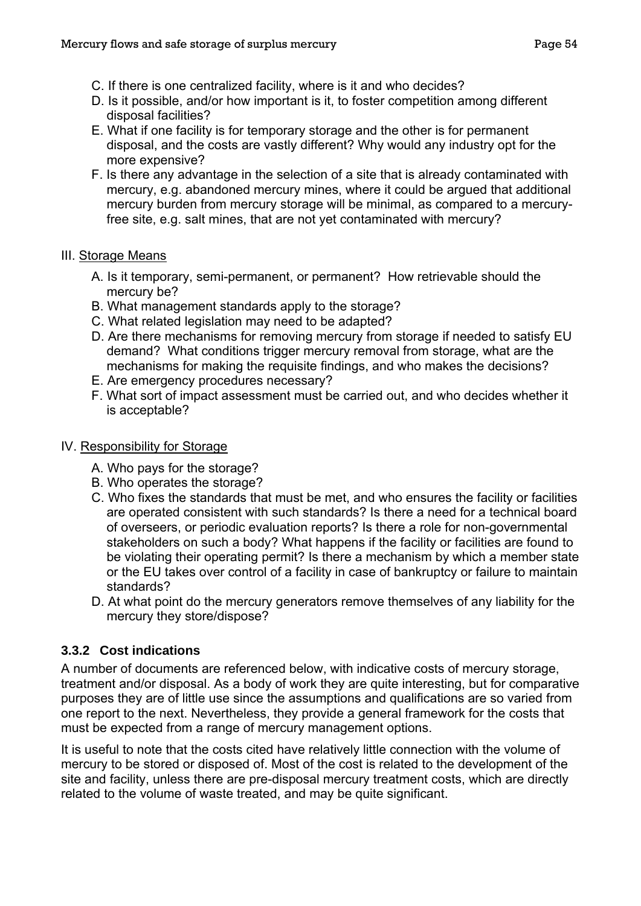C. If there is one centralized facility, where is it and who decides?

D. Is it possible, and/or how important is it, to foster competition among different disposal facilities?

E. What if one facility is for temporary storage and the other is for permanent disposal, and the costs are vastly different? Why would any industry opt for the more expensive?

F. Is there any advantage in the selection of a site that is already contaminated with mercury, e.g. abandoned mercury mines, where it could be argued that additional mercury burden from mercury storage will be minimal, as compared to a mercury-free site, e.g. salt mines, that are not yet contaminated with mercury?

III. Storage Means

A. Is it temporary, semi-permanent, or permanent? How retrievable should the mercury be?

B. What management standards apply to the storage?

C. What related legislation may need to be adapted?

D. Are there mechanisms for removing mercury from storage if needed to satisfy EU demand? What conditions trigger mercury removal from storage, what are the mechanisms for making the requisite findings, and who makes the decisions?

E. Are emergency procedures necessary?

F. What sort of impact assessment must be carried out, and who decides whether it is acceptable?

IV. Responsibility for Storage

A. Who pays for the storage?

B. Who operates the storage?

C. Who fixes the standards that must be met, and who ensures the facility or facilities are operated consistent with such standards? Is there a need for a technical board of overseers, or periodic evaluation reports? Is there a role for non-governmental stakeholders on such a body? What happens if the facility or facilities are found to be violating their operating permit? Is there a mechanism by which a member state or the EU takes over control of a facility in case of bankruptcy or failure to maintain standards?

D. At what point do the mercury generators remove themselves of any liability for the mercury they store/dispose?

### 3.3.2 Cost indications

A number of documents are referenced below, with indicative costs of mercury storage, treatment and/or disposal. As a body of work they are quite interesting, but for comparative purposes they are of little use since the assumptions and qualifications are so varied from one report to the next. Nevertheless, they provide a general framework for the costs that must be expected from a range of mercury management options.

It is useful to note that the costs cited have relatively little connection with the volume of mercury to be stored or disposed of. Most of the cost is related to the development of the site and facility, unless there are pre-disposal mercury treatment costs, which are directly related to the volume of waste treated, and may be quite significant.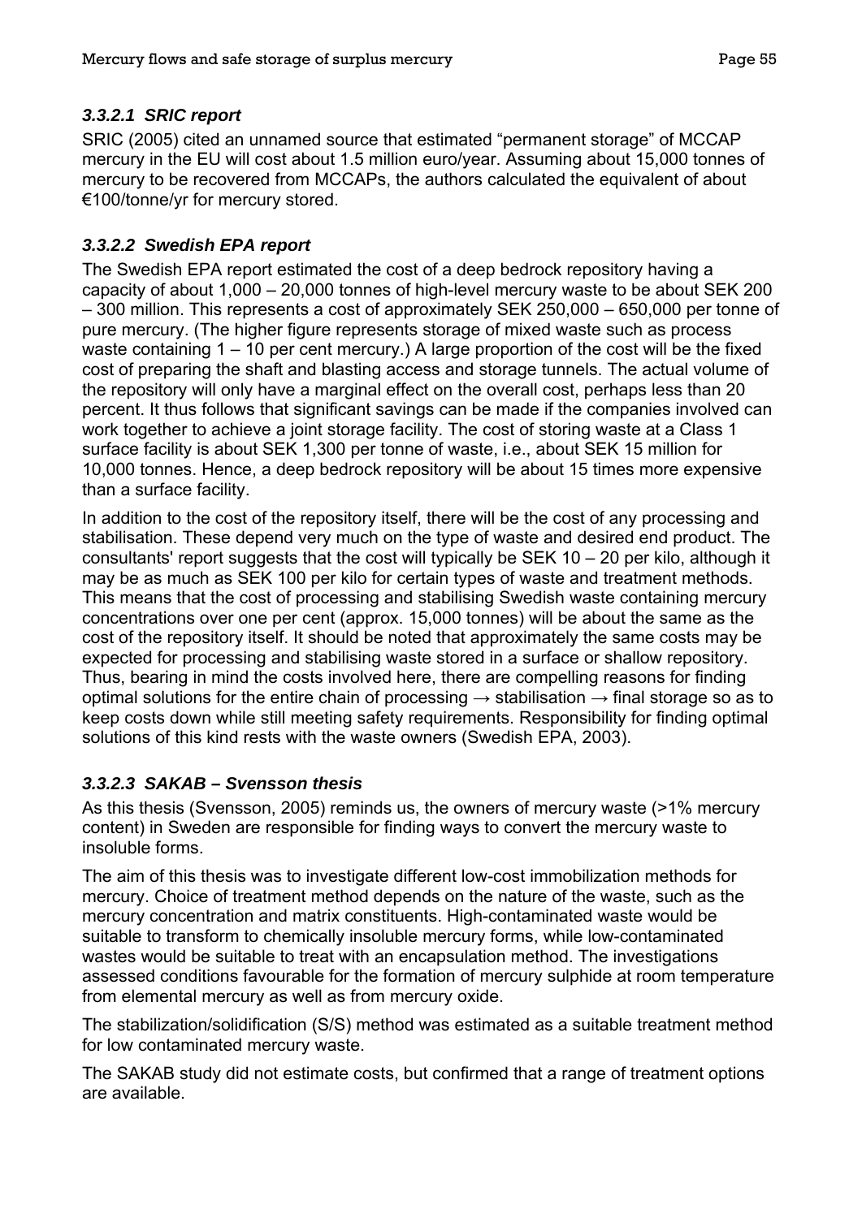#### *3.3.2.1 SRIC report*

SRIC (2005) cited an unnamed source that estimated "permanent storage" of MCCAP mercury in the EU will cost about 1.5 million euro/year. Assuming about 15,000 tonnes of mercury to be recovered from MCCAPs, the authors calculated the equivalent of about €100/tonne/yr for mercury stored.

#### *3.3.2.2 Swedish EPA report*

The Swedish EPA report estimated the cost of a deep bedrock repository having a capacity of about 1,000 – 20,000 tonnes of high-level mercury waste to be about SEK 200 – 300 million. This represents a cost of approximately SEK 250,000 – 650,000 per tonne of pure mercury. (The higher figure represents storage of mixed waste such as process waste containing 1 – 10 per cent mercury.) A large proportion of the cost will be the fixed cost of preparing the shaft and blasting access and storage tunnels. The actual volume of the repository will only have a marginal effect on the overall cost, perhaps less than 20 percent. It thus follows that significant savings can be made if the companies involved can work together to achieve a joint storage facility. The cost of storing waste at a Class 1 surface facility is about SEK 1,300 per tonne of waste, i.e., about SEK 15 million for 10,000 tonnes. Hence, a deep bedrock repository will be about 15 times more expensive than a surface facility.

In addition to the cost of the repository itself, there will be the cost of any processing and stabilisation. These depend very much on the type of waste and desired end product. The consultants' report suggests that the cost will typically be SEK 10 – 20 per kilo, although it may be as much as SEK 100 per kilo for certain types of waste and treatment methods. This means that the cost of processing and stabilising Swedish waste containing mercury concentrations over one per cent (approx. 15,000 tonnes) will be about the same as the cost of the repository itself. It should be noted that approximately the same costs may be expected for processing and stabilising waste stored in a surface or shallow repository. Thus, bearing in mind the costs involved here, there are compelling reasons for finding optimal solutions for the entire chain of processing → stabilisation → final storage so as to keep costs down while still meeting safety requirements. Responsibility for finding optimal solutions of this kind rests with the waste owners (Swedish EPA, 2003).

#### *3.3.2.3 SAKAB – Svensson thesis*

As this thesis (Svensson, 2005) reminds us, the owners of mercury waste (>1% mercury content) in Sweden are responsible for finding ways to convert the mercury waste to insoluble forms.

The aim of this thesis was to investigate different low-cost immobilization methods for mercury. Choice of treatment method depends on the nature of the waste, such as the mercury concentration and matrix constituents. High-contaminated waste would be suitable to transform to chemically insoluble mercury forms, while low-contaminated wastes would be suitable to treat with an encapsulation method. The investigations assessed conditions favourable for the formation of mercury sulphide at room temperature from elemental mercury as well as from mercury oxide.

The stabilization/solidification (S/S) method was estimated as a suitable treatment method for low contaminated mercury waste.

The SAKAB study did not estimate costs, but confirmed that a range of treatment options are available.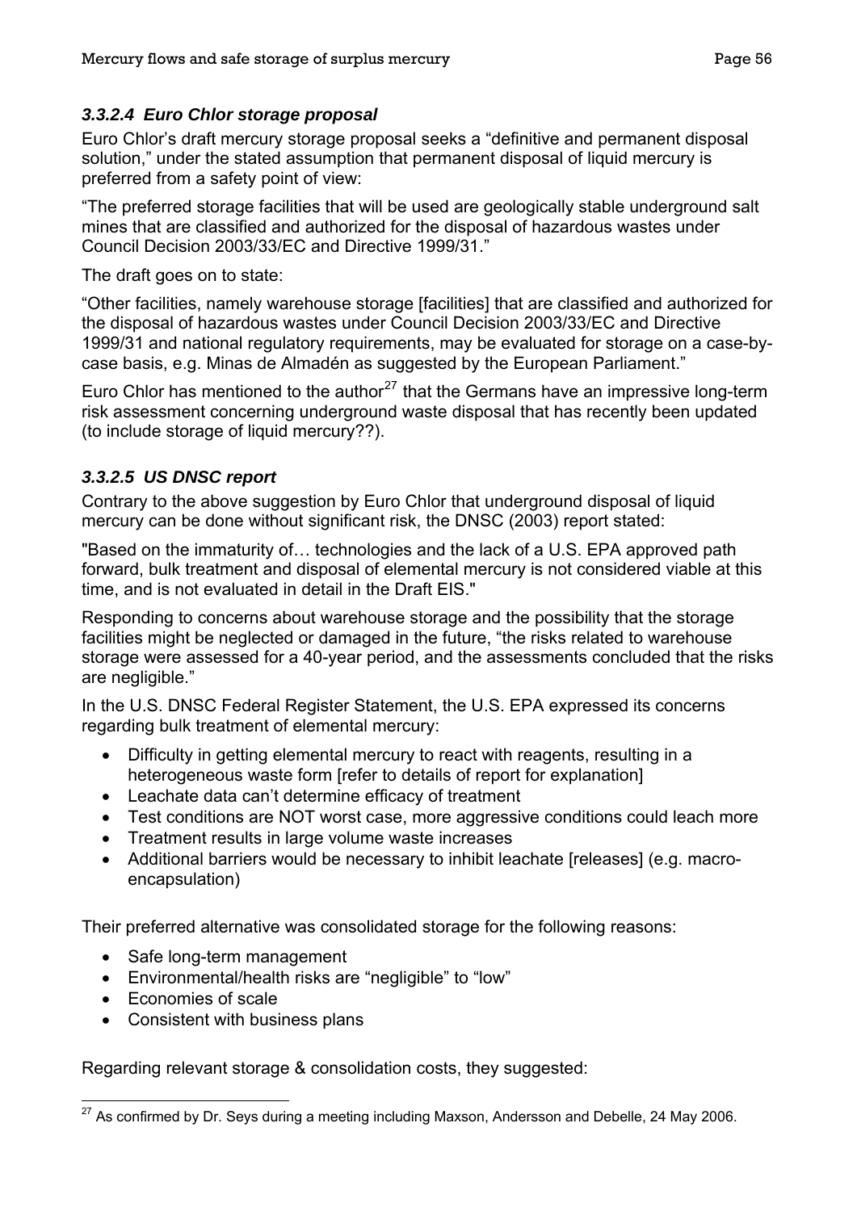#### *3.3.2.4 Euro Chlor storage proposal*

Euro Chlor's draft mercury storage proposal seeks a "definitive and permanent disposal solution," under the stated assumption that permanent disposal of liquid mercury is preferred from a safety point of view:

"The preferred storage facilities that will be used are geologically stable underground salt mines that are classified and authorized for the disposal of hazardous wastes under Council Decision 2003/33/EC and Directive 1999/31."

The draft goes on to state:

"Other facilities, namely warehouse storage [facilities] that are classified and authorized for the disposal of hazardous wastes under Council Decision 2003/33/EC and Directive 1999/31 and national regulatory requirements, may be evaluated for storage on a case-by-case basis, e.g. Minas de Almadén as suggested by the European Parliament."

Euro Chlor has mentioned to the author[27] that the Germans have an impressive long-term risk assessment concerning underground waste disposal that has recently been updated (to include storage of liquid mercury??).

#### *3.3.2.5 US DNSC report*

Contrary to the above suggestion by Euro Chlor that underground disposal of liquid mercury can be done without significant risk, the DNSC (2003) report stated:

"Based on the immaturity of… technologies and the lack of a U.S. EPA approved path forward, bulk treatment and disposal of elemental mercury is not considered viable at this time, and is not evaluated in detail in the Draft EIS."

Responding to concerns about warehouse storage and the possibility that the storage facilities might be neglected or damaged in the future, "the risks related to warehouse storage were assessed for a 40-year period, and the assessments concluded that the risks are negligible."

In the U.S. DNSC Federal Register Statement, the U.S. EPA expressed its concerns regarding bulk treatment of elemental mercury:

- Difficulty in getting elemental mercury to react with reagents, resulting in a heterogeneous waste form [refer to details of report for explanation]
- Leachate data can't determine efficacy of treatment
- Test conditions are NOT worst case, more aggressive conditions could leach more
- Treatment results in large volume waste increases
- Additional barriers would be necessary to inhibit leachate [releases] (e.g. macro-encapsulation)

Their preferred alternative was consolidated storage for the following reasons:

- Safe long-term management
- Environmental/health risks are "negligible" to "low"
- Economies of scale
- Consistent with business plans

Regarding relevant storage & consolidation costs, they suggested:

---

[27] As confirmed by Dr. Seys during a meeting including Maxson, Andersson and Debelle, 24 May 2006.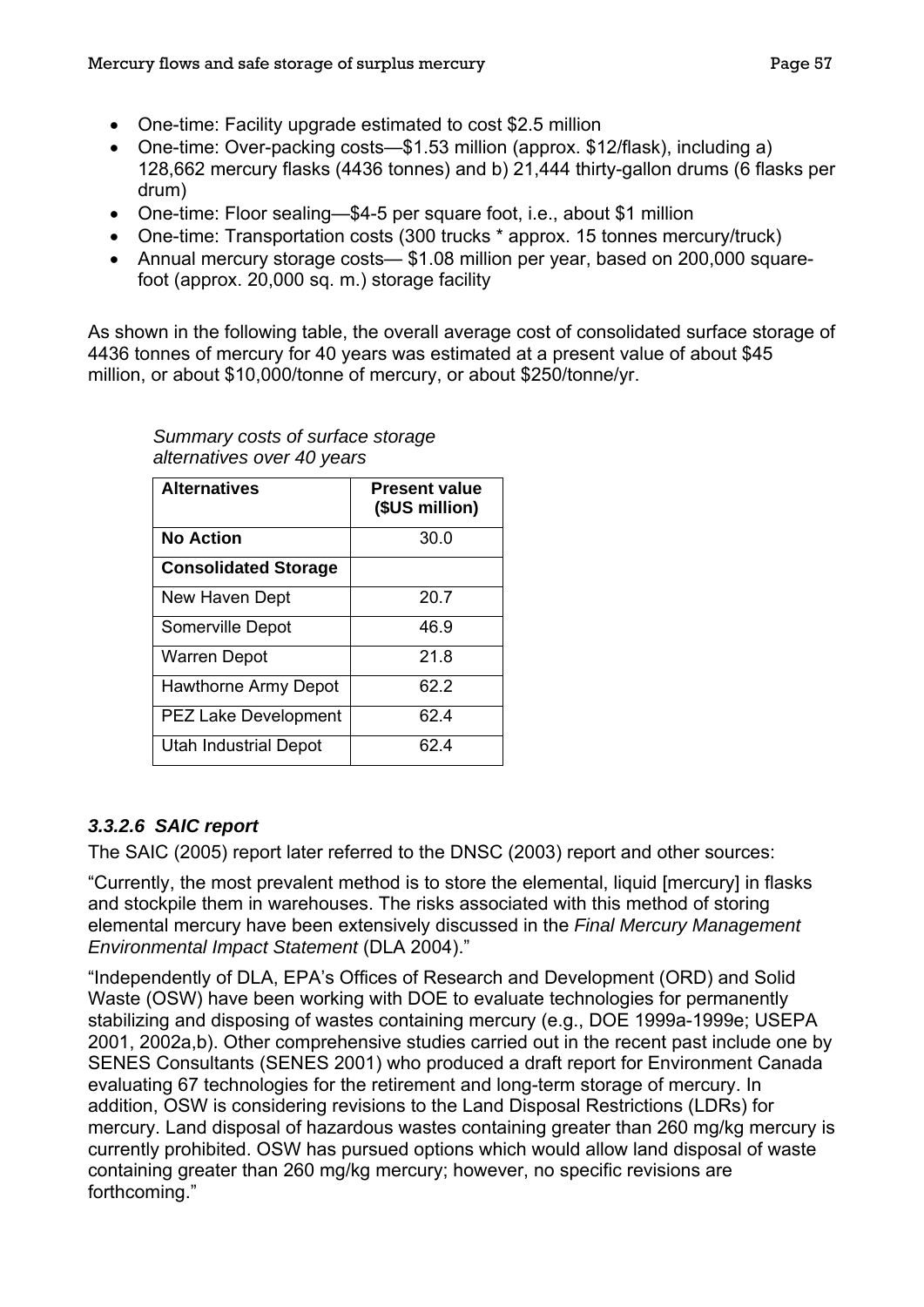- One-time: Facility upgrade estimated to cost $2.5 million
- One-time: Over-packing costs—$1.53 million (approx. $12/flask), including a) 128,662 mercury flasks (4436 tonnes) and b) 21,444 thirty-gallon drums (6 flasks per drum)
- One-time: Floor sealing—$4-5 per square foot, i.e., about $1 million
- One-time: Transportation costs (300 trucks * approx. 15 tonnes mercury/truck)
- Annual mercury storage costs— $1.08 million per year, based on 200,000 square-foot (approx. 20,000 sq. m.) storage facility

As shown in the following table, the overall average cost of consolidated surface storage of 4436 tonnes of mercury for 40 years was estimated at a present value of about $45 million, or about $10,000/tonne of mercury, or about $250/tonne/yr.

*Summary costs of surface storage alternatives over 40 years*

| Alternatives | Present value ($US million) |
|---|---|
| **No Action** | 30.0 |
| **Consolidated Storage** | |
| New Haven Dept | 20.7 |
| Somerville Depot | 46.9 |
| Warren Depot | 21.8 |
| Hawthorne Army Depot | 62.2 |
| PEZ Lake Development | 62.4 |
| Utah Industrial Depot | 62.4 |

### *3.3.2.6 SAIC report*

The SAIC (2005) report later referred to the DNSC (2003) report and other sources:

"Currently, the most prevalent method is to store the elemental, liquid [mercury] in flasks and stockpile them in warehouses. The risks associated with this method of storing elemental mercury have been extensively discussed in the *Final Mercury Management Environmental Impact Statement* (DLA 2004)."

"Independently of DLA, EPA's Offices of Research and Development (ORD) and Solid Waste (OSW) have been working with DOE to evaluate technologies for permanently stabilizing and disposing of wastes containing mercury (e.g., DOE 1999a-1999e; USEPA 2001, 2002a,b). Other comprehensive studies carried out in the recent past include one by SENES Consultants (SENES 2001) who produced a draft report for Environment Canada evaluating 67 technologies for the retirement and long-term storage of mercury. In addition, OSW is considering revisions to the Land Disposal Restrictions (LDRs) for mercury. Land disposal of hazardous wastes containing greater than 260 mg/kg mercury is currently prohibited. OSW has pursued options which would allow land disposal of waste containing greater than 260 mg/kg mercury; however, no specific revisions are forthcoming."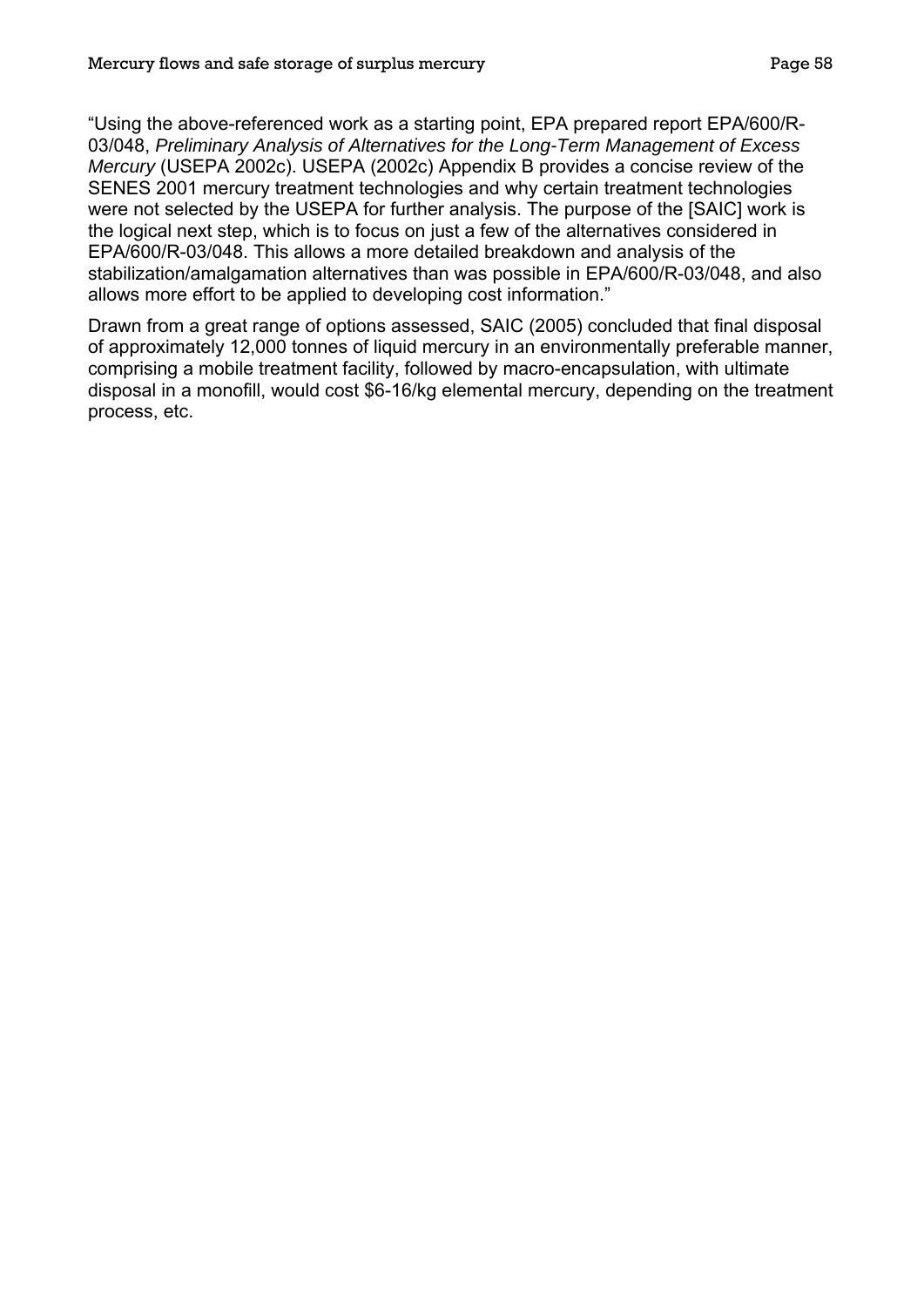"Using the above-referenced work as a starting point, EPA prepared report EPA/600/R-03/048, *Preliminary Analysis of Alternatives for the Long-Term Management of Excess Mercury* (USEPA 2002c). USEPA (2002c) Appendix B provides a concise review of the SENES 2001 mercury treatment technologies and why certain treatment technologies were not selected by the USEPA for further analysis. The purpose of the [SAIC] work is the logical next step, which is to focus on just a few of the alternatives considered in EPA/600/R-03/048. This allows a more detailed breakdown and analysis of the stabilization/amalgamation alternatives than was possible in EPA/600/R-03/048, and also allows more effort to be applied to developing cost information."

Drawn from a great range of options assessed, SAIC (2005) concluded that final disposal of approximately 12,000 tonnes of liquid mercury in an environmentally preferable manner, comprising a mobile treatment facility, followed by macro-encapsulation, with ultimate disposal in a monofill, would cost $6-16/kg elemental mercury, depending on the treatment process, etc.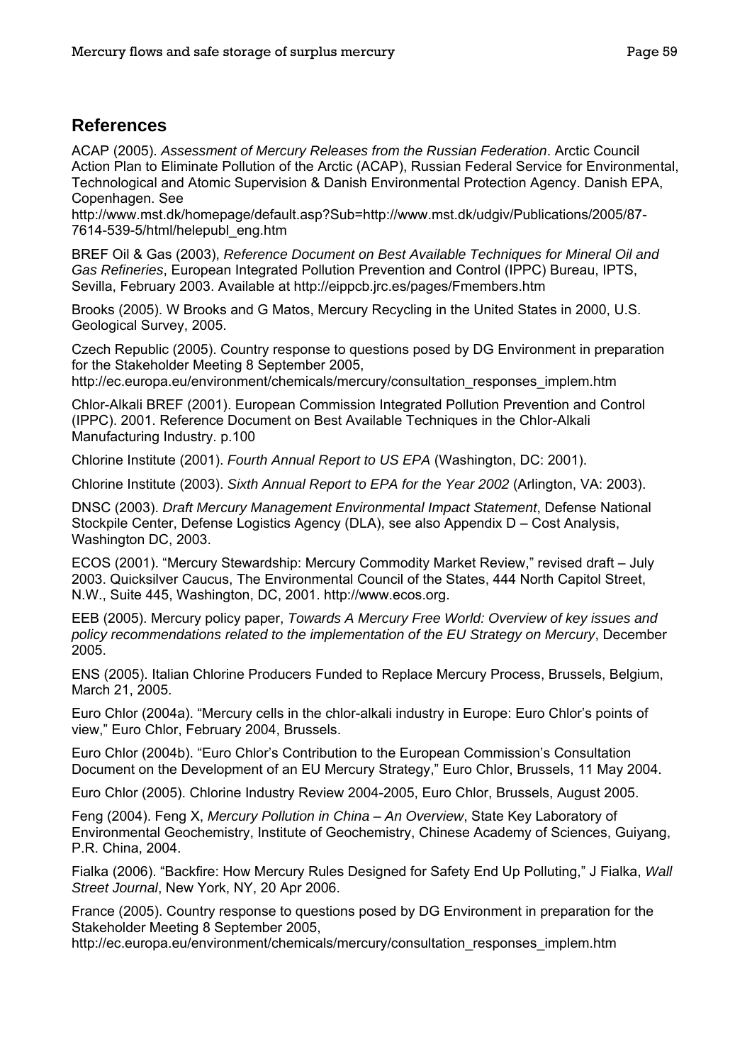## References

ACAP (2005). *Assessment of Mercury Releases from the Russian Federation*. Arctic Council Action Plan to Eliminate Pollution of the Arctic (ACAP), Russian Federal Service for Environmental, Technological and Atomic Supervision & Danish Environmental Protection Agency. Danish EPA, Copenhagen. See http://www.mst.dk/homepage/default.asp?Sub=http://www.mst.dk/udgiv/Publications/2005/87-7614-539-5/html/helepubl_eng.htm

BREF Oil & Gas (2003), *Reference Document on Best Available Techniques for Mineral Oil and Gas Refineries*, European Integrated Pollution Prevention and Control (IPPC) Bureau, IPTS, Sevilla, February 2003. Available at http://eippcb.jrc.es/pages/Fmembers.htm

Brooks (2005). W Brooks and G Matos, Mercury Recycling in the United States in 2000, U.S. Geological Survey, 2005.

Czech Republic (2005). Country response to questions posed by DG Environment in preparation for the Stakeholder Meeting 8 September 2005, http://ec.europa.eu/environment/chemicals/mercury/consultation_responses_implem.htm

Chlor-Alkali BREF (2001). European Commission Integrated Pollution Prevention and Control (IPPC). 2001. Reference Document on Best Available Techniques in the Chlor-Alkali Manufacturing Industry. p.100

Chlorine Institute (2001). *Fourth Annual Report to US EPA* (Washington, DC: 2001).

Chlorine Institute (2003). *Sixth Annual Report to EPA for the Year 2002* (Arlington, VA: 2003).

DNSC (2003). *Draft Mercury Management Environmental Impact Statement*, Defense National Stockpile Center, Defense Logistics Agency (DLA), see also Appendix D – Cost Analysis, Washington DC, 2003.

ECOS (2001). "Mercury Stewardship: Mercury Commodity Market Review," revised draft – July 2003. Quicksilver Caucus, The Environmental Council of the States, 444 North Capitol Street, N.W., Suite 445, Washington, DC, 2001. http://www.ecos.org.

EEB (2005). Mercury policy paper, *Towards A Mercury Free World: Overview of key issues and policy recommendations related to the implementation of the EU Strategy on Mercury*, December 2005.

ENS (2005). Italian Chlorine Producers Funded to Replace Mercury Process, Brussels, Belgium, March 21, 2005.

Euro Chlor (2004a). "Mercury cells in the chlor-alkali industry in Europe: Euro Chlor's points of view," Euro Chlor, February 2004, Brussels.

Euro Chlor (2004b). "Euro Chlor's Contribution to the European Commission's Consultation Document on the Development of an EU Mercury Strategy," Euro Chlor, Brussels, 11 May 2004.

Euro Chlor (2005). Chlorine Industry Review 2004-2005, Euro Chlor, Brussels, August 2005.

Feng (2004). Feng X, *Mercury Pollution in China – An Overview*, State Key Laboratory of Environmental Geochemistry, Institute of Geochemistry, Chinese Academy of Sciences, Guiyang, P.R. China, 2004.

Fialka (2006). "Backfire: How Mercury Rules Designed for Safety End Up Polluting," J Fialka, *Wall Street Journal*, New York, NY, 20 Apr 2006.

France (2005). Country response to questions posed by DG Environment in preparation for the Stakeholder Meeting 8 September 2005, http://ec.europa.eu/environment/chemicals/mercury/consultation_responses_implem.htm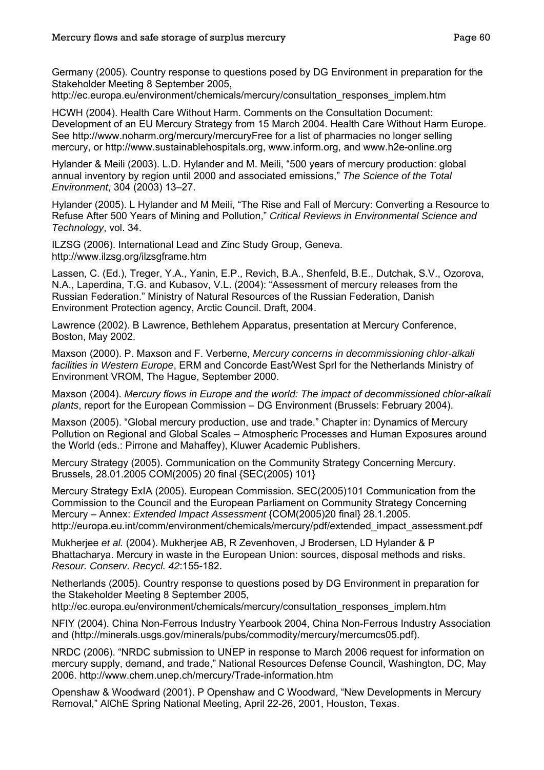Germany (2005). Country response to questions posed by DG Environment in preparation for the Stakeholder Meeting 8 September 2005, http://ec.europa.eu/environment/chemicals/mercury/consultation_responses_implem.htm

HCWH (2004). Health Care Without Harm. Comments on the Consultation Document: Development of an EU Mercury Strategy from 15 March 2004. Health Care Without Harm Europe. See http://www.noharm.org/mercury/mercuryFree for a list of pharmacies no longer selling mercury, or http://www.sustainablehospitals.org, www.inform.org, and www.h2e-online.org

Hylander & Meili (2003). L.D. Hylander and M. Meili, "500 years of mercury production: global annual inventory by region until 2000 and associated emissions," *The Science of the Total Environment*, 304 (2003) 13–27.

Hylander (2005). L Hylander and M Meili, "The Rise and Fall of Mercury: Converting a Resource to Refuse After 500 Years of Mining and Pollution," *Critical Reviews in Environmental Science and Technology*, vol. 34.

ILZSG (2006). International Lead and Zinc Study Group, Geneva. http://www.ilzsg.org/ilzsgframe.htm

Lassen, C. (Ed.), Treger, Y.A., Yanin, E.P., Revich, B.A., Shenfeld, B.E., Dutchak, S.V., Ozorova, N.A., Laperdina, T.G. and Kubasov, V.L. (2004): "Assessment of mercury releases from the Russian Federation." Ministry of Natural Resources of the Russian Federation, Danish Environment Protection agency, Arctic Council. Draft, 2004.

Lawrence (2002). B Lawrence, Bethlehem Apparatus, presentation at Mercury Conference, Boston, May 2002.

Maxson (2000). P. Maxson and F. Verberne, *Mercury concerns in decommissioning chlor-alkali facilities in Western Europe*, ERM and Concorde East/West Sprl for the Netherlands Ministry of Environment VROM, The Hague, September 2000.

Maxson (2004). *Mercury flows in Europe and the world: The impact of decommissioned chlor-alkali plants*, report for the European Commission – DG Environment (Brussels: February 2004).

Maxson (2005). "Global mercury production, use and trade." Chapter in: Dynamics of Mercury Pollution on Regional and Global Scales – Atmospheric Processes and Human Exposures around the World (eds.: Pirrone and Mahaffey), Kluwer Academic Publishers.

Mercury Strategy (2005). Communication on the Community Strategy Concerning Mercury. Brussels, 28.01.2005 COM(2005) 20 final {SEC(2005) 101}

Mercury Strategy ExIA (2005). European Commission. SEC(2005)101 Communication from the Commission to the Council and the European Parliament on Community Strategy Concerning Mercury – Annex: *Extended Impact Assessment* {COM(2005)20 final} 28.1.2005. http://europa.eu.int/comm/environment/chemicals/mercury/pdf/extended_impact_assessment.pdf

Mukherjee *et al.* (2004). Mukherjee AB, R Zevenhoven, J Brodersen, LD Hylander & P Bhattacharya. Mercury in waste in the European Union: sources, disposal methods and risks. *Resour. Conserv. Recycl. 42*:155-182.

Netherlands (2005). Country response to questions posed by DG Environment in preparation for the Stakeholder Meeting 8 September 2005, http://ec.europa.eu/environment/chemicals/mercury/consultation_responses_implem.htm

NFIY (2004). China Non-Ferrous Industry Yearbook 2004, China Non-Ferrous Industry Association and (http://minerals.usgs.gov/minerals/pubs/commodity/mercury/mercumcs05.pdf).

NRDC (2006). "NRDC submission to UNEP in response to March 2006 request for information on mercury supply, demand, and trade," National Resources Defense Council, Washington, DC, May 2006. http://www.chem.unep.ch/mercury/Trade-information.htm

Openshaw & Woodward (2001). P Openshaw and C Woodward, "New Developments in Mercury Removal," AIChE Spring National Meeting, April 22-26, 2001, Houston, Texas.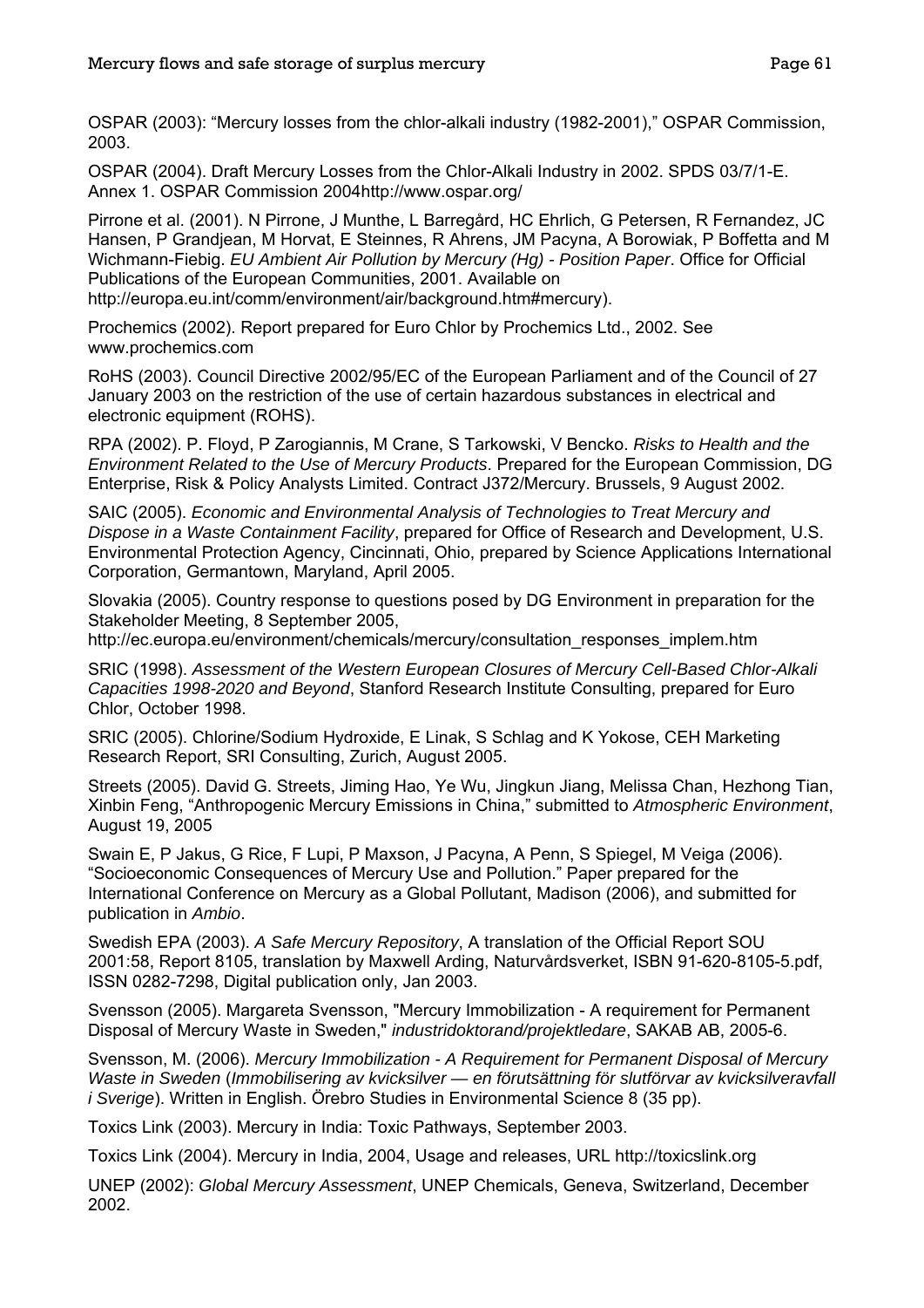OSPAR (2003): “Mercury losses from the chlor-alkali industry (1982-2001),” OSPAR Commission, 2003.

OSPAR (2004). Draft Mercury Losses from the Chlor-Alkali Industry in 2002. SPDS 03/7/1-E. Annex 1. OSPAR Commission 2004http://www.ospar.org/

Pirrone et al. (2001). N Pirrone, J Munthe, L Barregård, HC Ehrlich, G Petersen, R Fernandez, JC Hansen, P Grandjean, M Horvat, E Steinnes, R Ahrens, JM Pacyna, A Borowiak, P Boffetta and M Wichmann-Fiebig. *EU Ambient Air Pollution by Mercury (Hg) - Position Paper*. Office for Official Publications of the European Communities, 2001. Available on http://europa.eu.int/comm/environment/air/background.htm#mercury).

Prochemics (2002). Report prepared for Euro Chlor by Prochemics Ltd., 2002. See www.prochemics.com

RoHS (2003). Council Directive 2002/95/EC of the European Parliament and of the Council of 27 January 2003 on the restriction of the use of certain hazardous substances in electrical and electronic equipment (ROHS).

RPA (2002). P. Floyd, P Zarogiannis, M Crane, S Tarkowski, V Bencko. *Risks to Health and the Environment Related to the Use of Mercury Products*. Prepared for the European Commission, DG Enterprise, Risk & Policy Analysts Limited. Contract J372/Mercury. Brussels, 9 August 2002.

SAIC (2005). *Economic and Environmental Analysis of Technologies to Treat Mercury and Dispose in a Waste Containment Facility*, prepared for Office of Research and Development, U.S. Environmental Protection Agency, Cincinnati, Ohio, prepared by Science Applications International Corporation, Germantown, Maryland, April 2005.

Slovakia (2005). Country response to questions posed by DG Environment in preparation for the Stakeholder Meeting, 8 September 2005, http://ec.europa.eu/environment/chemicals/mercury/consultation_responses_implem.htm

SRIC (1998). *Assessment of the Western European Closures of Mercury Cell-Based Chlor-Alkali Capacities 1998-2020 and Beyond*, Stanford Research Institute Consulting, prepared for Euro Chlor, October 1998.

SRIC (2005). Chlorine/Sodium Hydroxide, E Linak, S Schlag and K Yokose, CEH Marketing Research Report, SRI Consulting, Zurich, August 2005.

Streets (2005). David G. Streets, Jiming Hao, Ye Wu, Jingkun Jiang, Melissa Chan, Hezhong Tian, Xinbin Feng, “Anthropogenic Mercury Emissions in China,” submitted to *Atmospheric Environment*, August 19, 2005

Swain E, P Jakus, G Rice, F Lupi, P Maxson, J Pacyna, A Penn, S Spiegel, M Veiga (2006). “Socioeconomic Consequences of Mercury Use and Pollution.” Paper prepared for the International Conference on Mercury as a Global Pollutant, Madison (2006), and submitted for publication in *Ambio*.

Swedish EPA (2003). *A Safe Mercury Repository*, A translation of the Official Report SOU 2001:58, Report 8105, translation by Maxwell Arding, Naturvårdsverket, ISBN 91-620-8105-5.pdf, ISSN 0282-7298, Digital publication only, Jan 2003.

Svensson (2005). Margareta Svensson, "Mercury Immobilization - A requirement for Permanent Disposal of Mercury Waste in Sweden," *industridoktorand/projektledare*, SAKAB AB, 2005-6.

Svensson, M. (2006). *Mercury Immobilization - A Requirement for Permanent Disposal of Mercury Waste in Sweden* (*Immobilisering av kvicksilver — en förutsättning för slutförvar av kvicksilveravfall i Sverige*). Written in English. Örebro Studies in Environmental Science 8 (35 pp).

Toxics Link (2003). Mercury in India: Toxic Pathways, September 2003.

Toxics Link (2004). Mercury in India, 2004, Usage and releases, URL http://toxicslink.org

UNEP (2002): *Global Mercury Assessment*, UNEP Chemicals, Geneva, Switzerland, December 2002.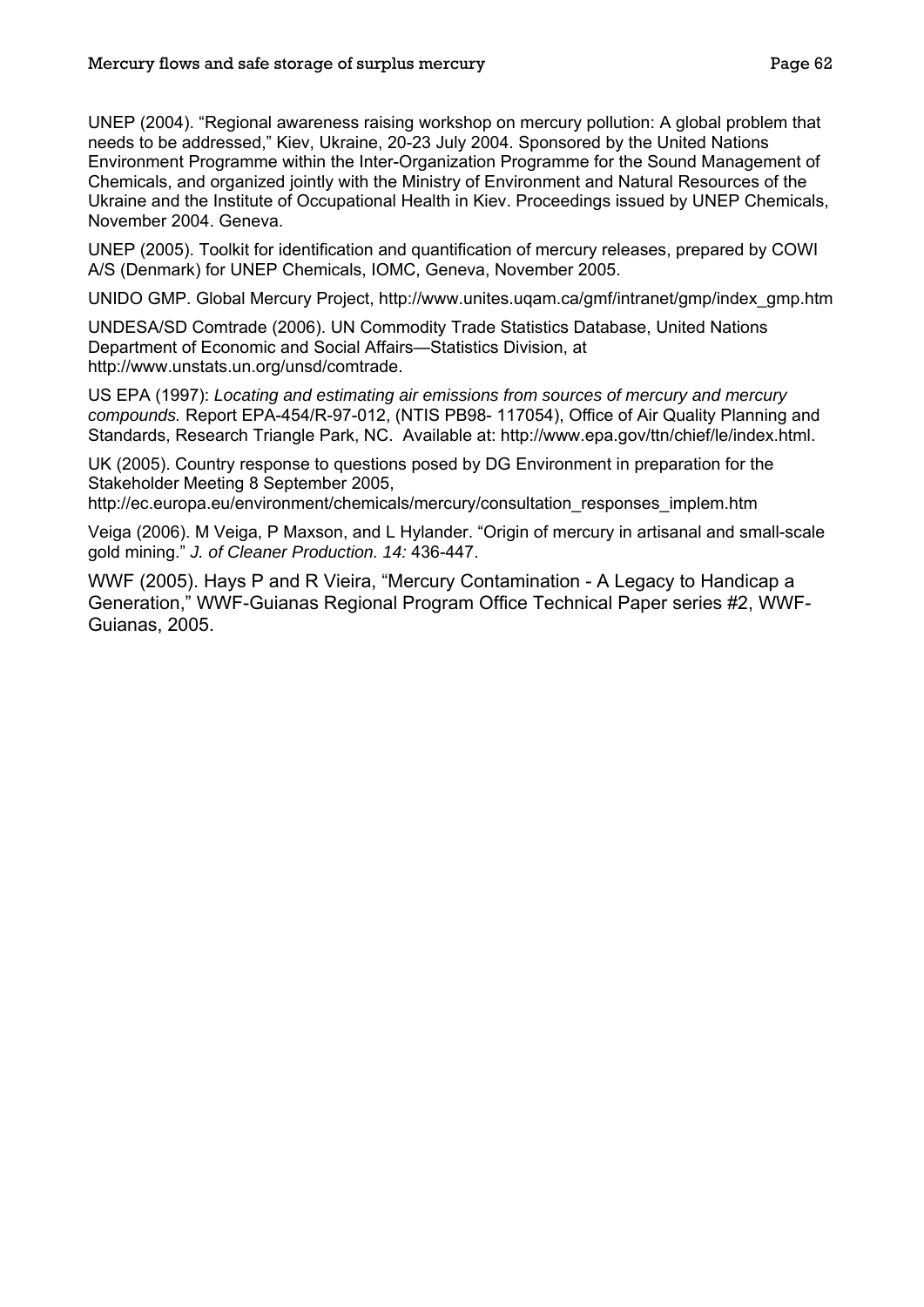UNEP (2004). "Regional awareness raising workshop on mercury pollution: A global problem that needs to be addressed," Kiev, Ukraine, 20-23 July 2004. Sponsored by the United Nations Environment Programme within the Inter-Organization Programme for the Sound Management of Chemicals, and organized jointly with the Ministry of Environment and Natural Resources of the Ukraine and the Institute of Occupational Health in Kiev. Proceedings issued by UNEP Chemicals, November 2004. Geneva.

UNEP (2005). Toolkit for identification and quantification of mercury releases, prepared by COWI A/S (Denmark) for UNEP Chemicals, IOMC, Geneva, November 2005.

UNIDO GMP. Global Mercury Project, http://www.unites.uqam.ca/gmf/intranet/gmp/index_gmp.htm

UNDESA/SD Comtrade (2006). UN Commodity Trade Statistics Database, United Nations Department of Economic and Social Affairs—Statistics Division, at http://www.unstats.un.org/unsd/comtrade.

US EPA (1997): *Locating and estimating air emissions from sources of mercury and mercury compounds.* Report EPA-454/R-97-012, (NTIS PB98- 117054), Office of Air Quality Planning and Standards, Research Triangle Park, NC. Available at: http://www.epa.gov/ttn/chief/le/index.html.

UK (2005). Country response to questions posed by DG Environment in preparation for the Stakeholder Meeting 8 September 2005, http://ec.europa.eu/environment/chemicals/mercury/consultation_responses_implem.htm

Veiga (2006). M Veiga, P Maxson, and L Hylander. "Origin of mercury in artisanal and small-scale gold mining." *J. of Cleaner Production. 14:* 436-447.

WWF (2005). Hays P and R Vieira, "Mercury Contamination - A Legacy to Handicap a Generation," WWF-Guianas Regional Program Office Technical Paper series #2, WWF-Guianas, 2005.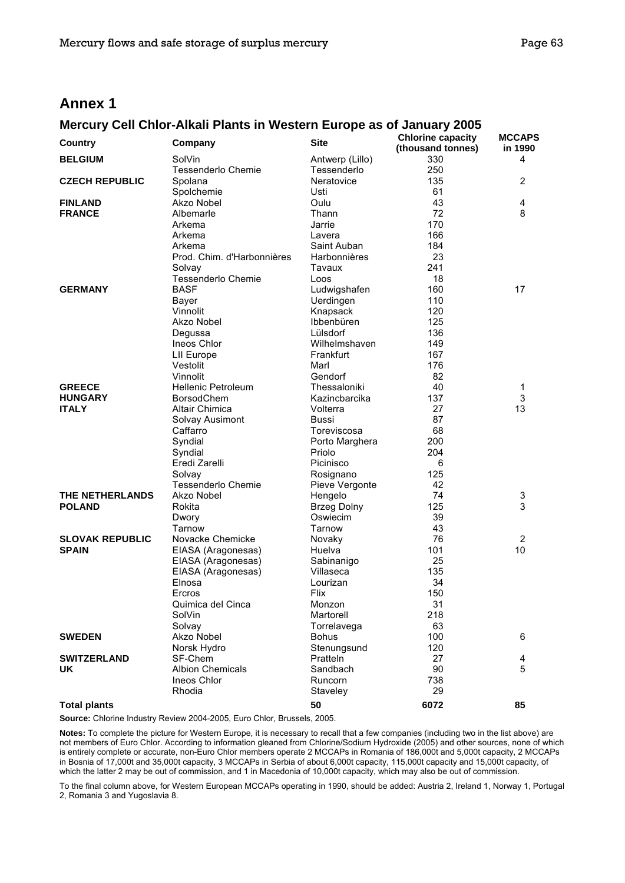# Annex 1

## Mercury Cell Chlor-Alkali Plants in Western Europe as of January 2005

| Country | Company | Site | Chlorine capacity (thousand tonnes) | MCCAPS in 1990 |
|---|---|---|---|---|
| **BELGIUM** | SolVin | Antwerp (Lillo) | 330 | 4 |
| | Tessenderlo Chemie | Tessenderlo | 250 | |
| **CZECH REPUBLIC** | Spolana | Neratovice | 135 | 2 |
| | Spolchemie | Usti | 61 | |
| **FINLAND** | Akzo Nobel | Oulu | 43 | 4 |
| **FRANCE** | Albemarle | Thann | 72 | 8 |
| | Arkema | Jarrie | 170 | |
| | Arkema | Lavera | 166 | |
| | Arkema | Saint Auban | 184 | |
| | Prod. Chim. d'Harbonnières | Harbonnières | 23 | |
| | Solvay | Tavaux | 241 | |
| | Tessenderlo Chemie | Loos | 18 | |
| **GERMANY** | BASF | Ludwigshafen | 160 | 17 |
| | Bayer | Uerdingen | 110 | |
| | Vinnolit | Knapsack | 120 | |
| | Akzo Nobel | Ibbenbüren | 125 | |
| | Degussa | Lülsdorf | 136 | |
| | Ineos Chlor | Wilhelmshaven | 149 | |
| | LII Europe | Frankfurt | 167 | |
| | Vestolit | Marl | 176 | |
| | Vinnolit | Gendorf | 82 | |
| **GREECE** | Hellenic Petroleum | Thessaloniki | 40 | 1 |
| **HUNGARY** | BorsodChem | Kazincbarcika | 137 | 3 |
| **ITALY** | Altair Chimica | Volterra | 27 | 13 |
| | Solvay Ausimont | Bussi | 87 | |
| | Caffarro | Toreviscosa | 68 | |
| | Syndial | Porto Marghera | 200 | |
| | Syndial | Priolo | 204 | |
| | Eredi Zarelli | Picinisco | 6 | |
| | Solvay | Rosignano | 125 | |
| | Tessenderlo Chemie | Pieve Vergonte | 42 | |
| **THE NETHERLANDS** | Akzo Nobel | Hengelo | 74 | 3 |
| **POLAND** | Rokita | Brzeg Dolny | 125 | 3 |
| | Dwory | Oswiecim | 39 | |
| | Tarnow | Tarnow | 43 | |
| **SLOVAK REPUBLIC** | Novacke Chemicke | Novaky | 76 | 2 |
| **SPAIN** | EIASA (Aragonesas) | Huelva | 101 | 10 |
| | EIASA (Aragonesas) | Sabinanigo | 25 | |
| | EIASA (Aragonesas) | Villaseca | 135 | |
| | Elnosa | Lourizan | 34 | |
| | Ercros | Flix | 150 | |
| | Quimica del Cinca | Monzon | 31 | |
| | SolVin | Martorell | 218 | |
| | Solvay | Torrelavega | 63 | |
| **SWEDEN** | Akzo Nobel | Bohus | 100 | 6 |
| | Norsk Hydro | Stenungsund | 120 | |
| **SWITZERLAND** | SF-Chem | Pratteln | 27 | 4 |
| **UK** | Albion Chemicals | Sandbach | 90 | 5 |
| | Ineos Chlor | Runcorn | 738 | |
| | Rhodia | Staveley | 29 | |
| **Total plants** | | **50** | **6072** | **85** |

**Source:** Chlorine Industry Review 2004-2005, Euro Chlor, Brussels, 2005.

**Notes:** To complete the picture for Western Europe, it is necessary to recall that a few companies (including two in the list above) are not members of Euro Chlor. According to information gleaned from Chlorine/Sodium Hydroxide (2005) and other sources, none of which is entirely complete or accurate, non-Euro Chlor members operate 2 MCCAPs in Romania of 186,000t and 5,000t capacity, 2 MCCAPs in Bosnia of 17,000t and 35,000t capacity, 3 MCCAPs in Serbia of about 6,000t capacity, 115,000t capacity and 15,000t capacity, of which the latter 2 may be out of commission, and 1 in Macedonia of 10,000t capacity, which may also be out of commission.

To the final column above, for Western European MCCAPs operating in 1990, should be added: Austria 2, Ireland 1, Norway 1, Portugal 2, Romania 3 and Yugoslavia 8.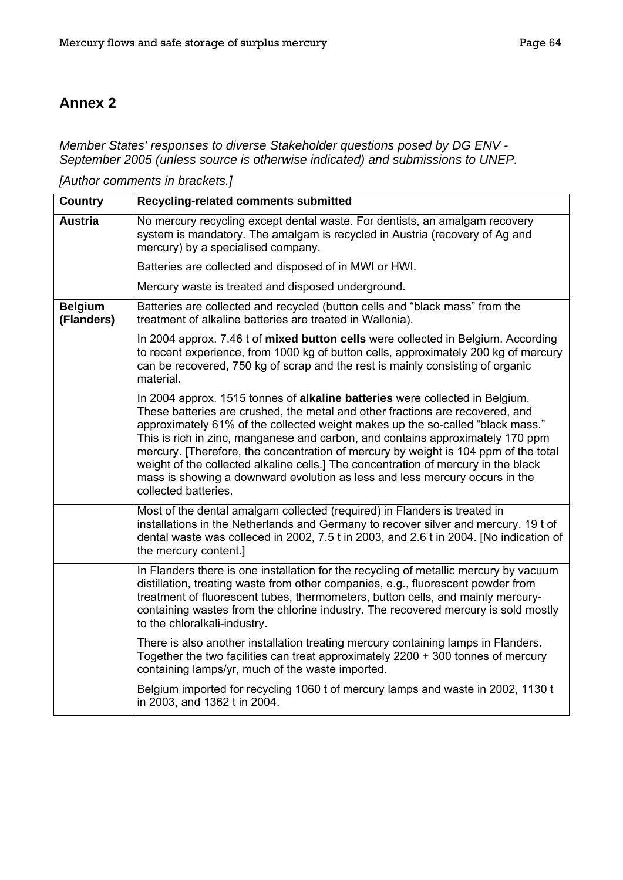# Annex 2

*Member States' responses to diverse Stakeholder questions posed by DG ENV - September 2005 (unless source is otherwise indicated) and submissions to UNEP.*

*[Author comments in brackets.]*

| Country | Recycling-related comments submitted |
|---|---|
| **Austria** | No mercury recycling except dental waste. For dentists, an amalgam recovery system is mandatory. The amalgam is recycled in Austria (recovery of Ag and mercury) by a specialised company.<br><br>Batteries are collected and disposed of in MWI or HWI.<br><br>Mercury waste is treated and disposed underground. |
| **Belgium (Flanders)** | Batteries are collected and recycled (button cells and "black mass" from the treatment of alkaline batteries are treated in Wallonia).<br><br>In 2004 approx. 7.46 t of **mixed button cells** were collected in Belgium. According to recent experience, from 1000 kg of button cells, approximately 200 kg of mercury can be recovered, 750 kg of scrap and the rest is mainly consisting of organic material.<br><br>In 2004 approx. 1515 tonnes of **alkaline batteries** were collected in Belgium. These batteries are crushed, the metal and other fractions are recovered, and approximately 61% of the collected weight makes up the so-called "black mass." This is rich in zinc, manganese and carbon, and contains approximately 170 ppm mercury. [Therefore, the concentration of mercury by weight is 104 ppm of the total weight of the collected alkaline cells.] The concentration of mercury in the black mass is showing a downward evolution as less and less mercury occurs in the collected batteries. |
| | Most of the dental amalgam collected (required) in Flanders is treated in installations in the Netherlands and Germany to recover silver and mercury. 19 t of dental waste was colleced in 2002, 7.5 t in 2003, and 2.6 t in 2004. [No indication of the mercury content.] |
| | In Flanders there is one installation for the recycling of metallic mercury by vacuum distillation, treating waste from other companies, e.g., fluorescent powder from treatment of fluorescent tubes, thermometers, button cells, and mainly mercury-containing wastes from the chlorine industry. The recovered mercury is sold mostly to the chloralkali-industry.<br><br>There is also another installation treating mercury containing lamps in Flanders. Together the two facilities can treat approximately 2200 + 300 tonnes of mercury containing lamps/yr, much of the waste imported.<br><br>Belgium imported for recycling 1060 t of mercury lamps and waste in 2002, 1130 t in 2003, and 1362 t in 2004. |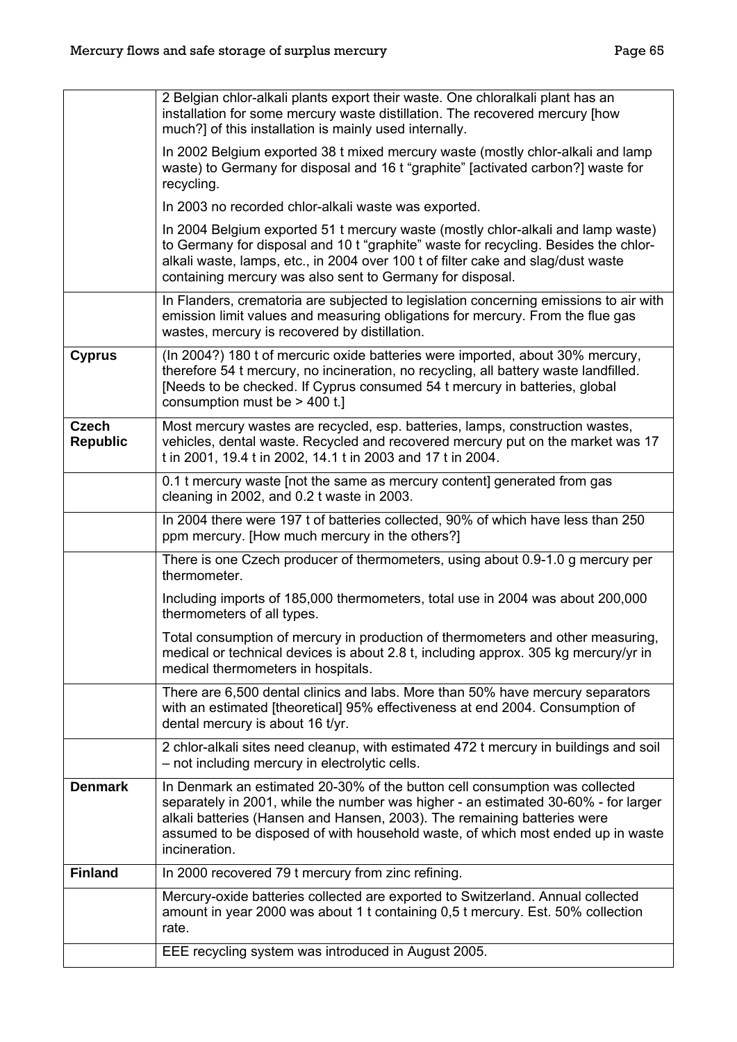| | |
|---|---|
| | 2 Belgian chlor-alkali plants export their waste. One chloralkali plant has an installation for some mercury waste distillation. The recovered mercury [how much?] of this installation is mainly used internally.<br><br>In 2002 Belgium exported 38 t mixed mercury waste (mostly chlor-alkali and lamp waste) to Germany for disposal and 16 t "graphite" [activated carbon?] waste for recycling.<br><br>In 2003 no recorded chlor-alkali waste was exported.<br><br>In 2004 Belgium exported 51 t mercury waste (mostly chlor-alkali and lamp waste) to Germany for disposal and 10 t "graphite" waste for recycling. Besides the chlor-alkali waste, lamps, etc., in 2004 over 100 t of filter cake and slag/dust waste containing mercury was also sent to Germany for disposal. |
| | In Flanders, crematoria are subjected to legislation concerning emissions to air with emission limit values and measuring obligations for mercury. From the flue gas wastes, mercury is recovered by distillation. |
| **Cyprus** | (In 2004?) 180 t of mercuric oxide batteries were imported, about 30% mercury, therefore 54 t mercury, no incineration, no recycling, all battery waste landfilled. [Needs to be checked. If Cyprus consumed 54 t mercury in batteries, global consumption must be > 400 t.] |
| **Czech Republic** | Most mercury wastes are recycled, esp. batteries, lamps, construction wastes, vehicles, dental waste. Recycled and recovered mercury put on the market was 17 t in 2001, 19.4 t in 2002, 14.1 t in 2003 and 17 t in 2004. |
| | 0.1 t mercury waste [not the same as mercury content] generated from gas cleaning in 2002, and 0.2 t waste in 2003. |
| | In 2004 there were 197 t of batteries collected, 90% of which have less than 250 ppm mercury. [How much mercury in the others?] |
| | There is one Czech producer of thermometers, using about 0.9-1.0 g mercury per thermometer.<br><br>Including imports of 185,000 thermometers, total use in 2004 was about 200,000 thermometers of all types.<br><br>Total consumption of mercury in production of thermometers and other measuring, medical or technical devices is about 2.8 t, including approx. 305 kg mercury/yr in medical thermometers in hospitals. |
| | There are 6,500 dental clinics and labs. More than 50% have mercury separators with an estimated [theoretical] 95% effectiveness at end 2004. Consumption of dental mercury is about 16 t/yr. |
| | 2 chlor-alkali sites need cleanup, with estimated 472 t mercury in buildings and soil – not including mercury in electrolytic cells. |
| **Denmark** | In Denmark an estimated 20-30% of the button cell consumption was collected separately in 2001, while the number was higher - an estimated 30-60% - for larger alkali batteries (Hansen and Hansen, 2003). The remaining batteries were assumed to be disposed of with household waste, of which most ended up in waste incineration. |
| **Finland** | In 2000 recovered 79 t mercury from zinc refining. |
| | Mercury-oxide batteries collected are exported to Switzerland. Annual collected amount in year 2000 was about 1 t containing 0,5 t mercury. Est. 50% collection rate. |
| | EEE recycling system was introduced in August 2005. |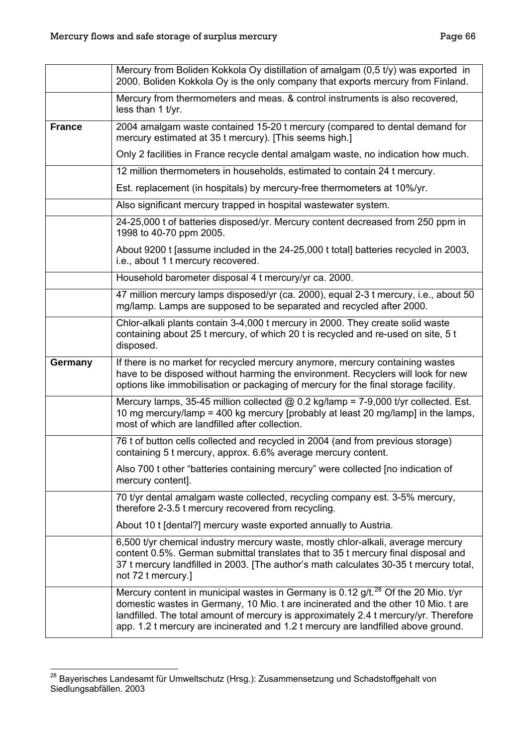| | |
|---|---|
| | Mercury from Boliden Kokkola Oy distillation of amalgam (0,5 t/y) was exported in 2000. Boliden Kokkola Oy is the only company that exports mercury from Finland. |
| | Mercury from thermometers and meas. & control instruments is also recovered, less than 1 t/yr. |
| **France** | 2004 amalgam waste contained 15-20 t mercury (compared to dental demand for mercury estimated at 35 t mercury). [This seems high.]<br><br>Only 2 facilities in France recycle dental amalgam waste, no indication how much. |
| | 12 million thermometers in households, estimated to contain 24 t mercury.<br><br>Est. replacement (in hospitals) by mercury-free thermometers at 10%/yr. |
| | Also significant mercury trapped in hospital wastewater system. |
| | 24-25,000 t of batteries disposed/yr. Mercury content decreased from 250 ppm in 1998 to 40-70 ppm 2005.<br><br>About 9200 t [assume included in the 24-25,000 t total] batteries recycled in 2003, i.e., about 1 t mercury recovered. |
| | Household barometer disposal 4 t mercury/yr ca. 2000. |
| | 47 million mercury lamps disposed/yr (ca. 2000), equal 2-3 t mercury, i.e., about 50 mg/lamp. Lamps are supposed to be separated and recycled after 2000. |
| | Chlor-alkali plants contain 3-4,000 t mercury in 2000. They create solid waste containing about 25 t mercury, of which 20 t is recycled and re-used on site, 5 t disposed. |
| **Germany** | If there is no market for recycled mercury anymore, mercury containing wastes have to be disposed without harming the environment. Recyclers will look for new options like immobilisation or packaging of mercury for the final storage facility. |
| | Mercury lamps, 35-45 million collected @ 0.2 kg/lamp = 7-9,000 t/yr collected. Est. 10 mg mercury/lamp = 400 kg mercury [probably at least 20 mg/lamp] in the lamps, most of which are landfilled after collection. |
| | 76 t of button cells collected and recycled in 2004 (and from previous storage) containing 5 t mercury, approx. 6.6% average mercury content.<br><br>Also 700 t other "batteries containing mercury" were collected [no indication of mercury content]. |
| | 70 t/yr dental amalgam waste collected, recycling company est. 3-5% mercury, therefore 2-3.5 t mercury recovered from recycling.<br><br>About 10 t [dental?] mercury waste exported annually to Austria. |
| | 6,500 t/yr chemical industry mercury waste, mostly chlor-alkali, average mercury content 0.5%. German submittal translates that to 35 t mercury final disposal and 37 t mercury landfilled in 2003. [The author's math calculates 30-35 t mercury total, not 72 t mercury.] |
| | Mercury content in municipal wastes in Germany is 0.12 g/t.[28] Of the 20 Mio. t/yr domestic wastes in Germany, 10 Mio. t are incinerated and the other 10 Mio. t are landfilled. The total amount of mercury is approximately 2.4 t mercury/yr. Therefore app. 1.2 t mercury are incinerated and 1.2 t mercury are landfilled above ground. |

[28] Bayerisches Landesamt für Umweltschutz (Hrsg.): Zusammensetzung und Schadstoffgehalt von Siedlungsabfällen. 2003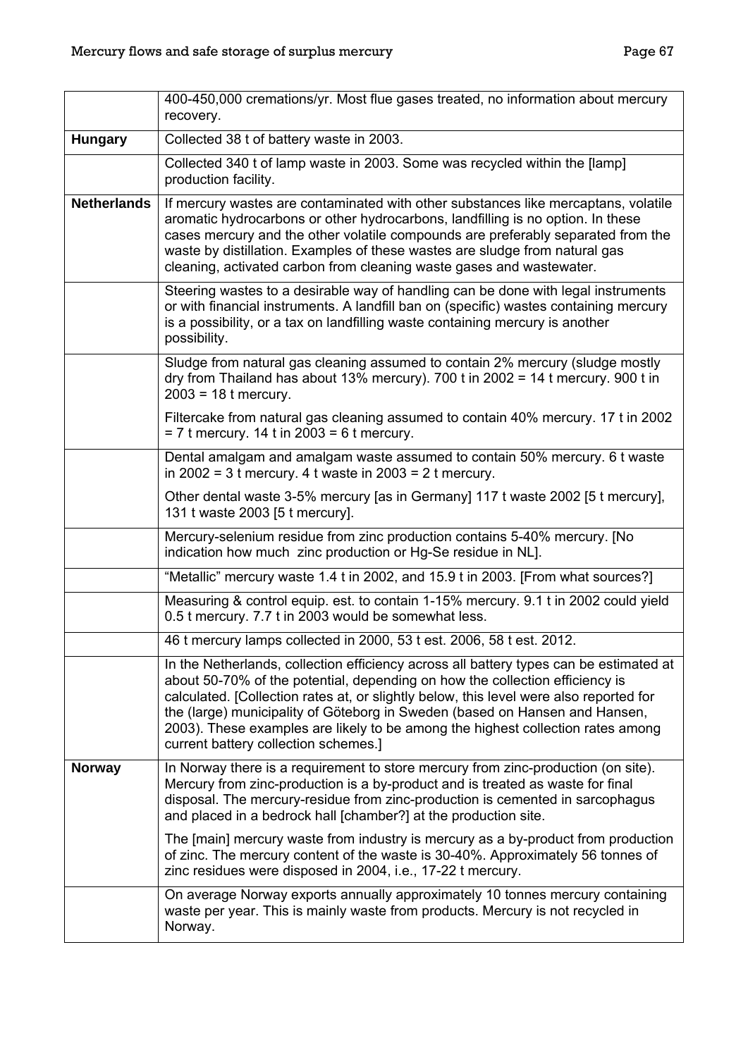| | |
|---|---|
| | 400-450,000 cremations/yr. Most flue gases treated, no information about mercury recovery. |
| **Hungary** | Collected 38 t of battery waste in 2003. |
| | Collected 340 t of lamp waste in 2003. Some was recycled within the [lamp] production facility. |
| **Netherlands** | If mercury wastes are contaminated with other substances like mercaptans, volatile aromatic hydrocarbons or other hydrocarbons, landfilling is no option. In these cases mercury and the other volatile compounds are preferably separated from the waste by distillation. Examples of these wastes are sludge from natural gas cleaning, activated carbon from cleaning waste gases and wastewater. |
| | Steering wastes to a desirable way of handling can be done with legal instruments or with financial instruments. A landfill ban on (specific) wastes containing mercury is a possibility, or a tax on landfilling waste containing mercury is another possibility. |
| | Sludge from natural gas cleaning assumed to contain 2% mercury (sludge mostly dry from Thailand has about 13% mercury). 700 t in 2002 = 14 t mercury. 900 t in 2003 = 18 t mercury.<br><br>Filtercake from natural gas cleaning assumed to contain 40% mercury. 17 t in 2002 = 7 t mercury. 14 t in 2003 = 6 t mercury. |
| | Dental amalgam and amalgam waste assumed to contain 50% mercury. 6 t waste in 2002 = 3 t mercury. 4 t waste in 2003 = 2 t mercury.<br><br>Other dental waste 3-5% mercury [as in Germany] 117 t waste 2002 [5 t mercury], 131 t waste 2003 [5 t mercury]. |
| | Mercury-selenium residue from zinc production contains 5-40% mercury. [No indication how much zinc production or Hg-Se residue in NL]. |
| | "Metallic" mercury waste 1.4 t in 2002, and 15.9 t in 2003. [From what sources?] |
| | Measuring & control equip. est. to contain 1-15% mercury. 9.1 t in 2002 could yield 0.5 t mercury. 7.7 t in 2003 would be somewhat less. |
| | 46 t mercury lamps collected in 2000, 53 t est. 2006, 58 t est. 2012. |
| | In the Netherlands, collection efficiency across all battery types can be estimated at about 50-70% of the potential, depending on how the collection efficiency is calculated. [Collection rates at, or slightly below, this level were also reported for the (large) municipality of Göteborg in Sweden (based on Hansen and Hansen, 2003). These examples are likely to be among the highest collection rates among current battery collection schemes.] |
| **Norway** | In Norway there is a requirement to store mercury from zinc-production (on site). Mercury from zinc-production is a by-product and is treated as waste for final disposal. The mercury-residue from zinc-production is cemented in sarcophagus and placed in a bedrock hall [chamber?] at the production site.<br><br>The [main] mercury waste from industry is mercury as a by-product from production of zinc. The mercury content of the waste is 30-40%. Approximately 56 tonnes of zinc residues were disposed in 2004, i.e., 17-22 t mercury. |
| | On average Norway exports annually approximately 10 tonnes mercury containing waste per year. This is mainly waste from products. Mercury is not recycled in Norway. |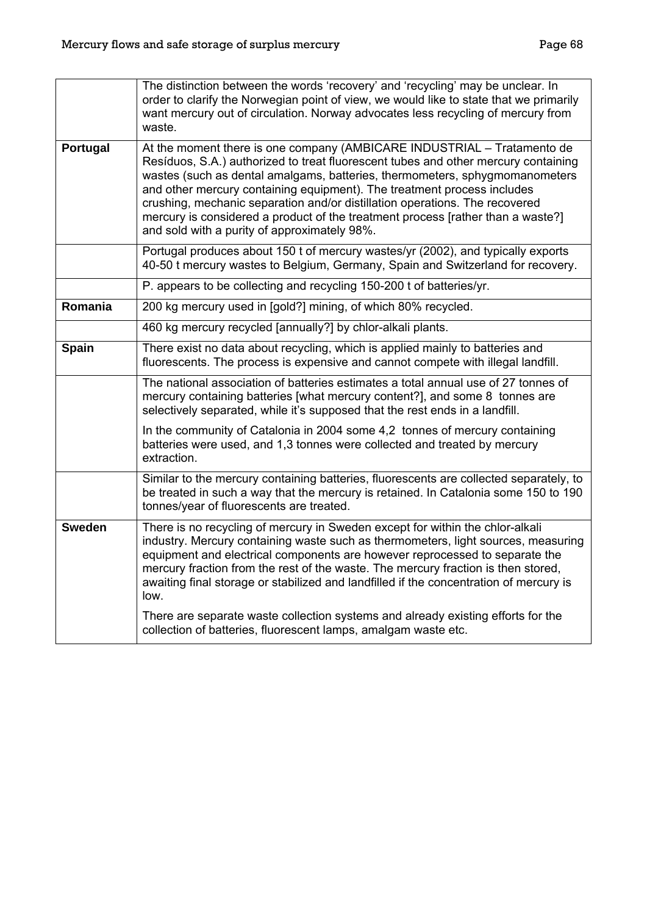| | |
|---|---|
| | The distinction between the words 'recovery' and 'recycling' may be unclear. In order to clarify the Norwegian point of view, we would like to state that we primarily want mercury out of circulation. Norway advocates less recycling of mercury from waste. |
| **Portugal** | At the moment there is one company (AMBICARE INDUSTRIAL – Tratamento de Resíduos, S.A.) authorized to treat fluorescent tubes and other mercury containing wastes (such as dental amalgams, batteries, thermometers, sphygmomanometers and other mercury containing equipment). The treatment process includes crushing, mechanic separation and/or distillation operations. The recovered mercury is considered a product of the treatment process [rather than a waste?] and sold with a purity of approximately 98%. |
| | Portugal produces about 150 t of mercury wastes/yr (2002), and typically exports 40-50 t mercury wastes to Belgium, Germany, Spain and Switzerland for recovery. |
| | P. appears to be collecting and recycling 150-200 t of batteries/yr. |
| **Romania** | 200 kg mercury used in [gold?] mining, of which 80% recycled. |
| | 460 kg mercury recycled [annually?] by chlor-alkali plants. |
| **Spain** | There exist no data about recycling, which is applied mainly to batteries and fluorescents. The process is expensive and cannot compete with illegal landfill. |
| | The national association of batteries estimates a total annual use of 27 tonnes of mercury containing batteries [what mercury content?], and some 8 tonnes are selectively separated, while it's supposed that the rest ends in a landfill.<br><br>In the community of Catalonia in 2004 some 4,2 tonnes of mercury containing batteries were used, and 1,3 tonnes were collected and treated by mercury extraction. |
| | Similar to the mercury containing batteries, fluorescents are collected separately, to be treated in such a way that the mercury is retained. In Catalonia some 150 to 190 tonnes/year of fluorescents are treated. |
| **Sweden** | There is no recycling of mercury in Sweden except for within the chlor-alkali industry. Mercury containing waste such as thermometers, light sources, measuring equipment and electrical components are however reprocessed to separate the mercury fraction from the rest of the waste. The mercury fraction is then stored, awaiting final storage or stabilized and landfilled if the concentration of mercury is low.<br><br>There are separate waste collection systems and already existing efforts for the collection of batteries, fluorescent lamps, amalgam waste etc. |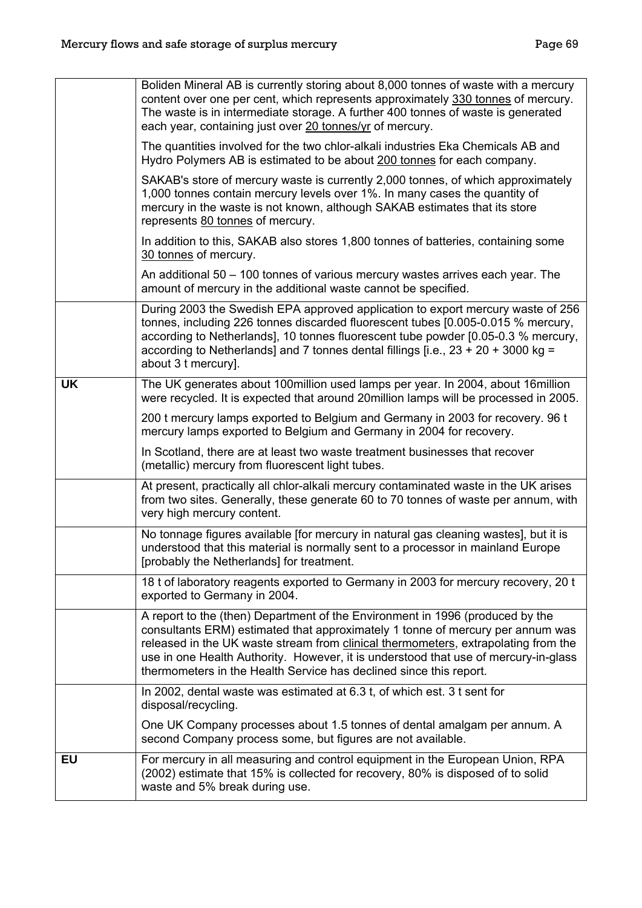| | |
|---|---|
| | Boliden Mineral AB is currently storing about 8,000 tonnes of waste with a mercury content over one per cent, which represents approximately 330 tonnes of mercury. The waste is in intermediate storage. A further 400 tonnes of waste is generated each year, containing just over 20 tonnes/yr of mercury.<br><br>The quantities involved for the two chlor-alkali industries Eka Chemicals AB and Hydro Polymers AB is estimated to be about 200 tonnes for each company.<br><br>SAKAB's store of mercury waste is currently 2,000 tonnes, of which approximately 1,000 tonnes contain mercury levels over 1%. In many cases the quantity of mercury in the waste is not known, although SAKAB estimates that its store represents 80 tonnes of mercury.<br><br>In addition to this, SAKAB also stores 1,800 tonnes of batteries, containing some 30 tonnes of mercury.<br><br>An additional 50 – 100 tonnes of various mercury wastes arrives each year. The amount of mercury in the additional waste cannot be specified. |
| | During 2003 the Swedish EPA approved application to export mercury waste of 256 tonnes, including 226 tonnes discarded fluorescent tubes [0.005-0.015 % mercury, according to Netherlands], 10 tonnes fluorescent tube powder [0.05-0.3 % mercury, according to Netherlands] and 7 tonnes dental fillings [i.e., 23 + 20 + 3000 kg = about 3 t mercury]. |
| **UK** | The UK generates about 100million used lamps per year. In 2004, about 16million were recycled. It is expected that around 20million lamps will be processed in 2005.<br><br>200 t mercury lamps exported to Belgium and Germany in 2003 for recovery. 96 t mercury lamps exported to Belgium and Germany in 2004 for recovery.<br><br>In Scotland, there are at least two waste treatment businesses that recover (metallic) mercury from fluorescent light tubes. |
| | At present, practically all chlor-alkali mercury contaminated waste in the UK arises from two sites. Generally, these generate 60 to 70 tonnes of waste per annum, with very high mercury content. |
| | No tonnage figures available [for mercury in natural gas cleaning wastes], but it is understood that this material is normally sent to a processor in mainland Europe [probably the Netherlands] for treatment. |
| | 18 t of laboratory reagents exported to Germany in 2003 for mercury recovery, 20 t exported to Germany in 2004. |
| | A report to the (then) Department of the Environment in 1996 (produced by the consultants ERM) estimated that approximately 1 tonne of mercury per annum was released in the UK waste stream from clinical thermometers, extrapolating from the use in one Health Authority. However, it is understood that use of mercury-in-glass thermometers in the Health Service has declined since this report. |
| | In 2002, dental waste was estimated at 6.3 t, of which est. 3 t sent for disposal/recycling.<br><br>One UK Company processes about 1.5 tonnes of dental amalgam per annum. A second Company process some, but figures are not available. |
| **EU** | For mercury in all measuring and control equipment in the European Union, RPA (2002) estimate that 15% is collected for recovery, 80% is disposed of to solid waste and 5% break during use. |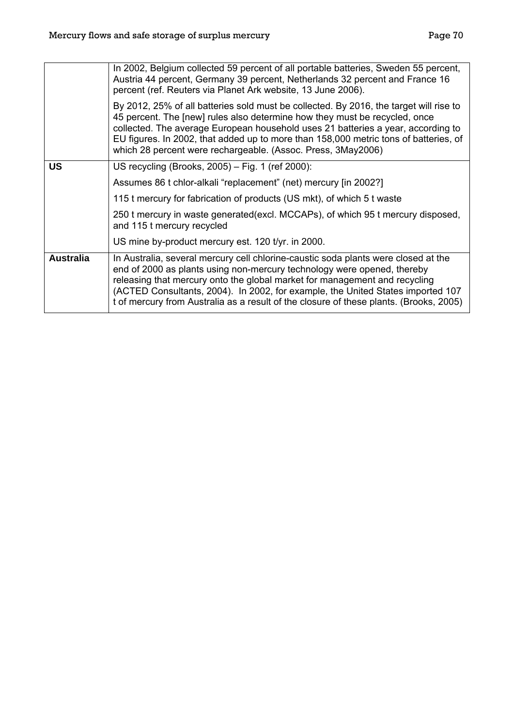| | |
|---|---|
| | In 2002, Belgium collected 59 percent of all portable batteries, Sweden 55 percent, Austria 44 percent, Germany 39 percent, Netherlands 32 percent and France 16 percent (ref. Reuters via Planet Ark website, 13 June 2006).<br><br>By 2012, 25% of all batteries sold must be collected. By 2016, the target will rise to 45 percent. The [new] rules also determine how they must be recycled, once collected. The average European household uses 21 batteries a year, according to EU figures. In 2002, that added up to more than 158,000 metric tons of batteries, of which 28 percent were rechargeable. (Assoc. Press, 3May2006) |
| **US** | US recycling (Brooks, 2005) – Fig. 1 (ref 2000):<br><br>Assumes 86 t chlor-alkali "replacement" (net) mercury [in 2002?]<br><br>115 t mercury for fabrication of products (US mkt), of which 5 t waste<br><br>250 t mercury in waste generated(excl. MCCAPs), of which 95 t mercury disposed, and 115 t mercury recycled<br><br>US mine by-product mercury est. 120 t/yr. in 2000. |
| **Australia** | In Australia, several mercury cell chlorine-caustic soda plants were closed at the end of 2000 as plants using non-mercury technology were opened, thereby releasing that mercury onto the global market for management and recycling (ACTED Consultants, 2004). In 2002, for example, the United States imported 107 t of mercury from Australia as a result of the closure of these plants. (Brooks, 2005) |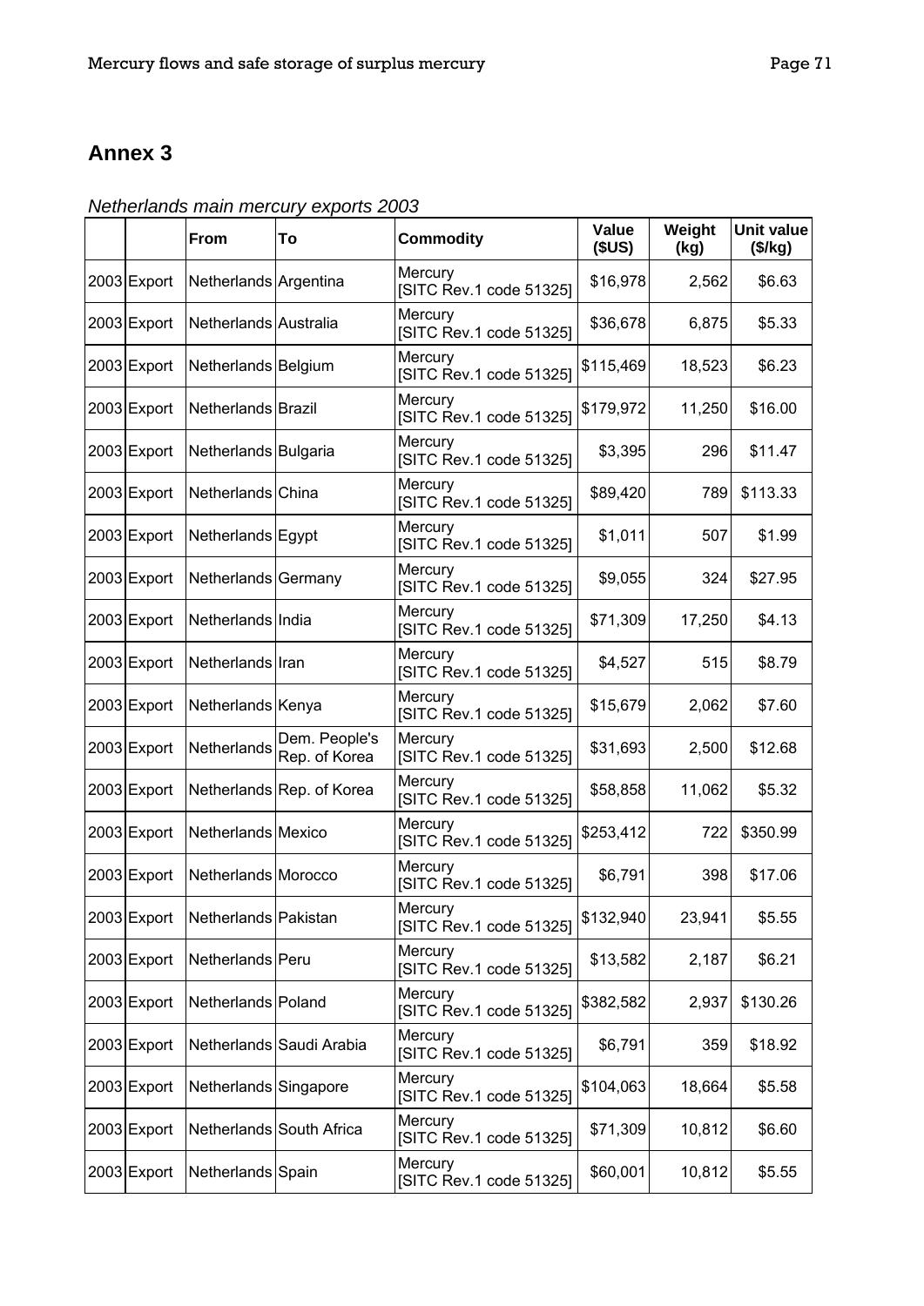# Annex 3

*Netherlands main mercury exports 2003*

| | | From | To | Commodity | Value ($US) | Weight (kg) | Unit value ($/kg) |
|---|---|---|---|---|---|---|---|
| 2003 | Export | Netherlands | Argentina | Mercury [SITC Rev.1 code 51325] | $16,978 | 2,562 | $6.63 |
| 2003 | Export | Netherlands | Australia | Mercury [SITC Rev.1 code 51325] | $36,678 | 6,875 | $5.33 |
| 2003 | Export | Netherlands | Belgium | Mercury [SITC Rev.1 code 51325] | $115,469 | 18,523 | $6.23 |
| 2003 | Export | Netherlands | Brazil | Mercury [SITC Rev.1 code 51325] | $179,972 | 11,250 | $16.00 |
| 2003 | Export | Netherlands | Bulgaria | Mercury [SITC Rev.1 code 51325] | $3,395 | 296 | $11.47 |
| 2003 | Export | Netherlands | China | Mercury [SITC Rev.1 code 51325] | $89,420 | 789 | $113.33 |
| 2003 | Export | Netherlands | Egypt | Mercury [SITC Rev.1 code 51325] | $1,011 | 507 | $1.99 |
| 2003 | Export | Netherlands | Germany | Mercury [SITC Rev.1 code 51325] | $9,055 | 324 | $27.95 |
| 2003 | Export | Netherlands | India | Mercury [SITC Rev.1 code 51325] | $71,309 | 17,250 | $4.13 |
| 2003 | Export | Netherlands | Iran | Mercury [SITC Rev.1 code 51325] | $4,527 | 515 | $8.79 |
| 2003 | Export | Netherlands | Kenya | Mercury [SITC Rev.1 code 51325] | $15,679 | 2,062 | $7.60 |
| 2003 | Export | Netherlands | Dem. People's Rep. of Korea | Mercury [SITC Rev.1 code 51325] | $31,693 | 2,500 | $12.68 |
| 2003 | Export | Netherlands | Rep. of Korea | Mercury [SITC Rev.1 code 51325] | $58,858 | 11,062 | $5.32 |
| 2003 | Export | Netherlands | Mexico | Mercury [SITC Rev.1 code 51325] | $253,412 | 722 | $350.99 |
| 2003 | Export | Netherlands | Morocco | Mercury [SITC Rev.1 code 51325] | $6,791 | 398 | $17.06 |
| 2003 | Export | Netherlands | Pakistan | Mercury [SITC Rev.1 code 51325] | $132,940 | 23,941 | $5.55 |
| 2003 | Export | Netherlands | Peru | Mercury [SITC Rev.1 code 51325] | $13,582 | 2,187 | $6.21 |
| 2003 | Export | Netherlands | Poland | Mercury [SITC Rev.1 code 51325] | $382,582 | 2,937 | $130.26 |
| 2003 | Export | Netherlands | Saudi Arabia | Mercury [SITC Rev.1 code 51325] | $6,791 | 359 | $18.92 |
| 2003 | Export | Netherlands | Singapore | Mercury [SITC Rev.1 code 51325] | $104,063 | 18,664 | $5.58 |
| 2003 | Export | Netherlands | South Africa | Mercury [SITC Rev.1 code 51325] | $71,309 | 10,812 | $6.60 |
| 2003 | Export | Netherlands | Spain | Mercury [SITC Rev.1 code 51325] | $60,001 | 10,812 | $5.55 |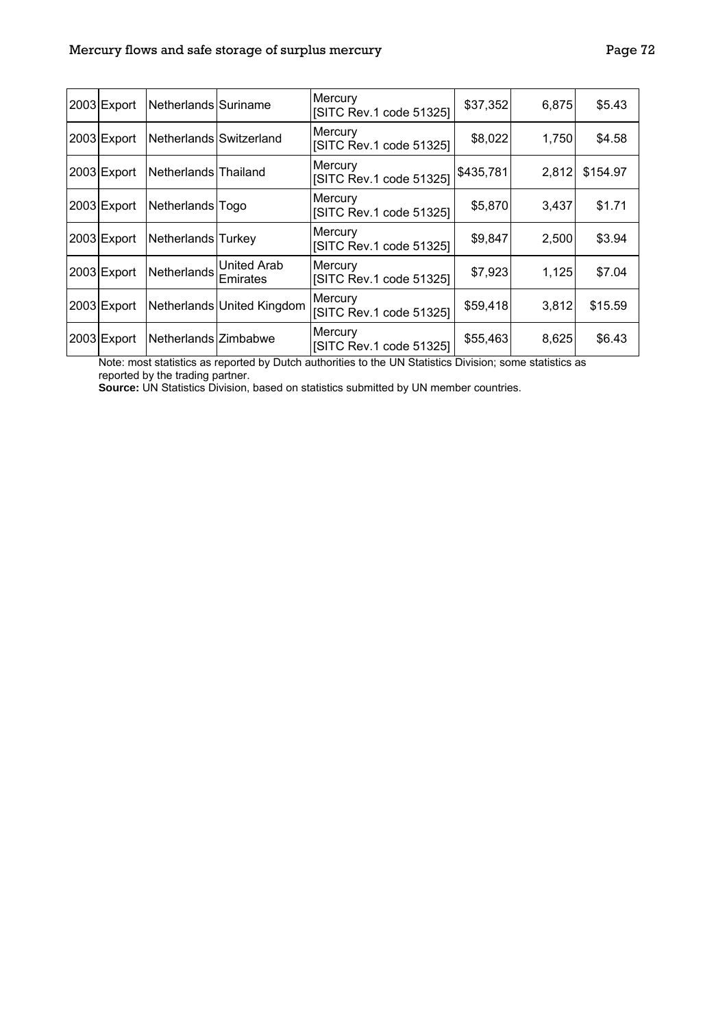| | | | | | | | |
|---|---|---|---|---|---|---|---|
| 2003 | Export | Netherlands | Suriname | Mercury [SITC Rev.1 code 51325] | $37,352 | 6,875 | $5.43 |
| 2003 | Export | Netherlands | Switzerland | Mercury [SITC Rev.1 code 51325] | $8,022 | 1,750 | $4.58 |
| 2003 | Export | Netherlands | Thailand | Mercury [SITC Rev.1 code 51325] | $435,781 | 2,812 | $154.97 |
| 2003 | Export | Netherlands | Togo | Mercury [SITC Rev.1 code 51325] | $5,870 | 3,437 | $1.71 |
| 2003 | Export | Netherlands | Turkey | Mercury [SITC Rev.1 code 51325] | $9,847 | 2,500 | $3.94 |
| 2003 | Export | Netherlands | United Arab Emirates | Mercury [SITC Rev.1 code 51325] | $7,923 | 1,125 | $7.04 |
| 2003 | Export | Netherlands | United Kingdom | Mercury [SITC Rev.1 code 51325] | $59,418 | 3,812 | $15.59 |
| 2003 | Export | Netherlands | Zimbabwe | Mercury [SITC Rev.1 code 51325] | $55,463 | 8,625 | $6.43 |

Note: most statistics as reported by Dutch authorities to the UN Statistics Division; some statistics as reported by the trading partner.

**Source:** UN Statistics Division, based on statistics submitted by UN member countries.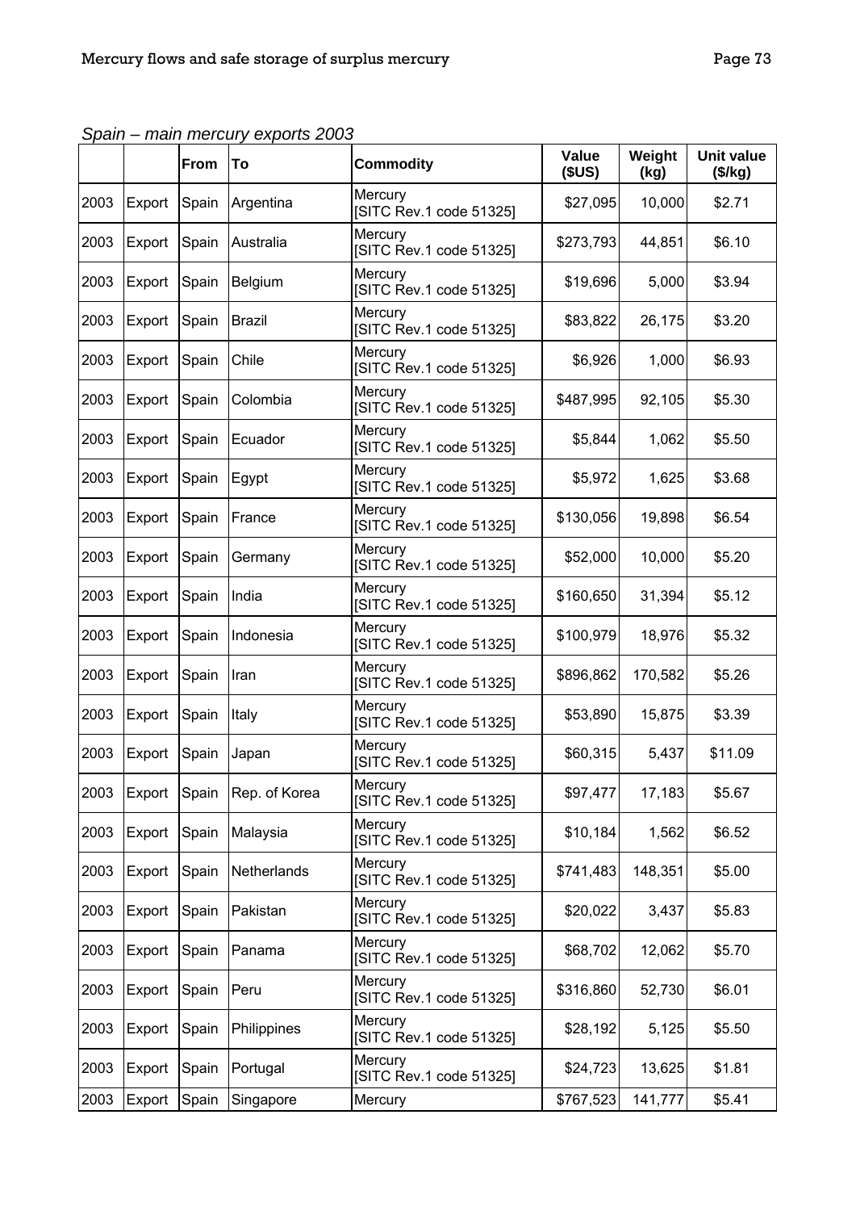*Spain – main mercury exports 2003*

| | | From | To | Commodity | Value ($US) | Weight (kg) | Unit value ($/kg) |
|---|---|---|---|---|---|---|---|
| 2003 | Export | Spain | Argentina | Mercury [SITC Rev.1 code 51325] | $27,095 | 10,000 | $2.71 |
| 2003 | Export | Spain | Australia | Mercury [SITC Rev.1 code 51325] | $273,793 | 44,851 | $6.10 |
| 2003 | Export | Spain | Belgium | Mercury [SITC Rev.1 code 51325] | $19,696 | 5,000 | $3.94 |
| 2003 | Export | Spain | Brazil | Mercury [SITC Rev.1 code 51325] | $83,822 | 26,175 | $3.20 |
| 2003 | Export | Spain | Chile | Mercury [SITC Rev.1 code 51325] | $6,926 | 1,000 | $6.93 |
| 2003 | Export | Spain | Colombia | Mercury [SITC Rev.1 code 51325] | $487,995 | 92,105 | $5.30 |
| 2003 | Export | Spain | Ecuador | Mercury [SITC Rev.1 code 51325] | $5,844 | 1,062 | $5.50 |
| 2003 | Export | Spain | Egypt | Mercury [SITC Rev.1 code 51325] | $5,972 | 1,625 | $3.68 |
| 2003 | Export | Spain | France | Mercury [SITC Rev.1 code 51325] | $130,056 | 19,898 | $6.54 |
| 2003 | Export | Spain | Germany | Mercury [SITC Rev.1 code 51325] | $52,000 | 10,000 | $5.20 |
| 2003 | Export | Spain | India | Mercury [SITC Rev.1 code 51325] | $160,650 | 31,394 | $5.12 |
| 2003 | Export | Spain | Indonesia | Mercury [SITC Rev.1 code 51325] | $100,979 | 18,976 | $5.32 |
| 2003 | Export | Spain | Iran | Mercury [SITC Rev.1 code 51325] | $896,862 | 170,582 | $5.26 |
| 2003 | Export | Spain | Italy | Mercury [SITC Rev.1 code 51325] | $53,890 | 15,875 | $3.39 |
| 2003 | Export | Spain | Japan | Mercury [SITC Rev.1 code 51325] | $60,315 | 5,437 | $11.09 |
| 2003 | Export | Spain | Rep. of Korea | Mercury [SITC Rev.1 code 51325] | $97,477 | 17,183 | $5.67 |
| 2003 | Export | Spain | Malaysia | Mercury [SITC Rev.1 code 51325] | $10,184 | 1,562 | $6.52 |
| 2003 | Export | Spain | Netherlands | Mercury [SITC Rev.1 code 51325] | $741,483 | 148,351 | $5.00 |
| 2003 | Export | Spain | Pakistan | Mercury [SITC Rev.1 code 51325] | $20,022 | 3,437 | $5.83 |
| 2003 | Export | Spain | Panama | Mercury [SITC Rev.1 code 51325] | $68,702 | 12,062 | $5.70 |
| 2003 | Export | Spain | Peru | Mercury [SITC Rev.1 code 51325] | $316,860 | 52,730 | $6.01 |
| 2003 | Export | Spain | Philippines | Mercury [SITC Rev.1 code 51325] | $28,192 | 5,125 | $5.50 |
| 2003 | Export | Spain | Portugal | Mercury [SITC Rev.1 code 51325] | $24,723 | 13,625 | $1.81 |
| 2003 | Export | Spain | Singapore | Mercury | $767,523 | 141,777 | $5.41 |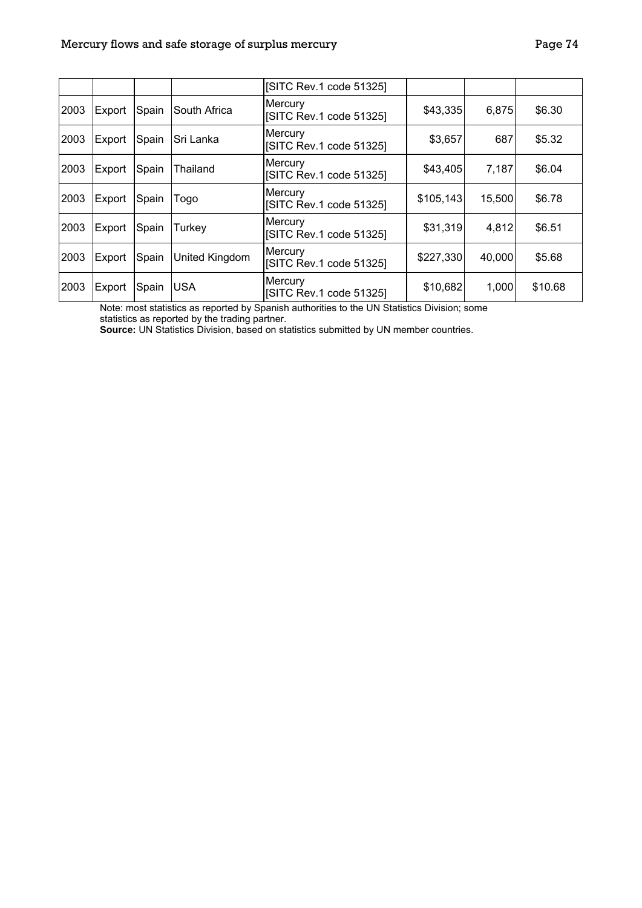| | | | | [SITC Rev.1 code 51325] | | | |
|---|---|---|---|---|---|---|---|
| 2003 | Export | Spain | South Africa | Mercury [SITC Rev.1 code 51325] | $43,335 | 6,875 | $6.30 |
| 2003 | Export | Spain | Sri Lanka | Mercury [SITC Rev.1 code 51325] | $3,657 | 687 | $5.32 |
| 2003 | Export | Spain | Thailand | Mercury [SITC Rev.1 code 51325] | $43,405 | 7,187 | $6.04 |
| 2003 | Export | Spain | Togo | Mercury [SITC Rev.1 code 51325] | $105,143 | 15,500 | $6.78 |
| 2003 | Export | Spain | Turkey | Mercury [SITC Rev.1 code 51325] | $31,319 | 4,812 | $6.51 |
| 2003 | Export | Spain | United Kingdom | Mercury [SITC Rev.1 code 51325] | $227,330 | 40,000 | $5.68 |
| 2003 | Export | Spain | USA | Mercury [SITC Rev.1 code 51325] | $10,682 | 1,000 | $10.68 |

Note: most statistics as reported by Spanish authorities to the UN Statistics Division; some statistics as reported by the trading partner.

**Source:** UN Statistics Division, based on statistics submitted by UN member countries.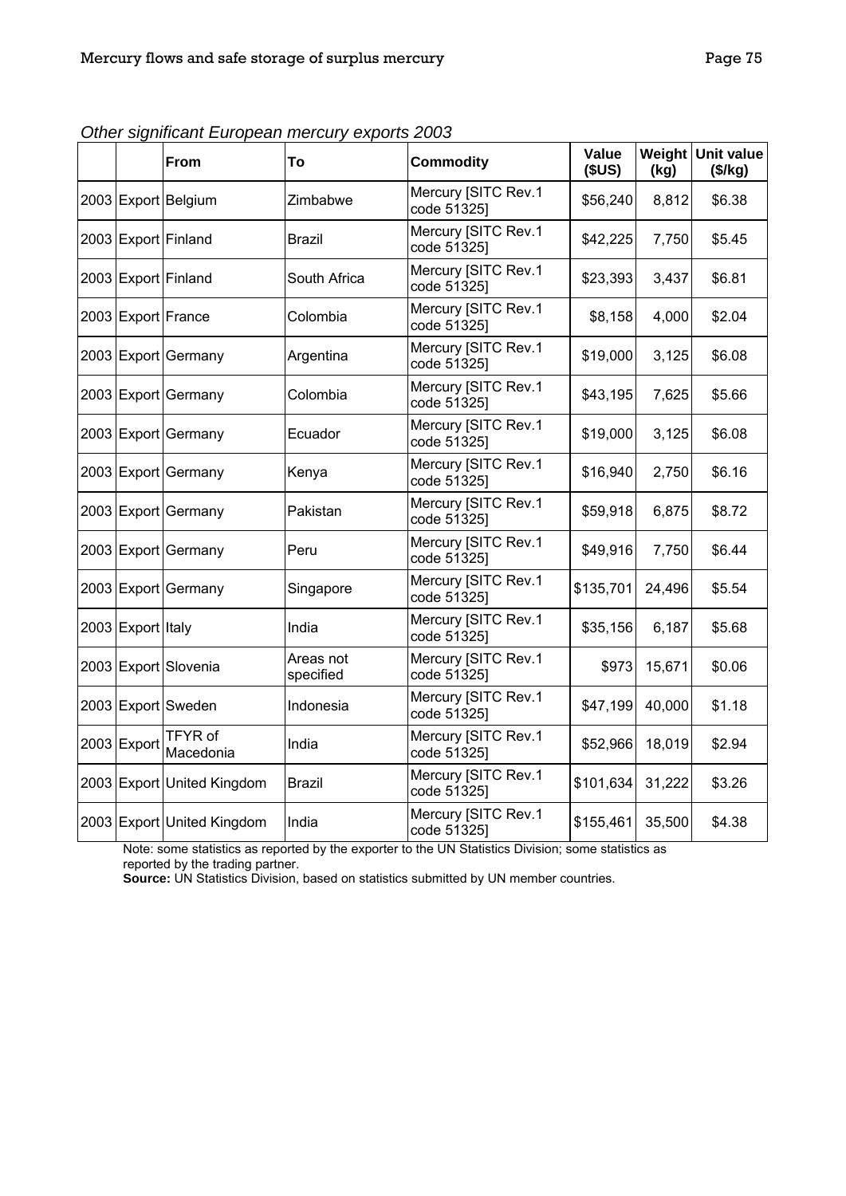*Other significant European mercury exports 2003*

| | | From | To | Commodity | Value ($US) | Weight (kg) | Unit value ($/kg) |
|---|---|---|---|---|---|---|---|
| 2003 | Export | Belgium | Zimbabwe | Mercury [SITC Rev.1 code 51325] | $56,240 | 8,812 | $6.38 |
| 2003 | Export | Finland | Brazil | Mercury [SITC Rev.1 code 51325] | $42,225 | 7,750 | $5.45 |
| 2003 | Export | Finland | South Africa | Mercury [SITC Rev.1 code 51325] | $23,393 | 3,437 | $6.81 |
| 2003 | Export | France | Colombia | Mercury [SITC Rev.1 code 51325] | $8,158 | 4,000 | $2.04 |
| 2003 | Export | Germany | Argentina | Mercury [SITC Rev.1 code 51325] | $19,000 | 3,125 | $6.08 |
| 2003 | Export | Germany | Colombia | Mercury [SITC Rev.1 code 51325] | $43,195 | 7,625 | $5.66 |
| 2003 | Export | Germany | Ecuador | Mercury [SITC Rev.1 code 51325] | $19,000 | 3,125 | $6.08 |
| 2003 | Export | Germany | Kenya | Mercury [SITC Rev.1 code 51325] | $16,940 | 2,750 | $6.16 |
| 2003 | Export | Germany | Pakistan | Mercury [SITC Rev.1 code 51325] | $59,918 | 6,875 | $8.72 |
| 2003 | Export | Germany | Peru | Mercury [SITC Rev.1 code 51325] | $49,916 | 7,750 | $6.44 |
| 2003 | Export | Germany | Singapore | Mercury [SITC Rev.1 code 51325] | $135,701 | 24,496 | $5.54 |
| 2003 | Export | Italy | India | Mercury [SITC Rev.1 code 51325] | $35,156 | 6,187 | $5.68 |
| 2003 | Export | Slovenia | Areas not specified | Mercury [SITC Rev.1 code 51325] | $973 | 15,671 | $0.06 |
| 2003 | Export | Sweden | Indonesia | Mercury [SITC Rev.1 code 51325] | $47,199 | 40,000 | $1.18 |
| 2003 | Export | TFYR of Macedonia | India | Mercury [SITC Rev.1 code 51325] | $52,966 | 18,019 | $2.94 |
| 2003 | Export | United Kingdom | Brazil | Mercury [SITC Rev.1 code 51325] | $101,634 | 31,222 | $3.26 |
| 2003 | Export | United Kingdom | India | Mercury [SITC Rev.1 code 51325] | $155,461 | 35,500 | $4.38 |

Note: some statistics as reported by the exporter to the UN Statistics Division; some statistics as reported by the trading partner.

**Source:** UN Statistics Division, based on statistics submitted by UN member countries.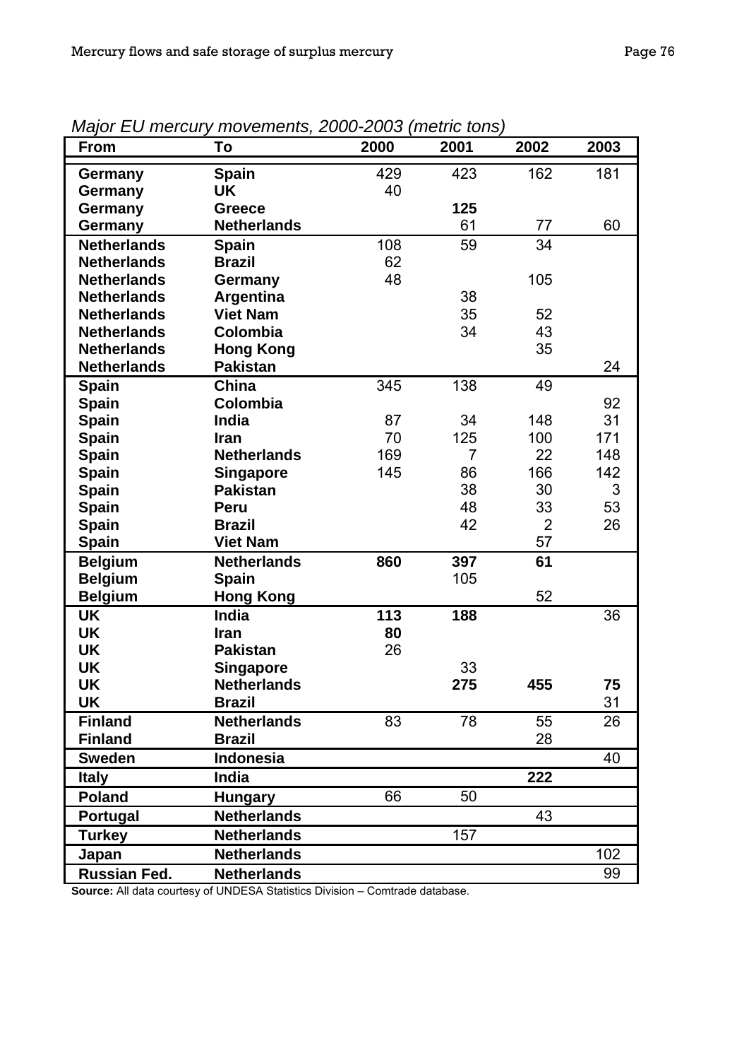*Major EU mercury movements, 2000-2003 (metric tons)*

| From | To | 2000 | 2001 | 2002 | 2003 |
|---|---|---|---|---|---|
| **Germany** | **Spain** | 429 | 423 | 162 | 181 |
| **Germany** | **UK** | 40 | | | |
| **Germany** | **Greece** | | **125** | | |
| **Germany** | **Netherlands** | | 61 | 77 | 60 |
| **Netherlands** | **Spain** | 108 | 59 | 34 | |
| **Netherlands** | **Brazil** | 62 | | | |
| **Netherlands** | **Germany** | 48 | | 105 | |
| **Netherlands** | **Argentina** | | 38 | | |
| **Netherlands** | **Viet Nam** | | 35 | 52 | |
| **Netherlands** | **Colombia** | | 34 | 43 | |
| **Netherlands** | **Hong Kong** | | | 35 | |
| **Netherlands** | **Pakistan** | | | | 24 |
| **Spain** | **China** | 345 | 138 | 49 | |
| **Spain** | **Colombia** | | | | 92 |
| **Spain** | **India** | 87 | 34 | 148 | 31 |
| **Spain** | **Iran** | 70 | 125 | 100 | 171 |
| **Spain** | **Netherlands** | 169 | 7 | 22 | 148 |
| **Spain** | **Singapore** | 145 | 86 | 166 | 142 |
| **Spain** | **Pakistan** | | 38 | 30 | 3 |
| **Spain** | **Peru** | | 48 | 33 | 53 |
| **Spain** | **Brazil** | | 42 | 2 | 26 |
| **Spain** | **Viet Nam** | | | 57 | |
| **Belgium** | **Netherlands** | **860** | **397** | **61** | |
| **Belgium** | **Spain** | | 105 | | |
| **Belgium** | **Hong Kong** | | | 52 | |
| **UK** | **India** | **113** | **188** | | 36 |
| **UK** | **Iran** | **80** | | | |
| **UK** | **Pakistan** | 26 | | | |
| **UK** | **Singapore** | | 33 | | |
| **UK** | **Netherlands** | | **275** | **455** | **75** |
| **UK** | **Brazil** | | | | 31 |
| **Finland** | **Netherlands** | 83 | 78 | 55 | 26 |
| **Finland** | **Brazil** | | | 28 | |
| **Sweden** | **Indonesia** | | | | 40 |
| **Italy** | **India** | | | **222** | |
| **Poland** | **Hungary** | 66 | 50 | | |
| **Portugal** | **Netherlands** | | | 43 | |
| **Turkey** | **Netherlands** | | 157 | | |
| **Japan** | **Netherlands** | | | | 102 |
| **Russian Fed.** | **Netherlands** | | | | 99 |

**Source:** All data courtesy of UNDESA Statistics Division – Comtrade database.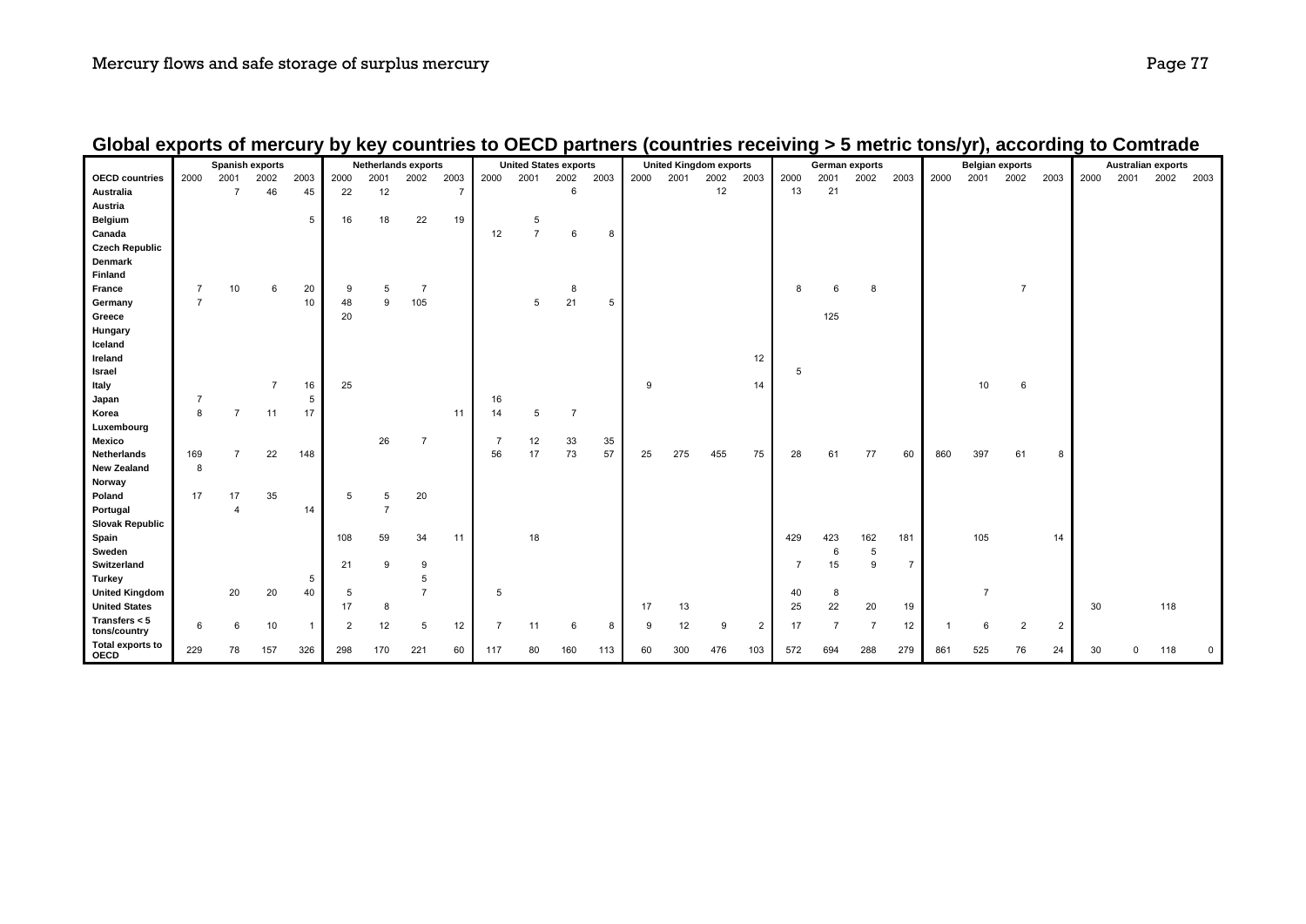## Global exports of mercury by key countries to OECD partners (countries receiving > 5 metric tons/yr), according to Comtrade

| | Spanish exports | | | | Netherlands exports | | | | United States exports | | | | United Kingdom exports | | | | German exports | | | | Belgian exports | | | | Australian exports | | | |
|---|---|---|---|---|---|---|---|---|---|---|---|---|---|---|---|---|---|---|---|---|---|---|---|---|---|---|---|---|
| **OECD countries** | 2000 | 2001 | 2002 | 2003 | 2000 | 2001 | 2002 | 2003 | 2000 | 2001 | 2002 | 2003 | 2000 | 2001 | 2002 | 2003 | 2000 | 2001 | 2002 | 2003 | 2000 | 2001 | 2002 | 2003 | 2000 | 2001 | 2002 | 2003 |
| **Australia** | | 7 | 46 | 45 | 22 | 12 | | 7 | | | 6 | | | | 12 | | 13 | 21 | | | | | | | | | | |
| **Austria** | | | | | | | | | | | | | | | | | | | | | | | | | | | | |
| **Belgium** | | | | 5 | 16 | 18 | 22 | 19 | | 5 | | | | | | | | | | | | | | | | | | |
| **Canada** | | | | | | | | | 12 | 7 | 6 | 8 | | | | | | | | | | | | | | | | |
| **Czech Republic** | | | | | | | | | | | | | | | | | | | | | | | | | | | | |
| **Denmark** | | | | | | | | | | | | | | | | | | | | | | | | | | | | |
| **Finland** | | | | | | | | | | | | | | | | | | | | | | | | | | | | |
| **France** | 7 | 10 | 6 | 20 | 9 | 5 | 7 | | | | 8 | | | | | | 8 | 6 | 8 | | | | 7 | | | | | |
| **Germany** | 7 | | | 10 | 48 | 9 | 105 | | | 5 | 21 | 5 | | | | | | | | | | | | | | | | |
| **Greece** | | | | | 20 | | | | | | | | | | | | | 125 | | | | | | | | | | |
| **Hungary** | | | | | | | | | | | | | | | | | | | | | | | | | | | | |
| **Iceland** | | | | | | | | | | | | | | | | | | | | | | | | | | | | |
| **Ireland** | | | | | | | | | | | | | | | | 12 | | | | | | | | | | | | |
| **Israel** | | | | | | | | | | | | | | | | | 5 | | | | | | | | | | | |
| **Italy** | | | 7 | 16 | 25 | | | | | | | | 9 | | | 14 | | | | | | 10 | 6 | | | | | |
| **Japan** | 7 | | | 5 | | | | | 16 | | | | | | | | | | | | | | | | | | | |
| **Korea** | 8 | 7 | 11 | 17 | | | | 11 | 14 | 5 | 7 | | | | | | | | | | | | | | | | | |
| **Luxembourg** | | | | | | | | | | | | | | | | | | | | | | | | | | | | |
| **Mexico** | | | | | | 26 | 7 | | 7 | 12 | 33 | 35 | | | | | | | | | | | | | | | | |
| **Netherlands** | 169 | 7 | 22 | 148 | | | | | 56 | 17 | 73 | 57 | 25 | 275 | 455 | 75 | 28 | 61 | 77 | 60 | 860 | 397 | 61 | 8 | | | | |
| **New Zealand** | 8 | | | | | | | | | | | | | | | | | | | | | | | | | | | |
| **Norway** | | | | | | | | | | | | | | | | | | | | | | | | | | | | |
| **Poland** | 17 | 17 | 35 | | 5 | 5 | 20 | | | | | | | | | | | | | | | | | | | | | |
| **Portugal** | | 4 | | 14 | | 7 | | | | | | | | | | | | | | | | | | | | | | |
| **Slovak Republic** | | | | | | | | | | | | | | | | | | | | | | | | | | | | |
| **Spain** | | | | | 108 | 59 | 34 | 11 | | 18 | | | | | | | 429 | 423 | 162 | 181 | | 105 | | 14 | | | | |
| **Sweden** | | | | | | | | | | | | | | | | | | 6 | 5 | | | | | | | | | |
| **Switzerland** | | | | | 21 | 9 | 9 | | | | | | | | | | 7 | 15 | 9 | 7 | | | | | | | | |
| **Turkey** | | | | 5 | | | 5 | | | | | | | | | | | | | | | | | | | | | |
| **United Kingdom** | | 20 | 20 | 40 | 5 | | 7 | | 5 | | | | | | | | 40 | 8 | | | | 7 | | | | | | |
| **United States** | | | | | 17 | 8 | | | | | | | 17 | 13 | | | 25 | 22 | 20 | 19 | | | | | 30 | | 118 | |
| **Transfers < 5 tons/country** | 6 | 6 | 10 | 1 | 2 | 12 | 5 | 12 | 7 | 11 | 6 | 8 | 9 | 12 | 9 | 2 | 17 | 7 | 7 | 12 | 1 | 6 | 2 | 2 | | | | |
| **Total exports to OECD** | 229 | 78 | 157 | 326 | 298 | 170 | 221 | 60 | 117 | 80 | 160 | 113 | 60 | 300 | 476 | 103 | 572 | 694 | 288 | 279 | 861 | 525 | 76 | 24 | 30 | 0 | 118 | 0 |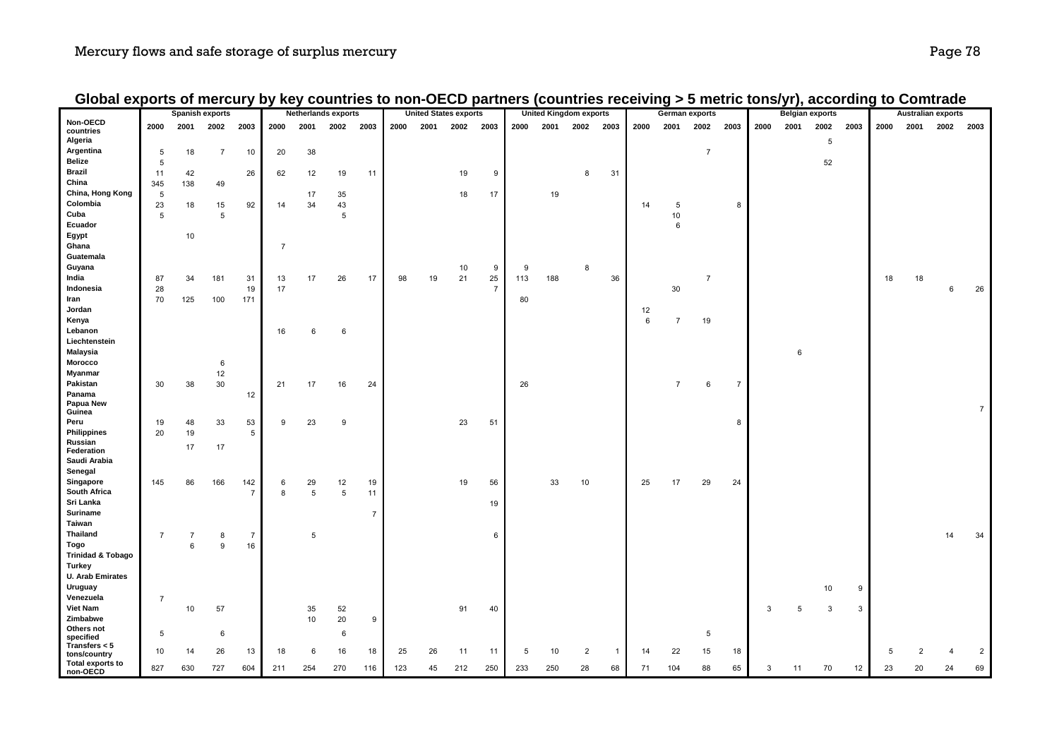## Global exports of mercury by key countries to non-OECD partners (countries receiving > 5 metric tons/yr), according to Comtrade

| Non-OECD countries | Spanish exports | | | | Netherlands exports | | | | United States exports | | | | United Kingdom exports | | | | German exports | | | | Belgian exports | | | | Australian exports | | | |
|---|---|---|---|---|---|---|---|---|---|---|---|---|---|---|---|---|---|---|---|---|---|---|---|---|---|---|---|---|
| | 2000 | 2001 | 2002 | 2003 | 2000 | 2001 | 2002 | 2003 | 2000 | 2001 | 2002 | 2003 | 2000 | 2001 | 2002 | 2003 | 2000 | 2001 | 2002 | 2003 | 2000 | 2001 | 2002 | 2003 | 2000 | 2001 | 2002 | 2003 |
| Algeria | | | | | | | | | | | | | | | | | | | | | | | 5 | | | | | |
| Argentina | 5 | 18 | 7 | 10 | 20 | 38 | | | | | | | | | | | | | 7 | | | | | | | | | |
| Belize | 5 | | | | | | | | | | | | | | | | | | | | | | 52 | | | | | |
| Brazil | 11 | 42 | | 26 | 62 | 12 | 19 | 11 | | | 19 | 9 | | | 8 | 31 | | | | | | | | | | | | |
| China | 345 | 138 | 49 | | | | | | | | | | | | | | | | | | | | | | | | | |
| China, Hong Kong | 5 | | | | | 17 | 35 | | | | 18 | 17 | | 19 | | | | | | | | | | | | | | |
| Colombia | 23 | 18 | 15 | 92 | 14 | 34 | 43 | | | | | | | | | | 14 | 5 | | 8 | | | | | | | | |
| Cuba | 5 | | 5 | | | | 5 | | | | | | | | | | | 10 | | | | | | | | | | |
| Ecuador | | | | | | | | | | | | | | | | | | 6 | | | | | | | | | | |
| Egypt | | 10 | | | | | | | | | | | | | | | | | | | | | | | | | | |
| Ghana | | | | | 7 | | | | | | | | | | | | | | | | | | | | | | | |
| Guatemala | | | | | | | | | | | | | | | | | | | | | | | | | | | | |
| Guyana | | | | | | | | | | | 10 | 9 | 9 | | 8 | | | | | | | | | | | | | |
| India | 87 | 34 | 181 | 31 | 13 | 17 | 26 | 17 | 98 | 19 | 21 | 25 | 113 | 188 | | 36 | | | 7 | | | | | | 18 | 18 | | |
| Indonesia | 28 | | | 19 | 17 | | | | | | | 7 | | | | | | 30 | | | | | | | | | 6 | 26 |
| Iran | 70 | 125 | 100 | 171 | | | | | | | | | 80 | | | | | | | | | | | | | | | |
| Jordan | | | | | | | | | | | | | | | | | 12 | | | | | | | | | | | |
| Kenya | | | | | | | | | | | | | | | | | 6 | 7 | 19 | | | | | | | | | |
| Lebanon | | | | | 16 | 6 | 6 | | | | | | | | | | | | | | | | | | | | | |
| Liechtenstein | | | | | | | | | | | | | | | | | | | | | | | | | | | | |
| Malaysia | | | | | | | | | | | | | | | | | | | | | | 6 | | | | | | |
| Morocco | | | 6 | | | | | | | | | | | | | | | | | | | | | | | | | |
| Myanmar | | | 12 | | | | | | | | | | | | | | | | | | | | | | | | | |
| Pakistan | 30 | 38 | 30 | | 21 | 17 | 16 | 24 | | | | | 26 | | | | | 7 | 6 | 7 | | | | | | | | |
| Panama | | | | 12 | | | | | | | | | | | | | | | | | | | | | | | | |
| Papua New Guinea | | | | | | | | | | | | | | | | | | | | | | | | | | | | 7 |
| Peru | 19 | 48 | 33 | 53 | 9 | 23 | 9 | | | | 23 | 51 | | | | | | | | 8 | | | | | | | | |
| Philippines | 20 | 19 | | 5 | | | | | | | | | | | | | | | | | | | | | | | | |
| Russian Federation | | 17 | 17 | | | | | | | | | | | | | | | | | | | | | | | | | |
| Saudi Arabia | | | | | | | | | | | | | | | | | | | | | | | | | | | | |
| Senegal | | | | | | | | | | | | | | | | | | | | | | | | | | | | |
| Singapore | 145 | 86 | 166 | 142 | 6 | 29 | 12 | 19 | | | 19 | 56 | | 33 | 10 | | 25 | 17 | 29 | 24 | | | | | | | | |
| South Africa | | | | 7 | 8 | 5 | 5 | 11 | | | | | | | | | | | | | | | | | | | | |
| Sri Lanka | | | | | | | | | | | | 19 | | | | | | | | | | | | | | | | |
| Suriname | | | | | | | | 7 | | | | | | | | | | | | | | | | | | | | |
| Taiwan | | | | | | | | | | | | | | | | | | | | | | | | | | | | |
| Thailand | 7 | 7 | 8 | 7 | | 5 | | | | | | 6 | | | | | | | | | | | | | | | 14 | 34 |
| Togo | | 6 | 9 | 16 | | | | | | | | | | | | | | | | | | | | | | | | |
| Trinidad & Tobago | | | | | | | | | | | | | | | | | | | | | | | | | | | | |
| Turkey | | | | | | | | | | | | | | | | | | | | | | | | | | | | |
| U. Arab Emirates | | | | | | | | | | | | | | | | | | | | | | | | | | | | |
| Uruguay | | | | | | | | | | | | | | | | | | | | | | | 10 | 9 | | | | |
| Venezuela | 7 | | | | | | | | | | | | | | | | | | | | | | | | | | | |
| Viet Nam | | 10 | 57 | | | 35 | 52 | | | | 91 | 40 | | | | | | | | | 3 | 5 | 3 | 3 | | | | |
| Zimbabwe | | | | | | 10 | 20 | 9 | | | | | | | | | | | | | | | | | | | | |
| Others not specified | 5 | | 6 | | | | 6 | | | | | | | | | | | | 5 | | | | | | | | | |
| Transfers < 5 tons/country | 10 | 14 | 26 | 13 | 18 | 6 | 16 | 18 | 25 | 26 | 11 | 11 | 5 | 10 | 2 | 1 | 14 | 22 | 15 | 18 | | | | | 5 | 2 | 4 | 2 |
| Total exports to non-OECD | 827 | 630 | 727 | 604 | 211 | 254 | 270 | 116 | 123 | 45 | 212 | 250 | 233 | 250 | 28 | 68 | 71 | 104 | 88 | 65 | 3 | 11 | 70 | 12 | 23 | 20 | 24 | 69 |